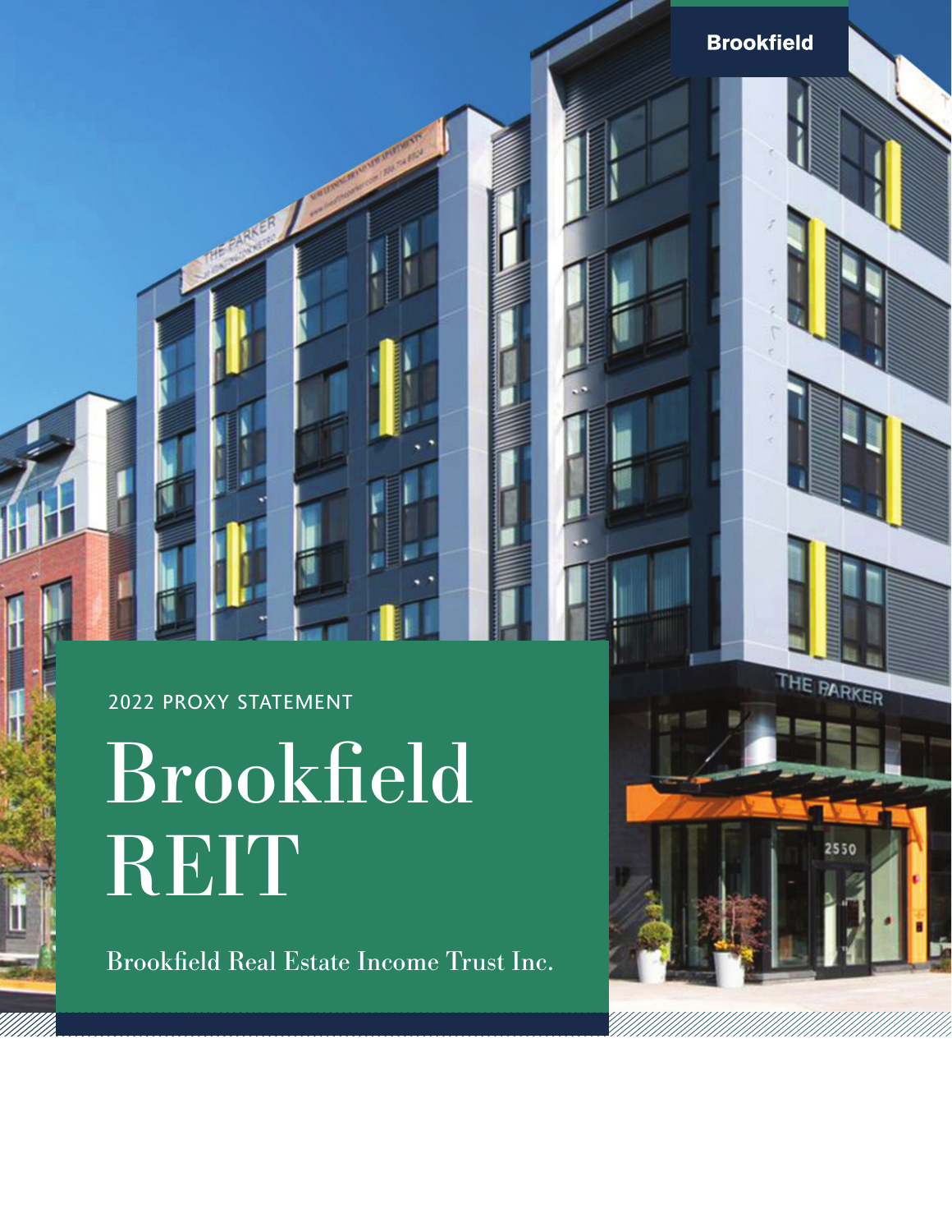Brookfield

2022 PROXY STATEMENT

# Brookfield REIT

Brookfield Real Estate Income Trust Inc.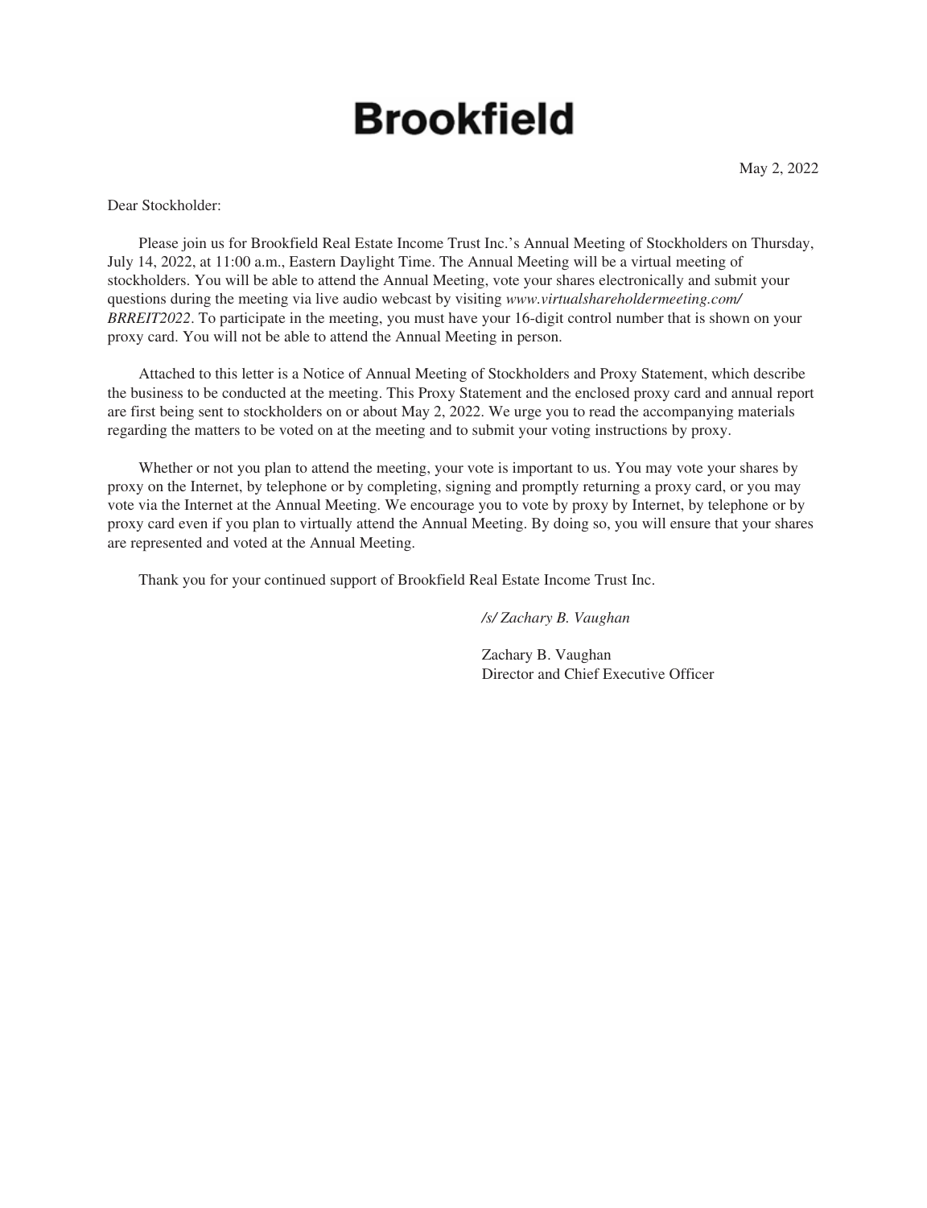# Brookfield

May 2, 2022

Dear Stockholder:

Please join us for Brookfield Real Estate Income Trust Inc.'s Annual Meeting of Stockholders on Thursday, July 14, 2022, at 11:00 a.m., Eastern Daylight Time. The Annual Meeting will be a virtual meeting of stockholders. You will be able to attend the Annual Meeting, vote your shares electronically and submit your questions during the meeting via live audio webcast by visiting *www.virtualshareholdermeeting.com/BRREIT2022*. To participate in the meeting, you must have your 16-digit control number that is shown on your proxy card. You will not be able to attend the Annual Meeting in person.

Attached to this letter is a Notice of Annual Meeting of Stockholders and Proxy Statement, which describe the business to be conducted at the meeting. This Proxy Statement and the enclosed proxy card and annual report are first being sent to stockholders on or about May 2, 2022. We urge you to read the accompanying materials regarding the matters to be voted on at the meeting and to submit your voting instructions by proxy.

Whether or not you plan to attend the meeting, your vote is important to us. You may vote your shares by proxy on the Internet, by telephone or by completing, signing and promptly returning a proxy card, or you may vote via the Internet at the Annual Meeting. We encourage you to vote by proxy by Internet, by telephone or by proxy card even if you plan to virtually attend the Annual Meeting. By doing so, you will ensure that your shares are represented and voted at the Annual Meeting.

Thank you for your continued support of Brookfield Real Estate Income Trust Inc.

*/s/ Zachary B. Vaughan*

Zachary B. Vaughan
Director and Chief Executive Officer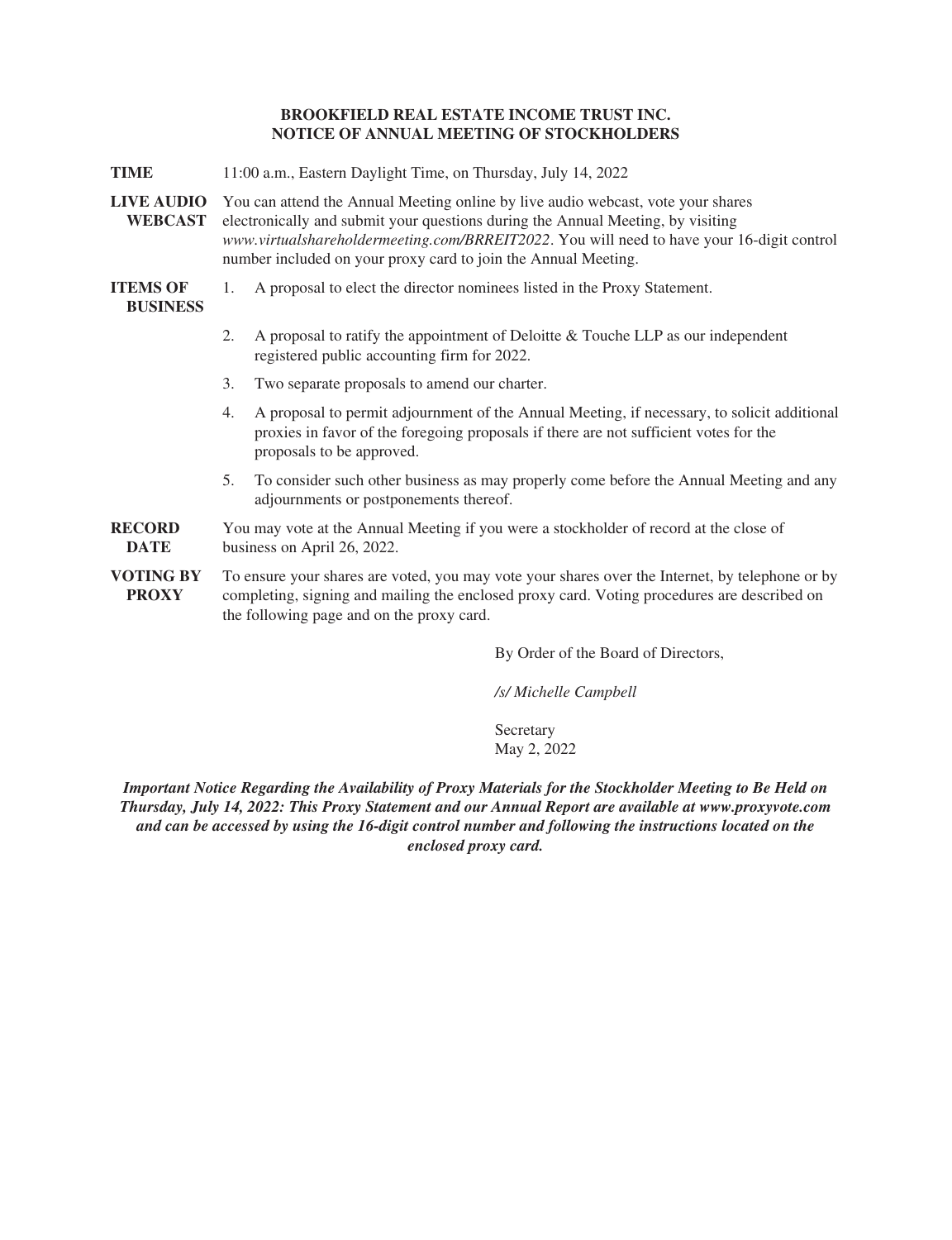**BROOKFIELD REAL ESTATE INCOME TRUST INC.**
**NOTICE OF ANNUAL MEETING OF STOCKHOLDERS**

**TIME** 11:00 a.m., Eastern Daylight Time, on Thursday, July 14, 2022

**LIVE AUDIO WEBCAST** You can attend the Annual Meeting online by live audio webcast, vote your shares electronically and submit your questions during the Annual Meeting, by visiting *www.virtualshareholdermeeting.com/BRREIT2022*. You will need to have your 16-digit control number included on your proxy card to join the Annual Meeting.

**ITEMS OF BUSINESS**

1. A proposal to elect the director nominees listed in the Proxy Statement.
2. A proposal to ratify the appointment of Deloitte & Touche LLP as our independent registered public accounting firm for 2022.
3. Two separate proposals to amend our charter.
4. A proposal to permit adjournment of the Annual Meeting, if necessary, to solicit additional proxies in favor of the foregoing proposals if there are not sufficient votes for the proposals to be approved.
5. To consider such other business as may properly come before the Annual Meeting and any adjournments or postponements thereof.

**RECORD DATE** You may vote at the Annual Meeting if you were a stockholder of record at the close of business on April 26, 2022.

**VOTING BY PROXY** To ensure your shares are voted, you may vote your shares over the Internet, by telephone or by completing, signing and mailing the enclosed proxy card. Voting procedures are described on the following page and on the proxy card.

By Order of the Board of Directors,

*/s/ Michelle Campbell*

Secretary
May 2, 2022

***Important Notice Regarding the Availability of Proxy Materials for the Stockholder Meeting to Be Held on Thursday, July 14, 2022: This Proxy Statement and our Annual Report are available at www.proxyvote.com and can be accessed by using the 16-digit control number and following the instructions located on the enclosed proxy card.***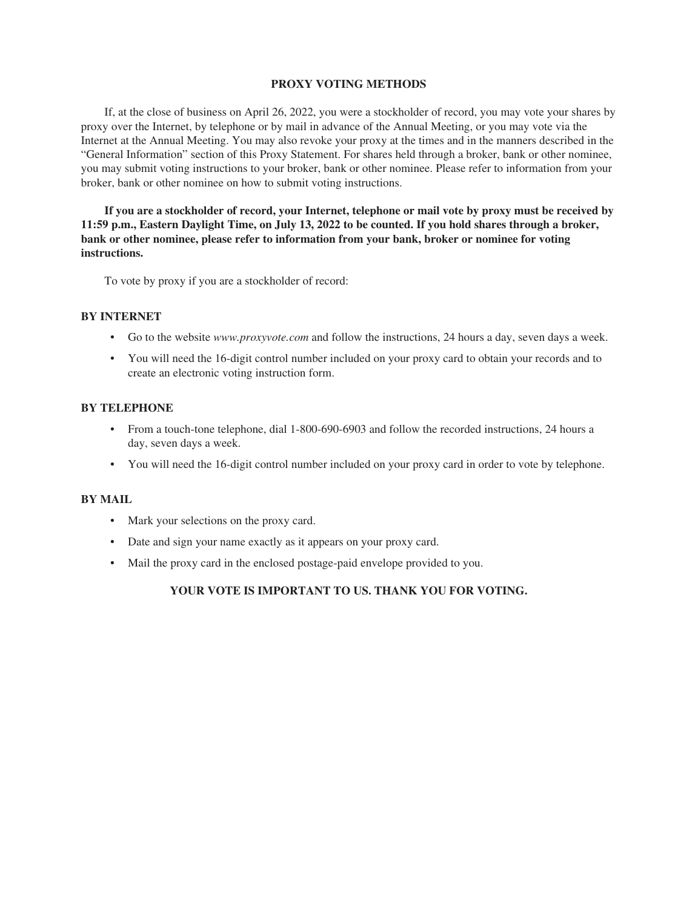## PROXY VOTING METHODS

If, at the close of business on April 26, 2022, you were a stockholder of record, you may vote your shares by proxy over the Internet, by telephone or by mail in advance of the Annual Meeting, or you may vote via the Internet at the Annual Meeting. You may also revoke your proxy at the times and in the manners described in the "General Information" section of this Proxy Statement. For shares held through a broker, bank or other nominee, you may submit voting instructions to your broker, bank or other nominee. Please refer to information from your broker, bank or other nominee on how to submit voting instructions.

**If you are a stockholder of record, your Internet, telephone or mail vote by proxy must be received by 11:59 p.m., Eastern Daylight Time, on July 13, 2022 to be counted. If you hold shares through a broker, bank or other nominee, please refer to information from your bank, broker or nominee for voting instructions.**

To vote by proxy if you are a stockholder of record:

### BY INTERNET

- Go to the website *www.proxyvote.com* and follow the instructions, 24 hours a day, seven days a week.
- You will need the 16-digit control number included on your proxy card to obtain your records and to create an electronic voting instruction form.

### BY TELEPHONE

- From a touch-tone telephone, dial 1-800-690-6903 and follow the recorded instructions, 24 hours a day, seven days a week.
- You will need the 16-digit control number included on your proxy card in order to vote by telephone.

### BY MAIL

- Mark your selections on the proxy card.
- Date and sign your name exactly as it appears on your proxy card.
- Mail the proxy card in the enclosed postage-paid envelope provided to you.

**YOUR VOTE IS IMPORTANT TO US. THANK YOU FOR VOTING.**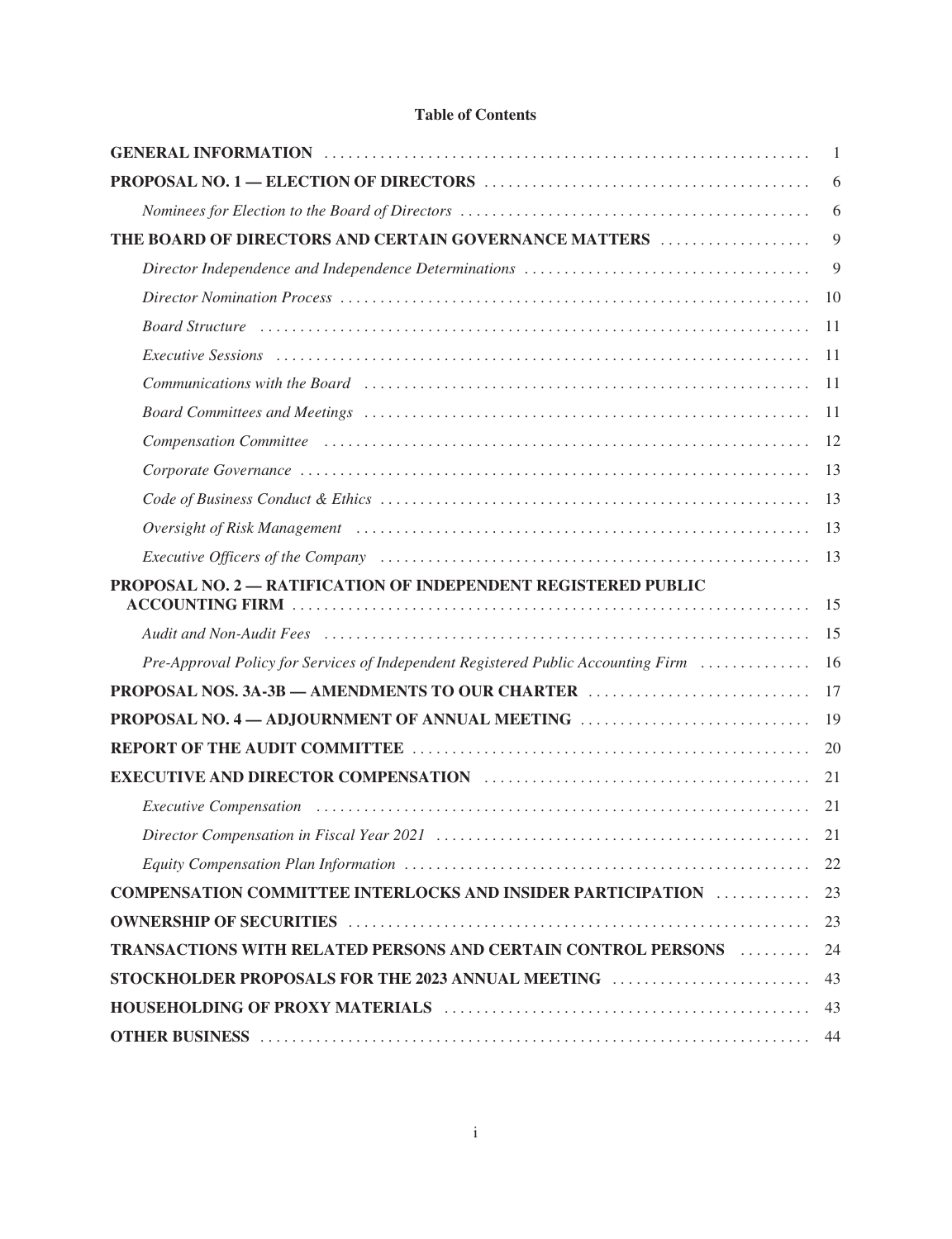**Table of Contents**

| | |
|---|---|
| **GENERAL INFORMATION** | 1 |
| **PROPOSAL NO. 1 — ELECTION OF DIRECTORS** | 6 |
| *Nominees for Election to the Board of Directors* | 6 |
| **THE BOARD OF DIRECTORS AND CERTAIN GOVERNANCE MATTERS** | 9 |
| *Director Independence and Independence Determinations* | 9 |
| *Director Nomination Process* | 10 |
| *Board Structure* | 11 |
| *Executive Sessions* | 11 |
| *Communications with the Board* | 11 |
| *Board Committees and Meetings* | 11 |
| *Compensation Committee* | 12 |
| *Corporate Governance* | 13 |
| *Code of Business Conduct & Ethics* | 13 |
| *Oversight of Risk Management* | 13 |
| *Executive Officers of the Company* | 13 |
| **PROPOSAL NO. 2 — RATIFICATION OF INDEPENDENT REGISTERED PUBLIC ACCOUNTING FIRM** | 15 |
| *Audit and Non-Audit Fees* | 15 |
| *Pre-Approval Policy for Services of Independent Registered Public Accounting Firm* | 16 |
| **PROPOSAL NOS. 3A-3B — AMENDMENTS TO OUR CHARTER** | 17 |
| **PROPOSAL NO. 4 — ADJOURNMENT OF ANNUAL MEETING** | 19 |
| **REPORT OF THE AUDIT COMMITTEE** | 20 |
| **EXECUTIVE AND DIRECTOR COMPENSATION** | 21 |
| *Executive Compensation* | 21 |
| *Director Compensation in Fiscal Year 2021* | 21 |
| *Equity Compensation Plan Information* | 22 |
| **COMPENSATION COMMITTEE INTERLOCKS AND INSIDER PARTICIPATION** | 23 |
| **OWNERSHIP OF SECURITIES** | 23 |
| **TRANSACTIONS WITH RELATED PERSONS AND CERTAIN CONTROL PERSONS** | 24 |
| **STOCKHOLDER PROPOSALS FOR THE 2023 ANNUAL MEETING** | 43 |
| **HOUSEHOLDING OF PROXY MATERIALS** | 43 |
| **OTHER BUSINESS** | 44 |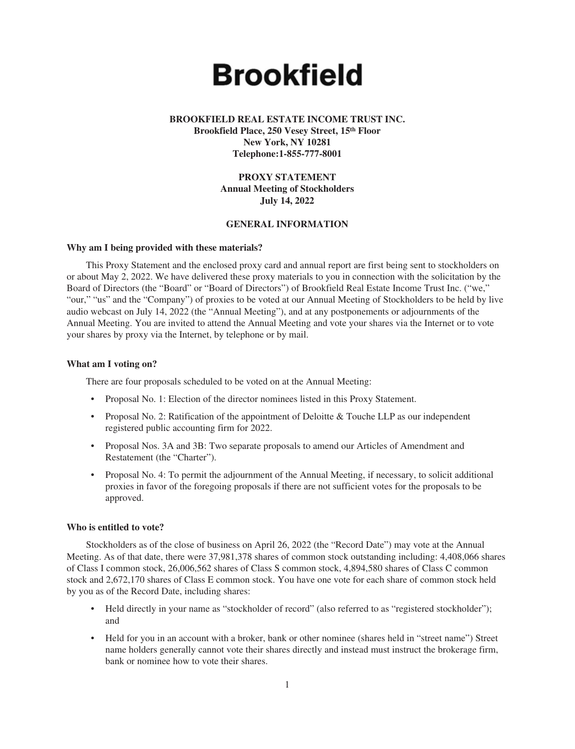# Brookfield

**BROOKFIELD REAL ESTATE INCOME TRUST INC.**
**Brookfield Place, 250 Vesey Street, 15th Floor**
**New York, NY 10281**
**Telephone:1-855-777-8001**

**PROXY STATEMENT**
**Annual Meeting of Stockholders**
**July 14, 2022**

## GENERAL INFORMATION

### Why am I being provided with these materials?

This Proxy Statement and the enclosed proxy card and annual report are first being sent to stockholders on or about May 2, 2022. We have delivered these proxy materials to you in connection with the solicitation by the Board of Directors (the "Board" or "Board of Directors") of Brookfield Real Estate Income Trust Inc. ("we," "our," "us" and the "Company") of proxies to be voted at our Annual Meeting of Stockholders to be held by live audio webcast on July 14, 2022 (the "Annual Meeting"), and at any postponements or adjournments of the Annual Meeting. You are invited to attend the Annual Meeting and vote your shares via the Internet or to vote your shares by proxy via the Internet, by telephone or by mail.

### What am I voting on?

There are four proposals scheduled to be voted on at the Annual Meeting:

- Proposal No. 1: Election of the director nominees listed in this Proxy Statement.
- Proposal No. 2: Ratification of the appointment of Deloitte & Touche LLP as our independent registered public accounting firm for 2022.
- Proposal Nos. 3A and 3B: Two separate proposals to amend our Articles of Amendment and Restatement (the "Charter").
- Proposal No. 4: To permit the adjournment of the Annual Meeting, if necessary, to solicit additional proxies in favor of the foregoing proposals if there are not sufficient votes for the proposals to be approved.

### Who is entitled to vote?

Stockholders as of the close of business on April 26, 2022 (the "Record Date") may vote at the Annual Meeting. As of that date, there were 37,981,378 shares of common stock outstanding including: 4,408,066 shares of Class I common stock, 26,006,562 shares of Class S common stock, 4,894,580 shares of Class C common stock and 2,672,170 shares of Class E common stock. You have one vote for each share of common stock held by you as of the Record Date, including shares:

- Held directly in your name as "stockholder of record" (also referred to as "registered stockholder"); and
- Held for you in an account with a broker, bank or other nominee (shares held in "street name") Street name holders generally cannot vote their shares directly and instead must instruct the brokerage firm, bank or nominee how to vote their shares.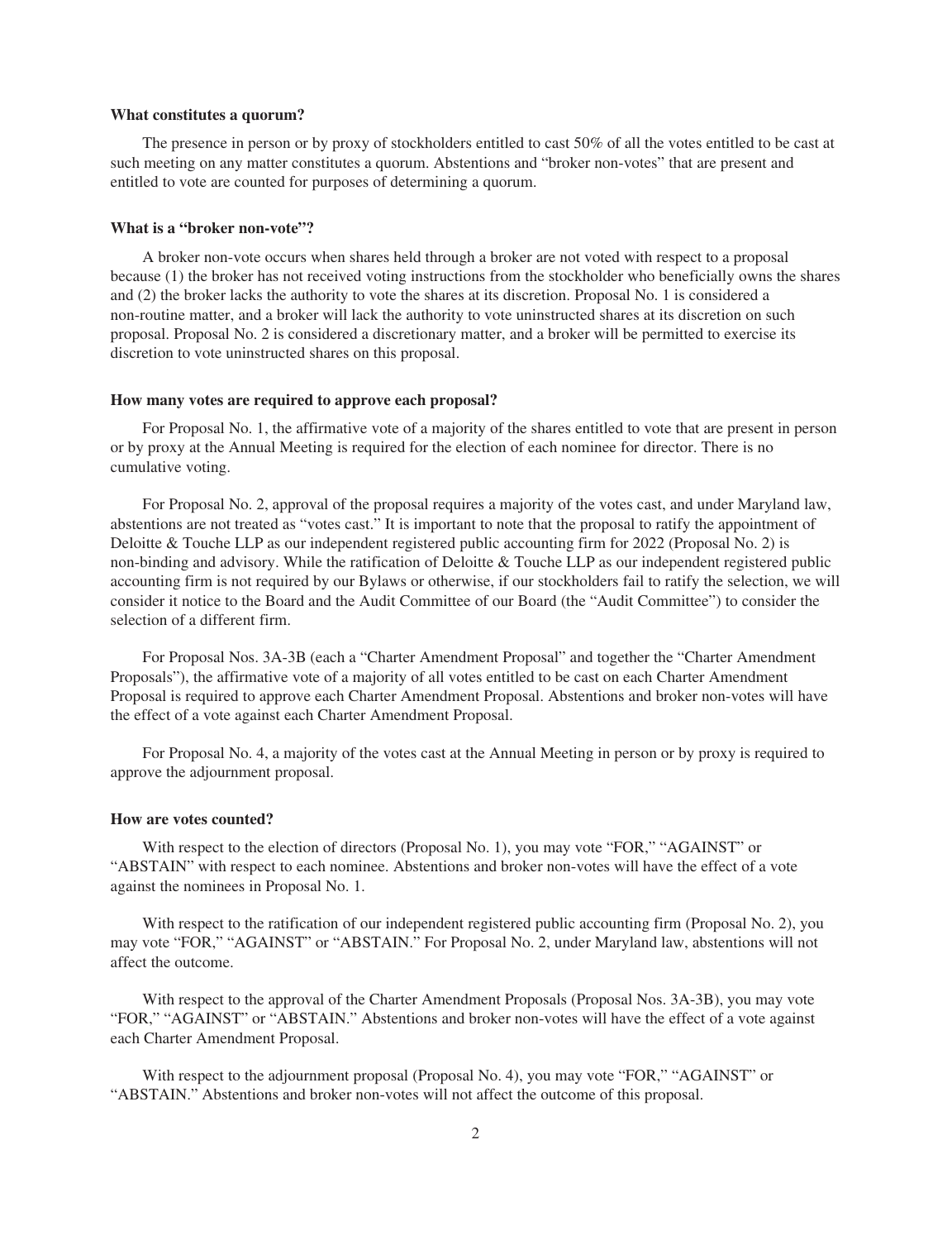**What constitutes a quorum?**

The presence in person or by proxy of stockholders entitled to cast 50% of all the votes entitled to be cast at such meeting on any matter constitutes a quorum. Abstentions and "broker non-votes" that are present and entitled to vote are counted for purposes of determining a quorum.

**What is a "broker non-vote"?**

A broker non-vote occurs when shares held through a broker are not voted with respect to a proposal because (1) the broker has not received voting instructions from the stockholder who beneficially owns the shares and (2) the broker lacks the authority to vote the shares at its discretion. Proposal No. 1 is considered a non-routine matter, and a broker will lack the authority to vote uninstructed shares at its discretion on such proposal. Proposal No. 2 is considered a discretionary matter, and a broker will be permitted to exercise its discretion to vote uninstructed shares on this proposal.

**How many votes are required to approve each proposal?**

For Proposal No. 1, the affirmative vote of a majority of the shares entitled to vote that are present in person or by proxy at the Annual Meeting is required for the election of each nominee for director. There is no cumulative voting.

For Proposal No. 2, approval of the proposal requires a majority of the votes cast, and under Maryland law, abstentions are not treated as "votes cast." It is important to note that the proposal to ratify the appointment of Deloitte & Touche LLP as our independent registered public accounting firm for 2022 (Proposal No. 2) is non-binding and advisory. While the ratification of Deloitte & Touche LLP as our independent registered public accounting firm is not required by our Bylaws or otherwise, if our stockholders fail to ratify the selection, we will consider it notice to the Board and the Audit Committee of our Board (the "Audit Committee") to consider the selection of a different firm.

For Proposal Nos. 3A-3B (each a "Charter Amendment Proposal" and together the "Charter Amendment Proposals"), the affirmative vote of a majority of all votes entitled to be cast on each Charter Amendment Proposal is required to approve each Charter Amendment Proposal. Abstentions and broker non-votes will have the effect of a vote against each Charter Amendment Proposal.

For Proposal No. 4, a majority of the votes cast at the Annual Meeting in person or by proxy is required to approve the adjournment proposal.

**How are votes counted?**

With respect to the election of directors (Proposal No. 1), you may vote "FOR," "AGAINST" or "ABSTAIN" with respect to each nominee. Abstentions and broker non-votes will have the effect of a vote against the nominees in Proposal No. 1.

With respect to the ratification of our independent registered public accounting firm (Proposal No. 2), you may vote "FOR," "AGAINST" or "ABSTAIN." For Proposal No. 2, under Maryland law, abstentions will not affect the outcome.

With respect to the approval of the Charter Amendment Proposals (Proposal Nos. 3A-3B), you may vote "FOR," "AGAINST" or "ABSTAIN." Abstentions and broker non-votes will have the effect of a vote against each Charter Amendment Proposal.

With respect to the adjournment proposal (Proposal No. 4), you may vote "FOR," "AGAINST" or "ABSTAIN." Abstentions and broker non-votes will not affect the outcome of this proposal.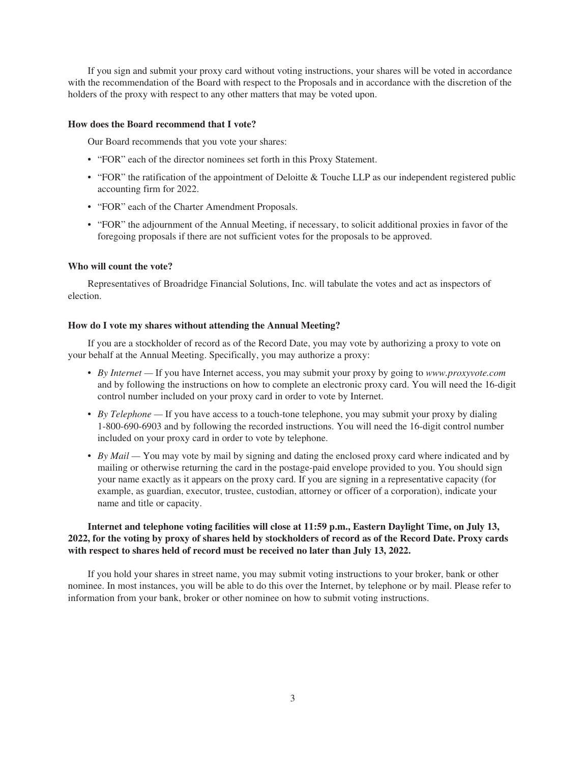If you sign and submit your proxy card without voting instructions, your shares will be voted in accordance with the recommendation of the Board with respect to the Proposals and in accordance with the discretion of the holders of the proxy with respect to any other matters that may be voted upon.

**How does the Board recommend that I vote?**

Our Board recommends that you vote your shares:

- "FOR" each of the director nominees set forth in this Proxy Statement.
- "FOR" the ratification of the appointment of Deloitte & Touche LLP as our independent registered public accounting firm for 2022.
- "FOR" each of the Charter Amendment Proposals.
- "FOR" the adjournment of the Annual Meeting, if necessary, to solicit additional proxies in favor of the foregoing proposals if there are not sufficient votes for the proposals to be approved.

**Who will count the vote?**

Representatives of Broadridge Financial Solutions, Inc. will tabulate the votes and act as inspectors of election.

**How do I vote my shares without attending the Annual Meeting?**

If you are a stockholder of record as of the Record Date, you may vote by authorizing a proxy to vote on your behalf at the Annual Meeting. Specifically, you may authorize a proxy:

- *By Internet* — If you have Internet access, you may submit your proxy by going to *www.proxyvote.com* and by following the instructions on how to complete an electronic proxy card. You will need the 16-digit control number included on your proxy card in order to vote by Internet.
- *By Telephone* — If you have access to a touch-tone telephone, you may submit your proxy by dialing 1-800-690-6903 and by following the recorded instructions. You will need the 16-digit control number included on your proxy card in order to vote by telephone.
- *By Mail* — You may vote by mail by signing and dating the enclosed proxy card where indicated and by mailing or otherwise returning the card in the postage-paid envelope provided to you. You should sign your name exactly as it appears on the proxy card. If you are signing in a representative capacity (for example, as guardian, executor, trustee, custodian, attorney or officer of a corporation), indicate your name and title or capacity.

**Internet and telephone voting facilities will close at 11:59 p.m., Eastern Daylight Time, on July 13, 2022, for the voting by proxy of shares held by stockholders of record as of the Record Date. Proxy cards with respect to shares held of record must be received no later than July 13, 2022.**

If you hold your shares in street name, you may submit voting instructions to your broker, bank or other nominee. In most instances, you will be able to do this over the Internet, by telephone or by mail. Please refer to information from your bank, broker or other nominee on how to submit voting instructions.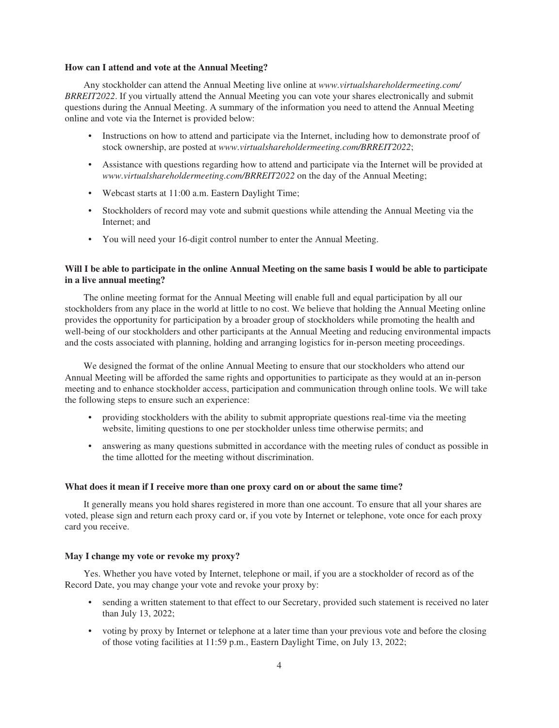**How can I attend and vote at the Annual Meeting?**

Any stockholder can attend the Annual Meeting live online at *www.virtualshareholdermeeting.com/BRREIT2022*. If you virtually attend the Annual Meeting you can vote your shares electronically and submit questions during the Annual Meeting. A summary of the information you need to attend the Annual Meeting online and vote via the Internet is provided below:

- Instructions on how to attend and participate via the Internet, including how to demonstrate proof of stock ownership, are posted at *www.virtualshareholdermeeting.com/BRREIT2022*;
- Assistance with questions regarding how to attend and participate via the Internet will be provided at *www.virtualshareholdermeeting.com/BRREIT2022* on the day of the Annual Meeting;
- Webcast starts at 11:00 a.m. Eastern Daylight Time;
- Stockholders of record may vote and submit questions while attending the Annual Meeting via the Internet; and
- You will need your 16-digit control number to enter the Annual Meeting.

**Will I be able to participate in the online Annual Meeting on the same basis I would be able to participate in a live annual meeting?**

The online meeting format for the Annual Meeting will enable full and equal participation by all our stockholders from any place in the world at little to no cost. We believe that holding the Annual Meeting online provides the opportunity for participation by a broader group of stockholders while promoting the health and well-being of our stockholders and other participants at the Annual Meeting and reducing environmental impacts and the costs associated with planning, holding and arranging logistics for in-person meeting proceedings.

We designed the format of the online Annual Meeting to ensure that our stockholders who attend our Annual Meeting will be afforded the same rights and opportunities to participate as they would at an in-person meeting and to enhance stockholder access, participation and communication through online tools. We will take the following steps to ensure such an experience:

- providing stockholders with the ability to submit appropriate questions real-time via the meeting website, limiting questions to one per stockholder unless time otherwise permits; and
- answering as many questions submitted in accordance with the meeting rules of conduct as possible in the time allotted for the meeting without discrimination.

**What does it mean if I receive more than one proxy card on or about the same time?**

It generally means you hold shares registered in more than one account. To ensure that all your shares are voted, please sign and return each proxy card or, if you vote by Internet or telephone, vote once for each proxy card you receive.

**May I change my vote or revoke my proxy?**

Yes. Whether you have voted by Internet, telephone or mail, if you are a stockholder of record as of the Record Date, you may change your vote and revoke your proxy by:

- sending a written statement to that effect to our Secretary, provided such statement is received no later than July 13, 2022;
- voting by proxy by Internet or telephone at a later time than your previous vote and before the closing of those voting facilities at 11:59 p.m., Eastern Daylight Time, on July 13, 2022;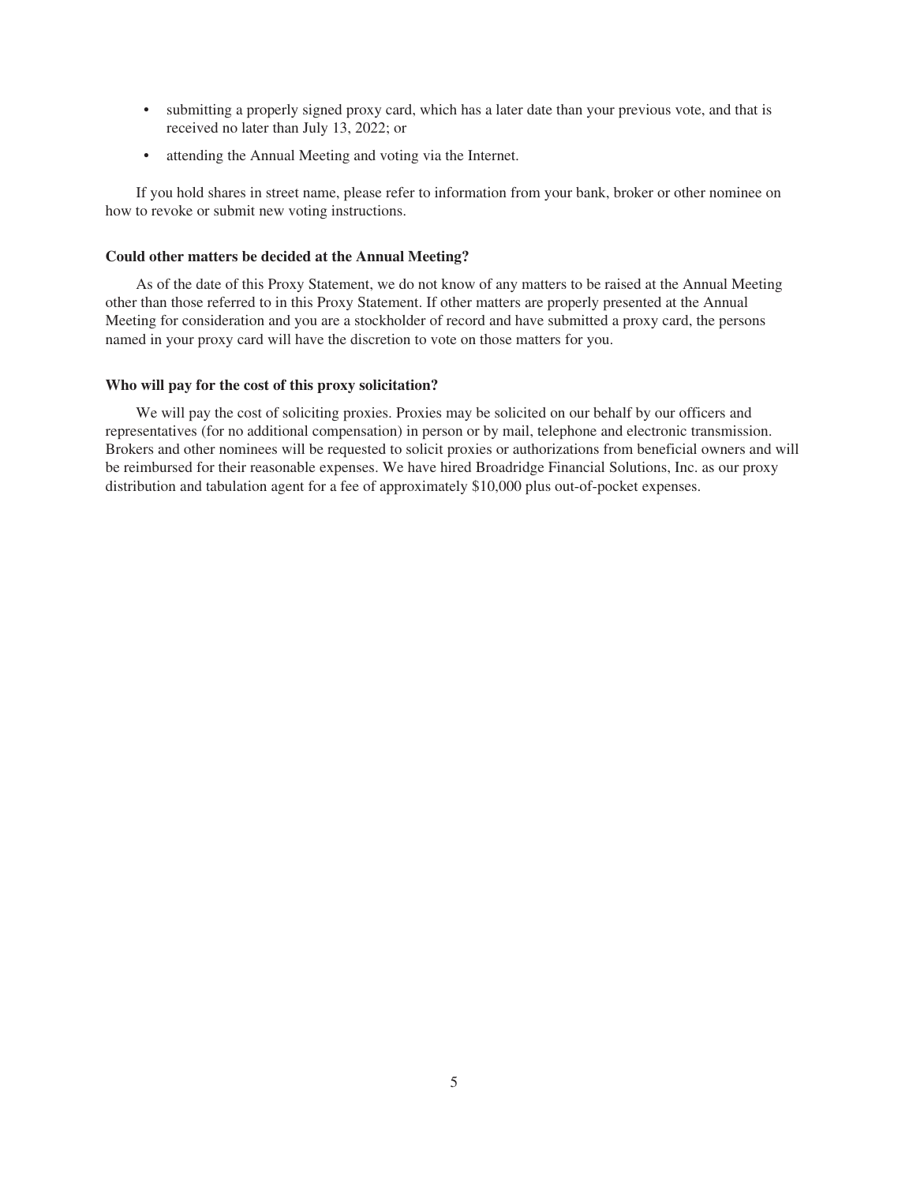- submitting a properly signed proxy card, which has a later date than your previous vote, and that is received no later than July 13, 2022; or
- attending the Annual Meeting and voting via the Internet.

If you hold shares in street name, please refer to information from your bank, broker or other nominee on how to revoke or submit new voting instructions.

### Could other matters be decided at the Annual Meeting?

As of the date of this Proxy Statement, we do not know of any matters to be raised at the Annual Meeting other than those referred to in this Proxy Statement. If other matters are properly presented at the Annual Meeting for consideration and you are a stockholder of record and have submitted a proxy card, the persons named in your proxy card will have the discretion to vote on those matters for you.

### Who will pay for the cost of this proxy solicitation?

We will pay the cost of soliciting proxies. Proxies may be solicited on our behalf by our officers and representatives (for no additional compensation) in person or by mail, telephone and electronic transmission. Brokers and other nominees will be requested to solicit proxies or authorizations from beneficial owners and will be reimbursed for their reasonable expenses. We have hired Broadridge Financial Solutions, Inc. as our proxy distribution and tabulation agent for a fee of approximately $10,000 plus out-of-pocket expenses.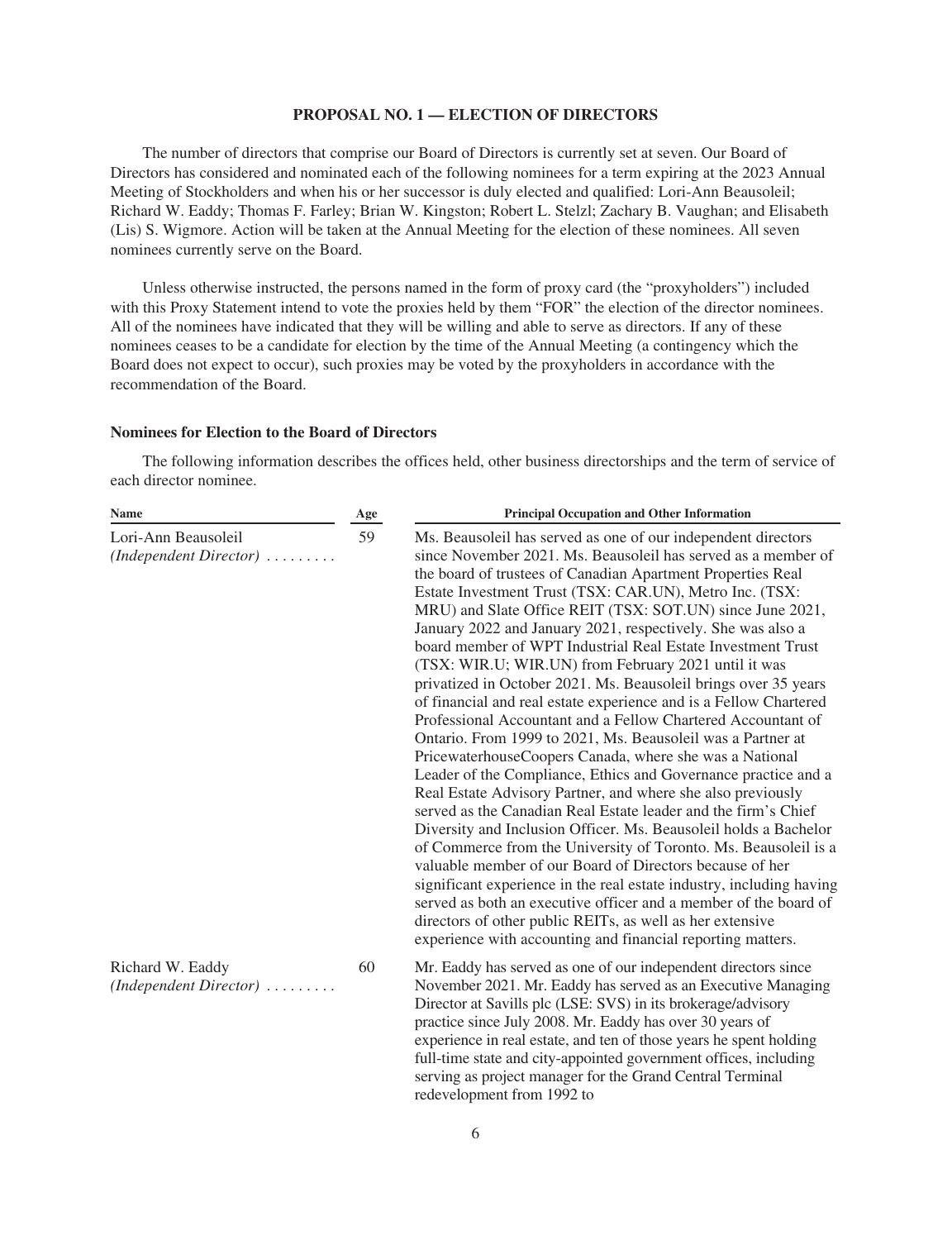## PROPOSAL NO. 1 — ELECTION OF DIRECTORS

The number of directors that comprise our Board of Directors is currently set at seven. Our Board of Directors has considered and nominated each of the following nominees for a term expiring at the 2023 Annual Meeting of Stockholders and when his or her successor is duly elected and qualified: Lori-Ann Beausoleil; Richard W. Eaddy; Thomas F. Farley; Brian W. Kingston; Robert L. Stelzl; Zachary B. Vaughan; and Elisabeth (Lis) S. Wigmore. Action will be taken at the Annual Meeting for the election of these nominees. All seven nominees currently serve on the Board.

Unless otherwise instructed, the persons named in the form of proxy card (the "proxyholders") included with this Proxy Statement intend to vote the proxies held by them "FOR" the election of the director nominees. All of the nominees have indicated that they will be willing and able to serve as directors. If any of these nominees ceases to be a candidate for election by the time of the Annual Meeting (a contingency which the Board does not expect to occur), such proxies may be voted by the proxyholders in accordance with the recommendation of the Board.

### Nominees for Election to the Board of Directors

The following information describes the offices held, other business directorships and the term of service of each director nominee.

| Name | Age | Principal Occupation and Other Information |
| --- | --- | --- |
| Lori-Ann Beausoleil *(Independent Director)* | 59 | Ms. Beausoleil has served as one of our independent directors since November 2021. Ms. Beausoleil has served as a member of the board of trustees of Canadian Apartment Properties Real Estate Investment Trust (TSX: CAR.UN), Metro Inc. (TSX: MRU) and Slate Office REIT (TSX: SOT.UN) since June 2021, January 2022 and January 2021, respectively. She was also a board member of WPT Industrial Real Estate Investment Trust (TSX: WIR.U; WIR.UN) from February 2021 until it was privatized in October 2021. Ms. Beausoleil brings over 35 years of financial and real estate experience and is a Fellow Chartered Professional Accountant and a Fellow Chartered Accountant of Ontario. From 1999 to 2021, Ms. Beausoleil was a Partner at PricewaterhouseCoopers Canada, where she was a National Leader of the Compliance, Ethics and Governance practice and a Real Estate Advisory Partner, and where she also previously served as the Canadian Real Estate leader and the firm's Chief Diversity and Inclusion Officer. Ms. Beausoleil holds a Bachelor of Commerce from the University of Toronto. Ms. Beausoleil is a valuable member of our Board of Directors because of her significant experience in the real estate industry, including having served as both an executive officer and a member of the board of directors of other public REITs, as well as her extensive experience with accounting and financial reporting matters. |
| Richard W. Eaddy *(Independent Director)* | 60 | Mr. Eaddy has served as one of our independent directors since November 2021. Mr. Eaddy has served as an Executive Managing Director at Savills plc (LSE: SVS) in its brokerage/advisory practice since July 2008. Mr. Eaddy has over 30 years of experience in real estate, and ten of those years he spent holding full-time state and city-appointed government offices, including serving as project manager for the Grand Central Terminal redevelopment from 1992 to |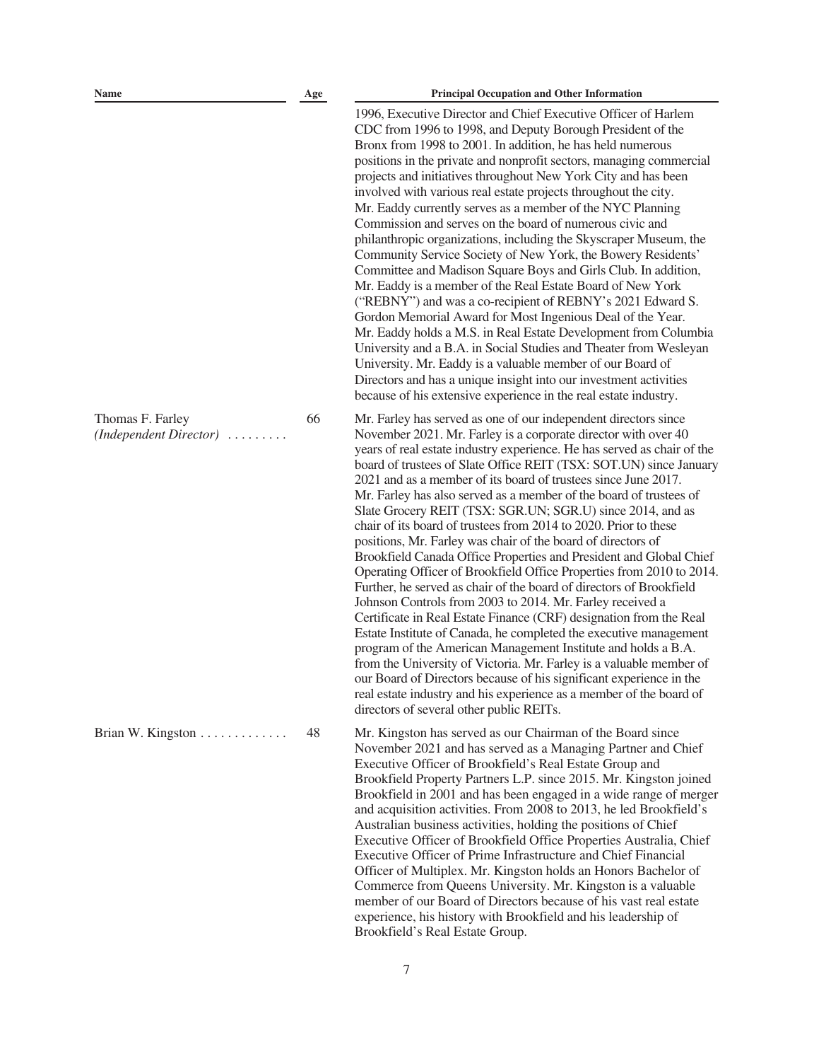| Name | Age | Principal Occupation and Other Information |
| --- | --- | --- |
| | | 1996, Executive Director and Chief Executive Officer of Harlem CDC from 1996 to 1998, and Deputy Borough President of the Bronx from 1998 to 2001. In addition, he has held numerous positions in the private and nonprofit sectors, managing commercial projects and initiatives throughout New York City and has been involved with various real estate projects throughout the city. Mr. Eaddy currently serves as a member of the NYC Planning Commission and serves on the board of numerous civic and philanthropic organizations, including the Skyscraper Museum, the Community Service Society of New York, the Bowery Residents' Committee and Madison Square Boys and Girls Club. In addition, Mr. Eaddy is a member of the Real Estate Board of New York ("REBNY") and was a co-recipient of REBNY's 2021 Edward S. Gordon Memorial Award for Most Ingenious Deal of the Year. Mr. Eaddy holds a M.S. in Real Estate Development from Columbia University and a B.A. in Social Studies and Theater from Wesleyan University. Mr. Eaddy is a valuable member of our Board of Directors and has a unique insight into our investment activities because of his extensive experience in the real estate industry. |
| Thomas F. Farley *(Independent Director)* | 66 | Mr. Farley has served as one of our independent directors since November 2021. Mr. Farley is a corporate director with over 40 years of real estate industry experience. He has served as chair of the board of trustees of Slate Office REIT (TSX: SOT.UN) since January 2021 and as a member of its board of trustees since June 2017. Mr. Farley has also served as a member of the board of trustees of Slate Grocery REIT (TSX: SGR.UN; SGR.U) since 2014, and as chair of its board of trustees from 2014 to 2020. Prior to these positions, Mr. Farley was chair of the board of directors of Brookfield Canada Office Properties and President and Global Chief Operating Officer of Brookfield Office Properties from 2010 to 2014. Further, he served as chair of the board of directors of Brookfield Johnson Controls from 2003 to 2014. Mr. Farley received a Certificate in Real Estate Finance (CRF) designation from the Real Estate Institute of Canada, he completed the executive management program of the American Management Institute and holds a B.A. from the University of Victoria. Mr. Farley is a valuable member of our Board of Directors because of his significant experience in the real estate industry and his experience as a member of the board of directors of several other public REITs. |
| Brian W. Kingston | 48 | Mr. Kingston has served as our Chairman of the Board since November 2021 and has served as a Managing Partner and Chief Executive Officer of Brookfield's Real Estate Group and Brookfield Property Partners L.P. since 2015. Mr. Kingston joined Brookfield in 2001 and has been engaged in a wide range of merger and acquisition activities. From 2008 to 2013, he led Brookfield's Australian business activities, holding the positions of Chief Executive Officer of Brookfield Office Properties Australia, Chief Executive Officer of Prime Infrastructure and Chief Financial Officer of Multiplex. Mr. Kingston holds an Honors Bachelor of Commerce from Queens University. Mr. Kingston is a valuable member of our Board of Directors because of his vast real estate experience, his history with Brookfield and his leadership of Brookfield's Real Estate Group. |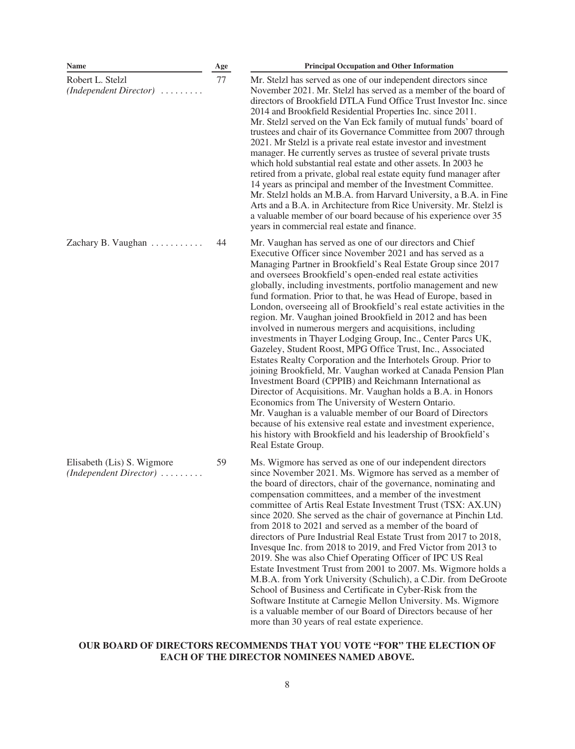| Name | Age | Principal Occupation and Other Information |
| --- | --- | --- |
| Robert L. Stelzl *(Independent Director)* | 77 | Mr. Stelzl has served as one of our independent directors since November 2021. Mr. Stelzl has served as a member of the board of directors of Brookfield DTLA Fund Office Trust Investor Inc. since 2014 and Brookfield Residential Properties Inc. since 2011. Mr. Stelzl served on the Van Eck family of mutual funds' board of trustees and chair of its Governance Committee from 2007 through 2021. Mr Stelzl is a private real estate investor and investment manager. He currently serves as trustee of several private trusts which hold substantial real estate and other assets. In 2003 he retired from a private, global real estate equity fund manager after 14 years as principal and member of the Investment Committee. Mr. Stelzl holds an M.B.A. from Harvard University, a B.A. in Fine Arts and a B.A. in Architecture from Rice University. Mr. Stelzl is a valuable member of our board because of his experience over 35 years in commercial real estate and finance. |
| Zachary B. Vaughan | 44 | Mr. Vaughan has served as one of our directors and Chief Executive Officer since November 2021 and has served as a Managing Partner in Brookfield's Real Estate Group since 2017 and oversees Brookfield's open-ended real estate activities globally, including investments, portfolio management and new fund formation. Prior to that, he was Head of Europe, based in London, overseeing all of Brookfield's real estate activities in the region. Mr. Vaughan joined Brookfield in 2012 and has been involved in numerous mergers and acquisitions, including investments in Thayer Lodging Group, Inc., Center Parcs UK, Gazeley, Student Roost, MPG Office Trust, Inc., Associated Estates Realty Corporation and the Interhotels Group. Prior to joining Brookfield, Mr. Vaughan worked at Canada Pension Plan Investment Board (CPPIB) and Reichmann International as Director of Acquisitions. Mr. Vaughan holds a B.A. in Honors Economics from The University of Western Ontario. Mr. Vaughan is a valuable member of our Board of Directors because of his extensive real estate and investment experience, his history with Brookfield and his leadership of Brookfield's Real Estate Group. |
| Elisabeth (Lis) S. Wigmore *(Independent Director)* | 59 | Ms. Wigmore has served as one of our independent directors since November 2021. Ms. Wigmore has served as a member of the board of directors, chair of the governance, nominating and compensation committees, and a member of the investment committee of Artis Real Estate Investment Trust (TSX: AX.UN) since 2020. She served as the chair of governance at Pinchin Ltd. from 2018 to 2021 and served as a member of the board of directors of Pure Industrial Real Estate Trust from 2017 to 2018, Invesque Inc. from 2018 to 2019, and Fred Victor from 2013 to 2019. She was also Chief Operating Officer of IPC US Real Estate Investment Trust from 2001 to 2007. Ms. Wigmore holds a M.B.A. from York University (Schulich), a C.Dir. from DeGroote School of Business and Certificate in Cyber-Risk from the Software Institute at Carnegie Mellon University. Ms. Wigmore is a valuable member of our Board of Directors because of her more than 30 years of real estate experience. |

**OUR BOARD OF DIRECTORS RECOMMENDS THAT YOU VOTE "FOR" THE ELECTION OF EACH OF THE DIRECTOR NOMINEES NAMED ABOVE.**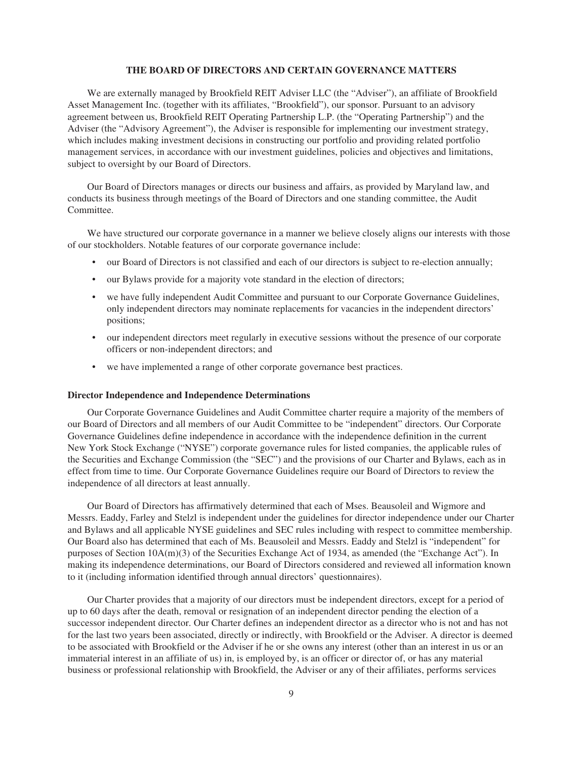## THE BOARD OF DIRECTORS AND CERTAIN GOVERNANCE MATTERS

We are externally managed by Brookfield REIT Adviser LLC (the "Adviser"), an affiliate of Brookfield Asset Management Inc. (together with its affiliates, "Brookfield"), our sponsor. Pursuant to an advisory agreement between us, Brookfield REIT Operating Partnership L.P. (the "Operating Partnership") and the Adviser (the "Advisory Agreement"), the Adviser is responsible for implementing our investment strategy, which includes making investment decisions in constructing our portfolio and providing related portfolio management services, in accordance with our investment guidelines, policies and objectives and limitations, subject to oversight by our Board of Directors.

Our Board of Directors manages or directs our business and affairs, as provided by Maryland law, and conducts its business through meetings of the Board of Directors and one standing committee, the Audit Committee.

We have structured our corporate governance in a manner we believe closely aligns our interests with those of our stockholders. Notable features of our corporate governance include:

- our Board of Directors is not classified and each of our directors is subject to re-election annually;
- our Bylaws provide for a majority vote standard in the election of directors;
- we have fully independent Audit Committee and pursuant to our Corporate Governance Guidelines, only independent directors may nominate replacements for vacancies in the independent directors' positions;
- our independent directors meet regularly in executive sessions without the presence of our corporate officers or non-independent directors; and
- we have implemented a range of other corporate governance best practices.

### Director Independence and Independence Determinations

Our Corporate Governance Guidelines and Audit Committee charter require a majority of the members of our Board of Directors and all members of our Audit Committee to be "independent" directors. Our Corporate Governance Guidelines define independence in accordance with the independence definition in the current New York Stock Exchange ("NYSE") corporate governance rules for listed companies, the applicable rules of the Securities and Exchange Commission (the "SEC") and the provisions of our Charter and Bylaws, each as in effect from time to time. Our Corporate Governance Guidelines require our Board of Directors to review the independence of all directors at least annually.

Our Board of Directors has affirmatively determined that each of Mses. Beausoleil and Wigmore and Messrs. Eaddy, Farley and Stelzl is independent under the guidelines for director independence under our Charter and Bylaws and all applicable NYSE guidelines and SEC rules including with respect to committee membership. Our Board also has determined that each of Ms. Beausoleil and Messrs. Eaddy and Stelzl is "independent" for purposes of Section 10A(m)(3) of the Securities Exchange Act of 1934, as amended (the "Exchange Act"). In making its independence determinations, our Board of Directors considered and reviewed all information known to it (including information identified through annual directors' questionnaires).

Our Charter provides that a majority of our directors must be independent directors, except for a period of up to 60 days after the death, removal or resignation of an independent director pending the election of a successor independent director. Our Charter defines an independent director as a director who is not and has not for the last two years been associated, directly or indirectly, with Brookfield or the Adviser. A director is deemed to be associated with Brookfield or the Adviser if he or she owns any interest (other than an interest in us or an immaterial interest in an affiliate of us) in, is employed by, is an officer or director of, or has any material business or professional relationship with Brookfield, the Adviser or any of their affiliates, performs services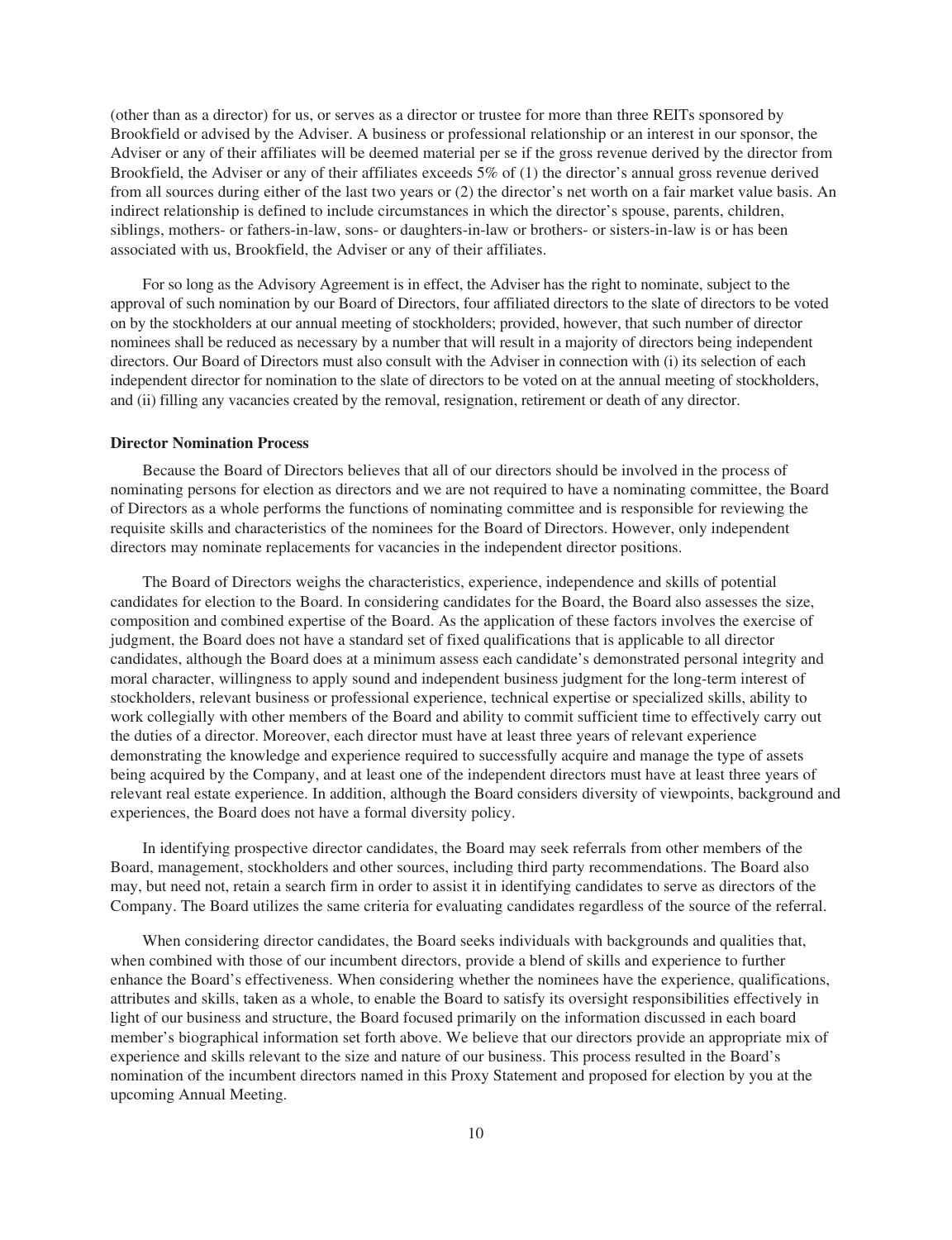(other than as a director) for us, or serves as a director or trustee for more than three REITs sponsored by Brookfield or advised by the Adviser. A business or professional relationship or an interest in our sponsor, the Adviser or any of their affiliates will be deemed material per se if the gross revenue derived by the director from Brookfield, the Adviser or any of their affiliates exceeds 5% of (1) the director's annual gross revenue derived from all sources during either of the last two years or (2) the director's net worth on a fair market value basis. An indirect relationship is defined to include circumstances in which the director's spouse, parents, children, siblings, mothers- or fathers-in-law, sons- or daughters-in-law or brothers- or sisters-in-law is or has been associated with us, Brookfield, the Adviser or any of their affiliates.

For so long as the Advisory Agreement is in effect, the Adviser has the right to nominate, subject to the approval of such nomination by our Board of Directors, four affiliated directors to the slate of directors to be voted on by the stockholders at our annual meeting of stockholders; provided, however, that such number of director nominees shall be reduced as necessary by a number that will result in a majority of directors being independent directors. Our Board of Directors must also consult with the Adviser in connection with (i) its selection of each independent director for nomination to the slate of directors to be voted on at the annual meeting of stockholders, and (ii) filling any vacancies created by the removal, resignation, retirement or death of any director.

**Director Nomination Process**

Because the Board of Directors believes that all of our directors should be involved in the process of nominating persons for election as directors and we are not required to have a nominating committee, the Board of Directors as a whole performs the functions of nominating committee and is responsible for reviewing the requisite skills and characteristics of the nominees for the Board of Directors. However, only independent directors may nominate replacements for vacancies in the independent director positions.

The Board of Directors weighs the characteristics, experience, independence and skills of potential candidates for election to the Board. In considering candidates for the Board, the Board also assesses the size, composition and combined expertise of the Board. As the application of these factors involves the exercise of judgment, the Board does not have a standard set of fixed qualifications that is applicable to all director candidates, although the Board does at a minimum assess each candidate's demonstrated personal integrity and moral character, willingness to apply sound and independent business judgment for the long-term interest of stockholders, relevant business or professional experience, technical expertise or specialized skills, ability to work collegially with other members of the Board and ability to commit sufficient time to effectively carry out the duties of a director. Moreover, each director must have at least three years of relevant experience demonstrating the knowledge and experience required to successfully acquire and manage the type of assets being acquired by the Company, and at least one of the independent directors must have at least three years of relevant real estate experience. In addition, although the Board considers diversity of viewpoints, background and experiences, the Board does not have a formal diversity policy.

In identifying prospective director candidates, the Board may seek referrals from other members of the Board, management, stockholders and other sources, including third party recommendations. The Board also may, but need not, retain a search firm in order to assist it in identifying candidates to serve as directors of the Company. The Board utilizes the same criteria for evaluating candidates regardless of the source of the referral.

When considering director candidates, the Board seeks individuals with backgrounds and qualities that, when combined with those of our incumbent directors, provide a blend of skills and experience to further enhance the Board's effectiveness. When considering whether the nominees have the experience, qualifications, attributes and skills, taken as a whole, to enable the Board to satisfy its oversight responsibilities effectively in light of our business and structure, the Board focused primarily on the information discussed in each board member's biographical information set forth above. We believe that our directors provide an appropriate mix of experience and skills relevant to the size and nature of our business. This process resulted in the Board's nomination of the incumbent directors named in this Proxy Statement and proposed for election by you at the upcoming Annual Meeting.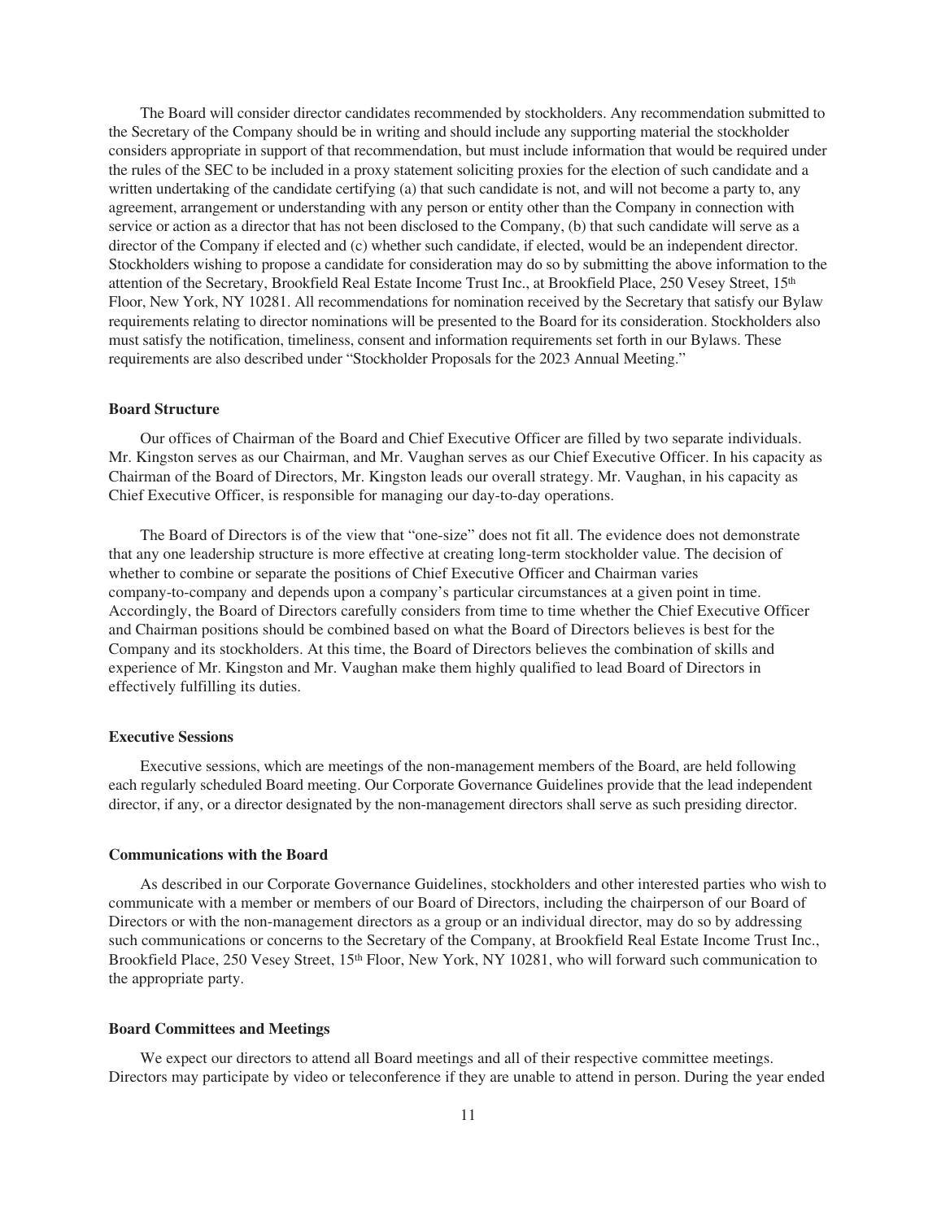The Board will consider director candidates recommended by stockholders. Any recommendation submitted to the Secretary of the Company should be in writing and should include any supporting material the stockholder considers appropriate in support of that recommendation, but must include information that would be required under the rules of the SEC to be included in a proxy statement soliciting proxies for the election of such candidate and a written undertaking of the candidate certifying (a) that such candidate is not, and will not become a party to, any agreement, arrangement or understanding with any person or entity other than the Company in connection with service or action as a director that has not been disclosed to the Company, (b) that such candidate will serve as a director of the Company if elected and (c) whether such candidate, if elected, would be an independent director. Stockholders wishing to propose a candidate for consideration may do so by submitting the above information to the attention of the Secretary, Brookfield Real Estate Income Trust Inc., at Brookfield Place, 250 Vesey Street, 15th Floor, New York, NY 10281. All recommendations for nomination received by the Secretary that satisfy our Bylaw requirements relating to director nominations will be presented to the Board for its consideration. Stockholders also must satisfy the notification, timeliness, consent and information requirements set forth in our Bylaws. These requirements are also described under "Stockholder Proposals for the 2023 Annual Meeting."

**Board Structure**

Our offices of Chairman of the Board and Chief Executive Officer are filled by two separate individuals. Mr. Kingston serves as our Chairman, and Mr. Vaughan serves as our Chief Executive Officer. In his capacity as Chairman of the Board of Directors, Mr. Kingston leads our overall strategy. Mr. Vaughan, in his capacity as Chief Executive Officer, is responsible for managing our day-to-day operations.

The Board of Directors is of the view that "one-size" does not fit all. The evidence does not demonstrate that any one leadership structure is more effective at creating long-term stockholder value. The decision of whether to combine or separate the positions of Chief Executive Officer and Chairman varies company-to-company and depends upon a company's particular circumstances at a given point in time. Accordingly, the Board of Directors carefully considers from time to time whether the Chief Executive Officer and Chairman positions should be combined based on what the Board of Directors believes is best for the Company and its stockholders. At this time, the Board of Directors believes the combination of skills and experience of Mr. Kingston and Mr. Vaughan make them highly qualified to lead Board of Directors in effectively fulfilling its duties.

**Executive Sessions**

Executive sessions, which are meetings of the non-management members of the Board, are held following each regularly scheduled Board meeting. Our Corporate Governance Guidelines provide that the lead independent director, if any, or a director designated by the non-management directors shall serve as such presiding director.

**Communications with the Board**

As described in our Corporate Governance Guidelines, stockholders and other interested parties who wish to communicate with a member or members of our Board of Directors, including the chairperson of our Board of Directors or with the non-management directors as a group or an individual director, may do so by addressing such communications or concerns to the Secretary of the Company, at Brookfield Real Estate Income Trust Inc., Brookfield Place, 250 Vesey Street, 15th Floor, New York, NY 10281, who will forward such communication to the appropriate party.

**Board Committees and Meetings**

We expect our directors to attend all Board meetings and all of their respective committee meetings. Directors may participate by video or teleconference if they are unable to attend in person. During the year ended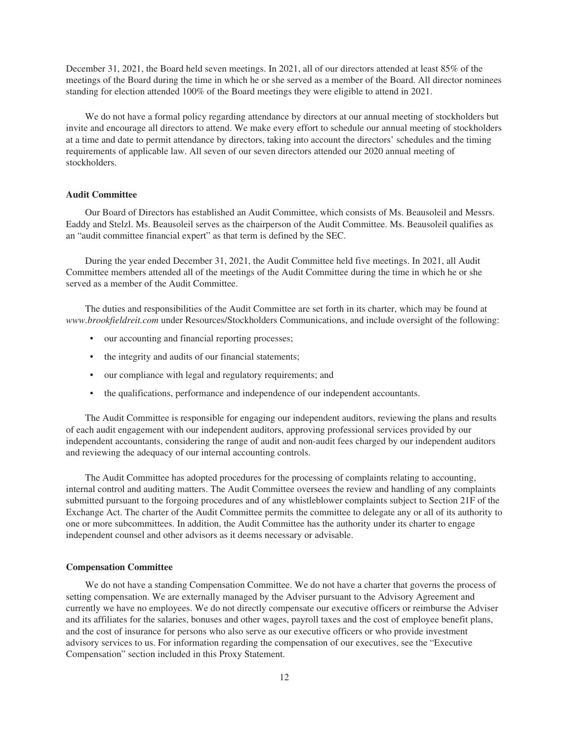December 31, 2021, the Board held seven meetings. In 2021, all of our directors attended at least 85% of the meetings of the Board during the time in which he or she served as a member of the Board. All director nominees standing for election attended 100% of the Board meetings they were eligible to attend in 2021.

We do not have a formal policy regarding attendance by directors at our annual meeting of stockholders but invite and encourage all directors to attend. We make every effort to schedule our annual meeting of stockholders at a time and date to permit attendance by directors, taking into account the directors' schedules and the timing requirements of applicable law. All seven of our seven directors attended our 2020 annual meeting of stockholders.

**Audit Committee**

Our Board of Directors has established an Audit Committee, which consists of Ms. Beausoleil and Messrs. Eaddy and Stelzl. Ms. Beausoleil serves as the chairperson of the Audit Committee. Ms. Beausoleil qualifies as an "audit committee financial expert" as that term is defined by the SEC.

During the year ended December 31, 2021, the Audit Committee held five meetings. In 2021, all Audit Committee members attended all of the meetings of the Audit Committee during the time in which he or she served as a member of the Audit Committee.

The duties and responsibilities of the Audit Committee are set forth in its charter, which may be found at *www.brookfieldreit.com* under Resources/Stockholders Communications, and include oversight of the following:

- our accounting and financial reporting processes;
- the integrity and audits of our financial statements;
- our compliance with legal and regulatory requirements; and
- the qualifications, performance and independence of our independent accountants.

The Audit Committee is responsible for engaging our independent auditors, reviewing the plans and results of each audit engagement with our independent auditors, approving professional services provided by our independent accountants, considering the range of audit and non-audit fees charged by our independent auditors and reviewing the adequacy of our internal accounting controls.

The Audit Committee has adopted procedures for the processing of complaints relating to accounting, internal control and auditing matters. The Audit Committee oversees the review and handling of any complaints submitted pursuant to the forgoing procedures and of any whistleblower complaints subject to Section 21F of the Exchange Act. The charter of the Audit Committee permits the committee to delegate any or all of its authority to one or more subcommittees. In addition, the Audit Committee has the authority under its charter to engage independent counsel and other advisors as it deems necessary or advisable.

**Compensation Committee**

We do not have a standing Compensation Committee. We do not have a charter that governs the process of setting compensation. We are externally managed by the Adviser pursuant to the Advisory Agreement and currently we have no employees. We do not directly compensate our executive officers or reimburse the Adviser and its affiliates for the salaries, bonuses and other wages, payroll taxes and the cost of employee benefit plans, and the cost of insurance for persons who also serve as our executive officers or who provide investment advisory services to us. For information regarding the compensation of our executives, see the "Executive Compensation" section included in this Proxy Statement.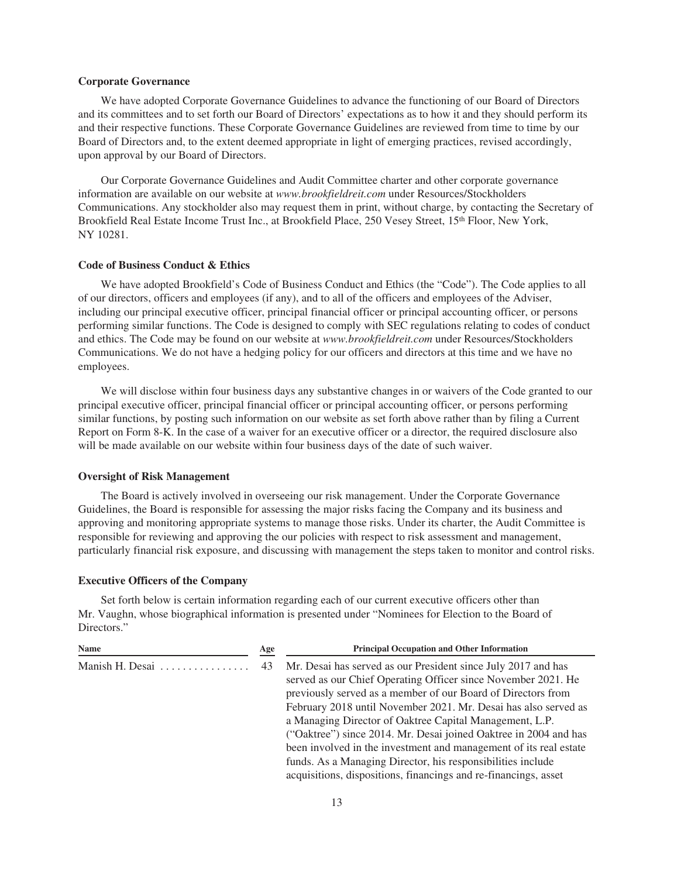### Corporate Governance

We have adopted Corporate Governance Guidelines to advance the functioning of our Board of Directors and its committees and to set forth our Board of Directors' expectations as to how it and they should perform its and their respective functions. These Corporate Governance Guidelines are reviewed from time to time by our Board of Directors and, to the extent deemed appropriate in light of emerging practices, revised accordingly, upon approval by our Board of Directors.

Our Corporate Governance Guidelines and Audit Committee charter and other corporate governance information are available on our website at *www.brookfieldreit.com* under Resources/Stockholders Communications. Any stockholder also may request them in print, without charge, by contacting the Secretary of Brookfield Real Estate Income Trust Inc., at Brookfield Place, 250 Vesey Street, 15th Floor, New York, NY 10281.

### Code of Business Conduct & Ethics

We have adopted Brookfield's Code of Business Conduct and Ethics (the "Code"). The Code applies to all of our directors, officers and employees (if any), and to all of the officers and employees of the Adviser, including our principal executive officer, principal financial officer or principal accounting officer, or persons performing similar functions. The Code is designed to comply with SEC regulations relating to codes of conduct and ethics. The Code may be found on our website at *www.brookfieldreit.com* under Resources/Stockholders Communications. We do not have a hedging policy for our officers and directors at this time and we have no employees.

We will disclose within four business days any substantive changes in or waivers of the Code granted to our principal executive officer, principal financial officer or principal accounting officer, or persons performing similar functions, by posting such information on our website as set forth above rather than by filing a Current Report on Form 8-K. In the case of a waiver for an executive officer or a director, the required disclosure also will be made available on our website within four business days of the date of such waiver.

### Oversight of Risk Management

The Board is actively involved in overseeing our risk management. Under the Corporate Governance Guidelines, the Board is responsible for assessing the major risks facing the Company and its business and approving and monitoring appropriate systems to manage those risks. Under its charter, the Audit Committee is responsible for reviewing and approving the our policies with respect to risk assessment and management, particularly financial risk exposure, and discussing with management the steps taken to monitor and control risks.

### Executive Officers of the Company

Set forth below is certain information regarding each of our current executive officers other than Mr. Vaughn, whose biographical information is presented under "Nominees for Election to the Board of Directors."

| Name | Age | Principal Occupation and Other Information |
|---|---|---|
| Manish H. Desai | 43 | Mr. Desai has served as our President since July 2017 and has served as our Chief Operating Officer since November 2021. He previously served as a member of our Board of Directors from February 2018 until November 2021. Mr. Desai has also served as a Managing Director of Oaktree Capital Management, L.P. ("Oaktree") since 2014. Mr. Desai joined Oaktree in 2004 and has been involved in the investment and management of its real estate funds. As a Managing Director, his responsibilities include acquisitions, dispositions, financings and re-financings, asset |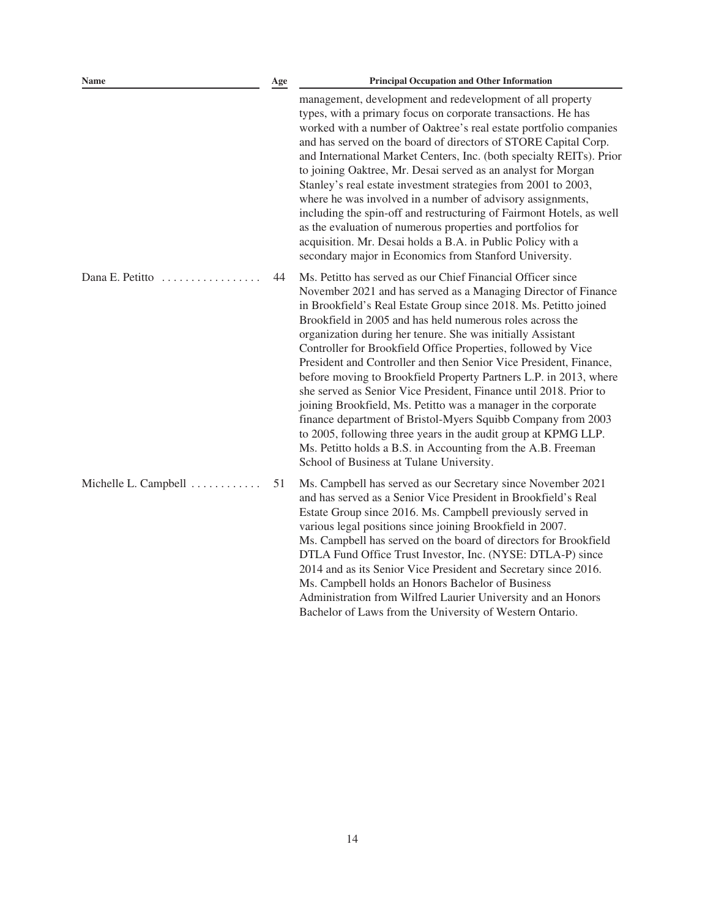| Name | Age | Principal Occupation and Other Information |
| --- | --- | --- |
| | | management, development and redevelopment of all property types, with a primary focus on corporate transactions. He has worked with a number of Oaktree's real estate portfolio companies and has served on the board of directors of STORE Capital Corp. and International Market Centers, Inc. (both specialty REITs). Prior to joining Oaktree, Mr. Desai served as an analyst for Morgan Stanley's real estate investment strategies from 2001 to 2003, where he was involved in a number of advisory assignments, including the spin-off and restructuring of Fairmont Hotels, as well as the evaluation of numerous properties and portfolios for acquisition. Mr. Desai holds a B.A. in Public Policy with a secondary major in Economics from Stanford University. |
| Dana E. Petitto | 44 | Ms. Petitto has served as our Chief Financial Officer since November 2021 and has served as a Managing Director of Finance in Brookfield's Real Estate Group since 2018. Ms. Petitto joined Brookfield in 2005 and has held numerous roles across the organization during her tenure. She was initially Assistant Controller for Brookfield Office Properties, followed by Vice President and Controller and then Senior Vice President, Finance, before moving to Brookfield Property Partners L.P. in 2013, where she served as Senior Vice President, Finance until 2018. Prior to joining Brookfield, Ms. Petitto was a manager in the corporate finance department of Bristol-Myers Squibb Company from 2003 to 2005, following three years in the audit group at KPMG LLP. Ms. Petitto holds a B.S. in Accounting from the A.B. Freeman School of Business at Tulane University. |
| Michelle L. Campbell | 51 | Ms. Campbell has served as our Secretary since November 2021 and has served as a Senior Vice President in Brookfield's Real Estate Group since 2016. Ms. Campbell previously served in various legal positions since joining Brookfield in 2007. Ms. Campbell has served on the board of directors for Brookfield DTLA Fund Office Trust Investor, Inc. (NYSE: DTLA-P) since 2014 and as its Senior Vice President and Secretary since 2016. Ms. Campbell holds an Honors Bachelor of Business Administration from Wilfred Laurier University and an Honors Bachelor of Laws from the University of Western Ontario. |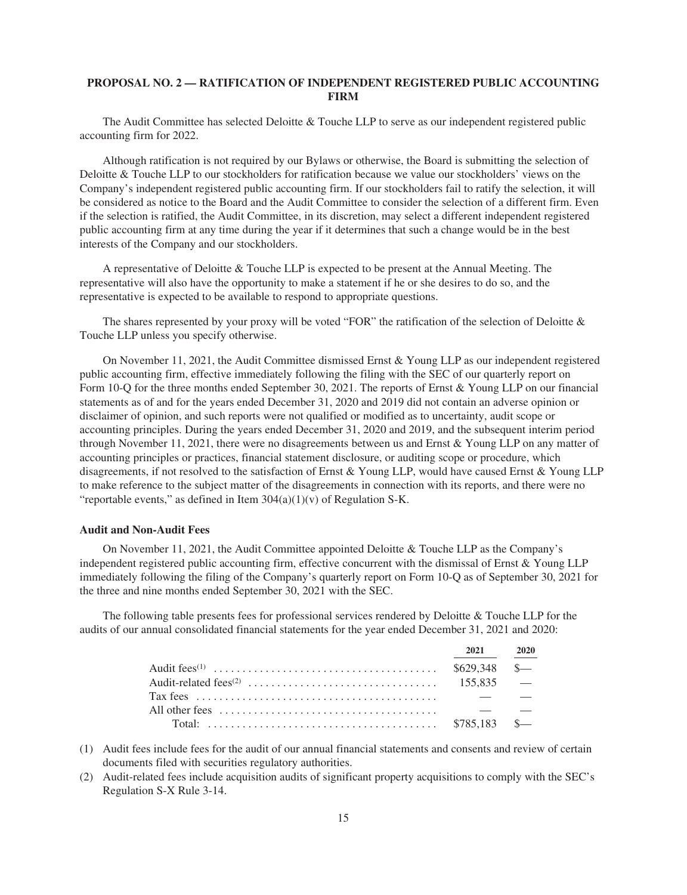## PROPOSAL NO. 2 — RATIFICATION OF INDEPENDENT REGISTERED PUBLIC ACCOUNTING FIRM

The Audit Committee has selected Deloitte & Touche LLP to serve as our independent registered public accounting firm for 2022.

Although ratification is not required by our Bylaws or otherwise, the Board is submitting the selection of Deloitte & Touche LLP to our stockholders for ratification because we value our stockholders' views on the Company's independent registered public accounting firm. If our stockholders fail to ratify the selection, it will be considered as notice to the Board and the Audit Committee to consider the selection of a different firm. Even if the selection is ratified, the Audit Committee, in its discretion, may select a different independent registered public accounting firm at any time during the year if it determines that such a change would be in the best interests of the Company and our stockholders.

A representative of Deloitte & Touche LLP is expected to be present at the Annual Meeting. The representative will also have the opportunity to make a statement if he or she desires to do so, and the representative is expected to be available to respond to appropriate questions.

The shares represented by your proxy will be voted "FOR" the ratification of the selection of Deloitte & Touche LLP unless you specify otherwise.

On November 11, 2021, the Audit Committee dismissed Ernst & Young LLP as our independent registered public accounting firm, effective immediately following the filing with the SEC of our quarterly report on Form 10-Q for the three months ended September 30, 2021. The reports of Ernst & Young LLP on our financial statements as of and for the years ended December 31, 2020 and 2019 did not contain an adverse opinion or disclaimer of opinion, and such reports were not qualified or modified as to uncertainty, audit scope or accounting principles. During the years ended December 31, 2020 and 2019, and the subsequent interim period through November 11, 2021, there were no disagreements between us and Ernst & Young LLP on any matter of accounting principles or practices, financial statement disclosure, or auditing scope or procedure, which disagreements, if not resolved to the satisfaction of Ernst & Young LLP, would have caused Ernst & Young LLP to make reference to the subject matter of the disagreements in connection with its reports, and there were no "reportable events," as defined in Item 304(a)(1)(v) of Regulation S-K.

### Audit and Non-Audit Fees

On November 11, 2021, the Audit Committee appointed Deloitte & Touche LLP as the Company's independent registered public accounting firm, effective concurrent with the dismissal of Ernst & Young LLP immediately following the filing of the Company's quarterly report on Form 10-Q as of September 30, 2021 for the three and nine months ended September 30, 2021 with the SEC.

The following table presents fees for professional services rendered by Deloitte & Touche LLP for the audits of our annual consolidated financial statements for the year ended December 31, 2021 and 2020:

| | 2021 | 2020 |
|---|---|---|
| Audit fees[(1)] | $629,348 | $— |
| Audit-related fees[(2)] | 155,835 | — |
| Tax fees | — | — |
| All other fees | — | — |
| Total: | $785,183 | $— |

(1) Audit fees include fees for the audit of our annual financial statements and consents and review of certain documents filed with securities regulatory authorities.

(2) Audit-related fees include acquisition audits of significant property acquisitions to comply with the SEC's Regulation S-X Rule 3-14.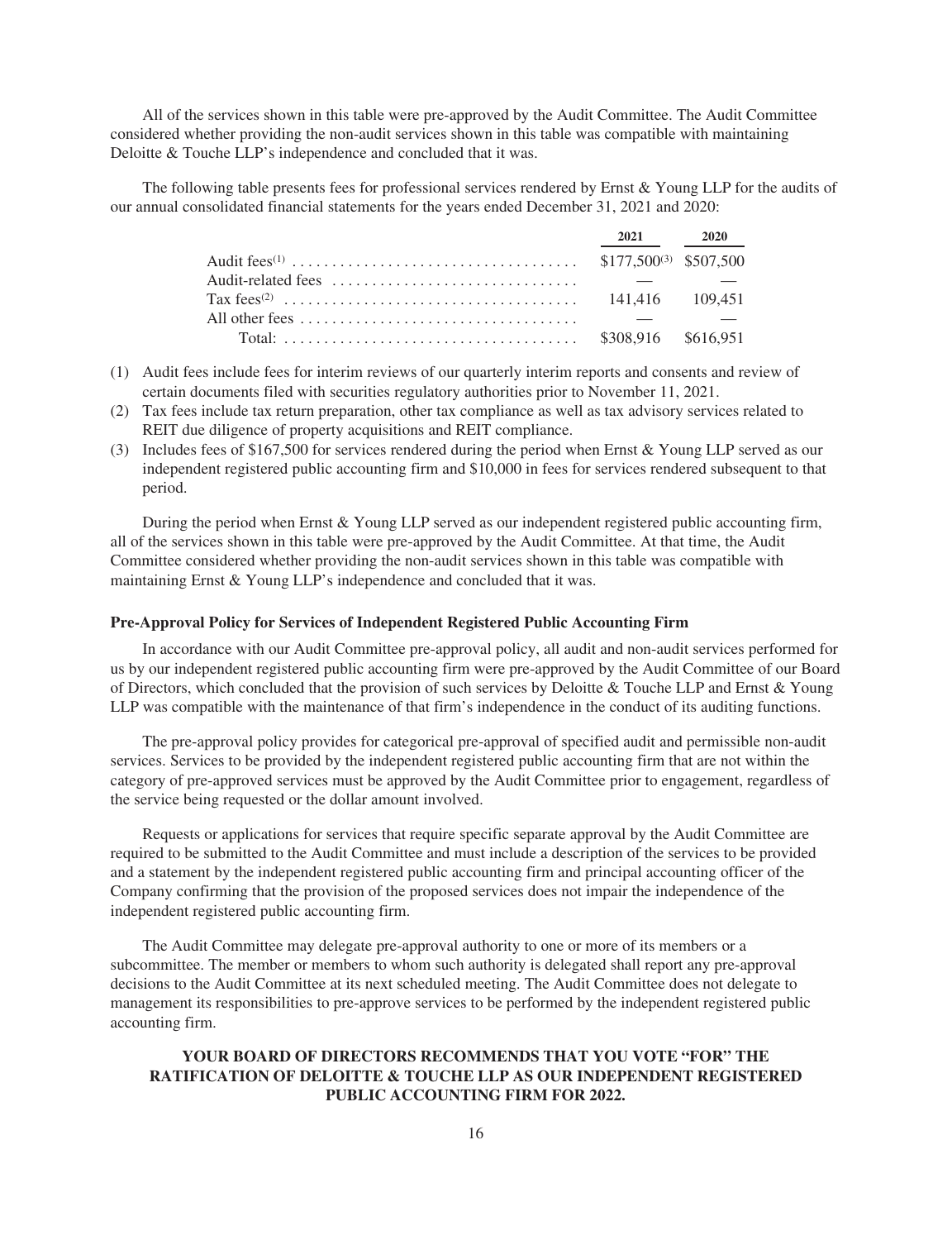All of the services shown in this table were pre-approved by the Audit Committee. The Audit Committee considered whether providing the non-audit services shown in this table was compatible with maintaining Deloitte & Touche LLP's independence and concluded that it was.

The following table presents fees for professional services rendered by Ernst & Young LLP for the audits of our annual consolidated financial statements for the years ended December 31, 2021 and 2020:

| | 2021 | 2020 |
|---|---|---|
| Audit fees[(1)] | $177,500[(3)] | $507,500 |
| Audit-related fees | — | — |
| Tax fees[(2)] | 141,416 | 109,451 |
| All other fees | — | — |
| Total: | $308,916 | $616,951 |

(1) Audit fees include fees for interim reviews of our quarterly interim reports and consents and review of certain documents filed with securities regulatory authorities prior to November 11, 2021.

(2) Tax fees include tax return preparation, other tax compliance as well as tax advisory services related to REIT due diligence of property acquisitions and REIT compliance.

(3) Includes fees of $167,500 for services rendered during the period when Ernst & Young LLP served as our independent registered public accounting firm and $10,000 in fees for services rendered subsequent to that period.

During the period when Ernst & Young LLP served as our independent registered public accounting firm, all of the services shown in this table were pre-approved by the Audit Committee. At that time, the Audit Committee considered whether providing the non-audit services shown in this table was compatible with maintaining Ernst & Young LLP's independence and concluded that it was.

### Pre-Approval Policy for Services of Independent Registered Public Accounting Firm

In accordance with our Audit Committee pre-approval policy, all audit and non-audit services performed for us by our independent registered public accounting firm were pre-approved by the Audit Committee of our Board of Directors, which concluded that the provision of such services by Deloitte & Touche LLP and Ernst & Young LLP was compatible with the maintenance of that firm's independence in the conduct of its auditing functions.

The pre-approval policy provides for categorical pre-approval of specified audit and permissible non-audit services. Services to be provided by the independent registered public accounting firm that are not within the category of pre-approved services must be approved by the Audit Committee prior to engagement, regardless of the service being requested or the dollar amount involved.

Requests or applications for services that require specific separate approval by the Audit Committee are required to be submitted to the Audit Committee and must include a description of the services to be provided and a statement by the independent registered public accounting firm and principal accounting officer of the Company confirming that the provision of the proposed services does not impair the independence of the independent registered public accounting firm.

The Audit Committee may delegate pre-approval authority to one or more of its members or a subcommittee. The member or members to whom such authority is delegated shall report any pre-approval decisions to the Audit Committee at its next scheduled meeting. The Audit Committee does not delegate to management its responsibilities to pre-approve services to be performed by the independent registered public accounting firm.

**YOUR BOARD OF DIRECTORS RECOMMENDS THAT YOU VOTE "FOR" THE RATIFICATION OF DELOITTE & TOUCHE LLP AS OUR INDEPENDENT REGISTERED PUBLIC ACCOUNTING FIRM FOR 2022.**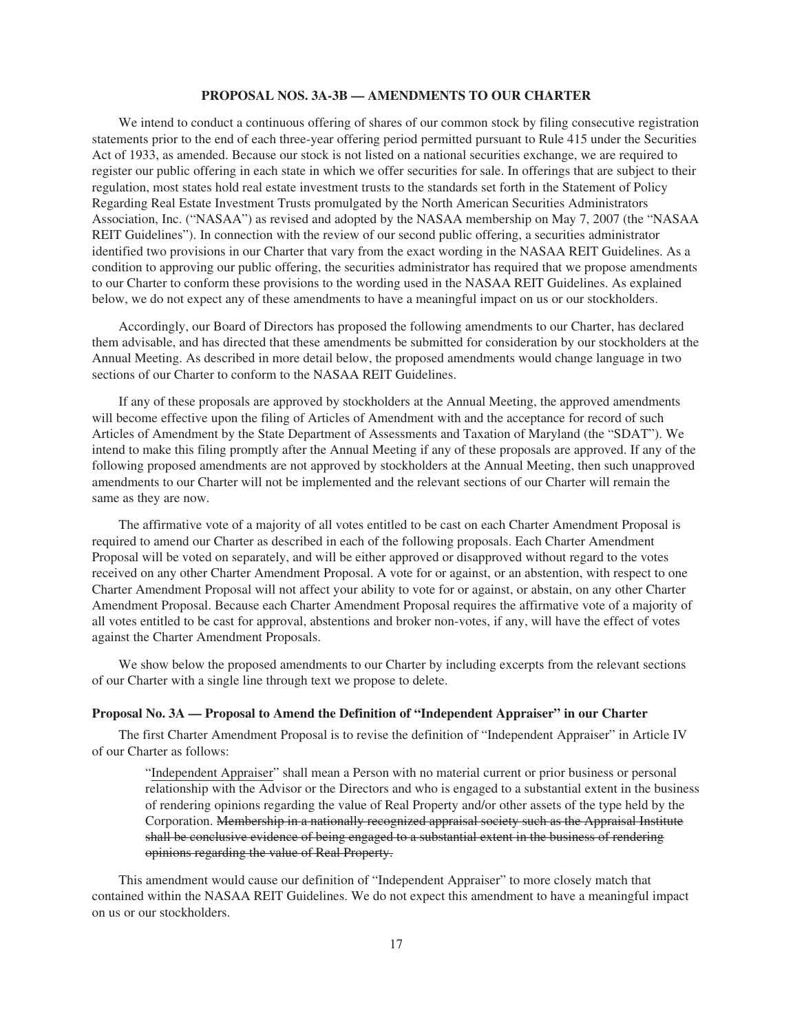## PROPOSAL NOS. 3A-3B — AMENDMENTS TO OUR CHARTER

We intend to conduct a continuous offering of shares of our common stock by filing consecutive registration statements prior to the end of each three-year offering period permitted pursuant to Rule 415 under the Securities Act of 1933, as amended. Because our stock is not listed on a national securities exchange, we are required to register our public offering in each state in which we offer securities for sale. In offerings that are subject to their regulation, most states hold real estate investment trusts to the standards set forth in the Statement of Policy Regarding Real Estate Investment Trusts promulgated by the North American Securities Administrators Association, Inc. ("NASAA") as revised and adopted by the NASAA membership on May 7, 2007 (the "NASAA REIT Guidelines"). In connection with the review of our second public offering, a securities administrator identified two provisions in our Charter that vary from the exact wording in the NASAA REIT Guidelines. As a condition to approving our public offering, the securities administrator has required that we propose amendments to our Charter to conform these provisions to the wording used in the NASAA REIT Guidelines. As explained below, we do not expect any of these amendments to have a meaningful impact on us or our stockholders.

Accordingly, our Board of Directors has proposed the following amendments to our Charter, has declared them advisable, and has directed that these amendments be submitted for consideration by our stockholders at the Annual Meeting. As described in more detail below, the proposed amendments would change language in two sections of our Charter to conform to the NASAA REIT Guidelines.

If any of these proposals are approved by stockholders at the Annual Meeting, the approved amendments will become effective upon the filing of Articles of Amendment with and the acceptance for record of such Articles of Amendment by the State Department of Assessments and Taxation of Maryland (the "SDAT"). We intend to make this filing promptly after the Annual Meeting if any of these proposals are approved. If any of the following proposed amendments are not approved by stockholders at the Annual Meeting, then such unapproved amendments to our Charter will not be implemented and the relevant sections of our Charter will remain the same as they are now.

The affirmative vote of a majority of all votes entitled to be cast on each Charter Amendment Proposal is required to amend our Charter as described in each of the following proposals. Each Charter Amendment Proposal will be voted on separately, and will be either approved or disapproved without regard to the votes received on any other Charter Amendment Proposal. A vote for or against, or an abstention, with respect to one Charter Amendment Proposal will not affect your ability to vote for or against, or abstain, on any other Charter Amendment Proposal. Because each Charter Amendment Proposal requires the affirmative vote of a majority of all votes entitled to be cast for approval, abstentions and broker non-votes, if any, will have the effect of votes against the Charter Amendment Proposals.

We show below the proposed amendments to our Charter by including excerpts from the relevant sections of our Charter with a single line through text we propose to delete.

### Proposal No. 3A — Proposal to Amend the Definition of "Independent Appraiser" in our Charter

The first Charter Amendment Proposal is to revise the definition of "Independent Appraiser" in Article IV of our Charter as follows:

> "Independent Appraiser" shall mean a Person with no material current or prior business or personal relationship with the Advisor or the Directors and who is engaged to a substantial extent in the business of rendering opinions regarding the value of Real Property and/or other assets of the type held by the Corporation. ~~Membership in a nationally recognized appraisal society such as the Appraisal Institute shall be conclusive evidence of being engaged to a substantial extent in the business of rendering opinions regarding the value of Real Property.~~

This amendment would cause our definition of "Independent Appraiser" to more closely match that contained within the NASAA REIT Guidelines. We do not expect this amendment to have a meaningful impact on us or our stockholders.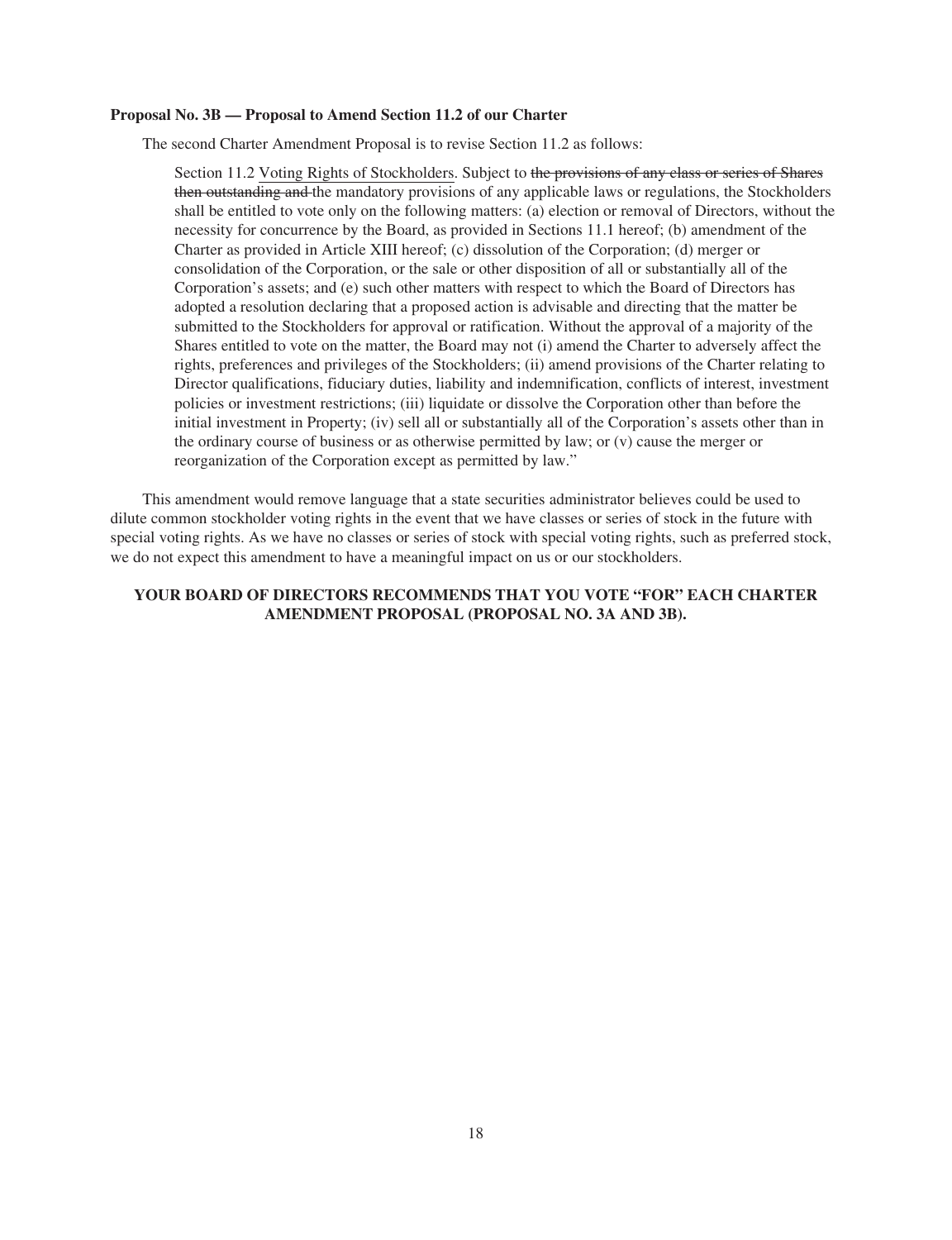**Proposal No. 3B — Proposal to Amend Section 11.2 of our Charter**

The second Charter Amendment Proposal is to revise Section 11.2 as follows:

> Section 11.2 Voting Rights of Stockholders. Subject to ~~the provisions of any class or series of Shares then outstanding and~~ the mandatory provisions of any applicable laws or regulations, the Stockholders shall be entitled to vote only on the following matters: (a) election or removal of Directors, without the necessity for concurrence by the Board, as provided in Sections 11.1 hereof; (b) amendment of the Charter as provided in Article XIII hereof; (c) dissolution of the Corporation; (d) merger or consolidation of the Corporation, or the sale or other disposition of all or substantially all of the Corporation's assets; and (e) such other matters with respect to which the Board of Directors has adopted a resolution declaring that a proposed action is advisable and directing that the matter be submitted to the Stockholders for approval or ratification. Without the approval of a majority of the Shares entitled to vote on the matter, the Board may not (i) amend the Charter to adversely affect the rights, preferences and privileges of the Stockholders; (ii) amend provisions of the Charter relating to Director qualifications, fiduciary duties, liability and indemnification, conflicts of interest, investment policies or investment restrictions; (iii) liquidate or dissolve the Corporation other than before the initial investment in Property; (iv) sell all or substantially all of the Corporation's assets other than in the ordinary course of business or as otherwise permitted by law; or (v) cause the merger or reorganization of the Corporation except as permitted by law."

This amendment would remove language that a state securities administrator believes could be used to dilute common stockholder voting rights in the event that we have classes or series of stock in the future with special voting rights. As we have no classes or series of stock with special voting rights, such as preferred stock, we do not expect this amendment to have a meaningful impact on us or our stockholders.

**YOUR BOARD OF DIRECTORS RECOMMENDS THAT YOU VOTE "FOR" EACH CHARTER AMENDMENT PROPOSAL (PROPOSAL NO. 3A AND 3B).**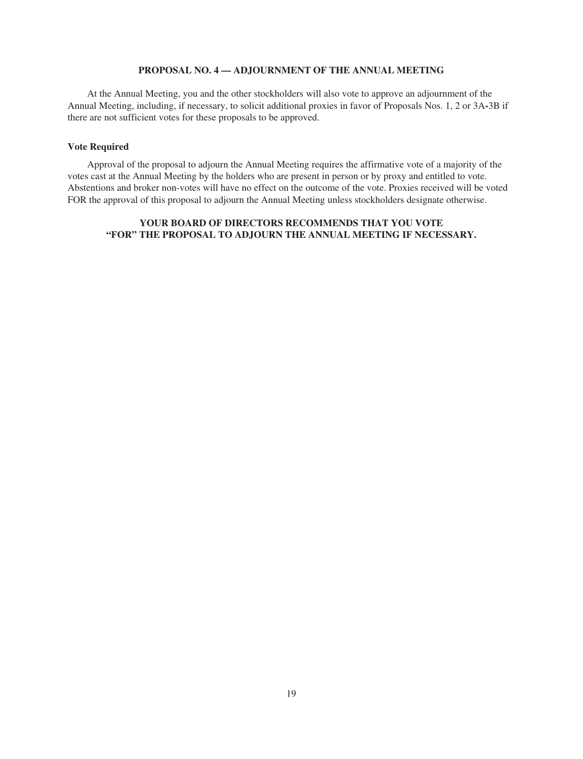## PROPOSAL NO. 4 — ADJOURNMENT OF THE ANNUAL MEETING

At the Annual Meeting, you and the other stockholders will also vote to approve an adjournment of the Annual Meeting, including, if necessary, to solicit additional proxies in favor of Proposals Nos. 1, 2 or 3A-3B if there are not sufficient votes for these proposals to be approved.

### Vote Required

Approval of the proposal to adjourn the Annual Meeting requires the affirmative vote of a majority of the votes cast at the Annual Meeting by the holders who are present in person or by proxy and entitled to vote. Abstentions and broker non-votes will have no effect on the outcome of the vote. Proxies received will be voted FOR the approval of this proposal to adjourn the Annual Meeting unless stockholders designate otherwise.

**YOUR BOARD OF DIRECTORS RECOMMENDS THAT YOU VOTE "FOR" THE PROPOSAL TO ADJOURN THE ANNUAL MEETING IF NECESSARY.**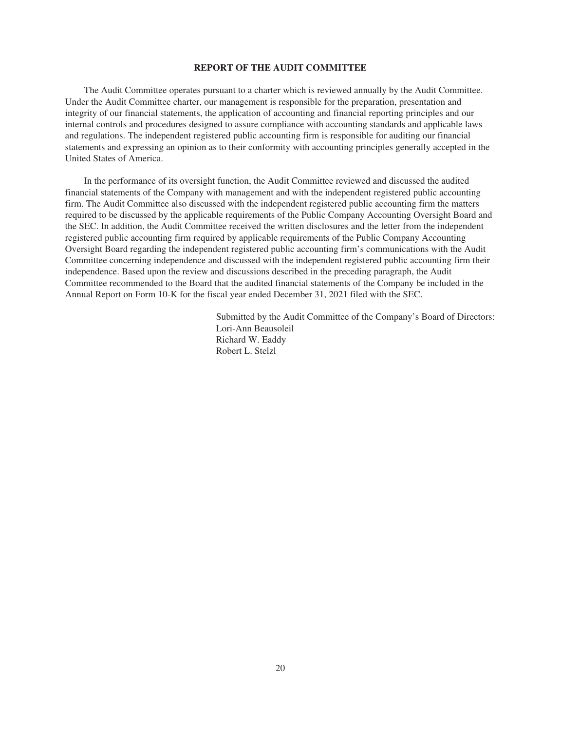## REPORT OF THE AUDIT COMMITTEE

The Audit Committee operates pursuant to a charter which is reviewed annually by the Audit Committee. Under the Audit Committee charter, our management is responsible for the preparation, presentation and integrity of our financial statements, the application of accounting and financial reporting principles and our internal controls and procedures designed to assure compliance with accounting standards and applicable laws and regulations. The independent registered public accounting firm is responsible for auditing our financial statements and expressing an opinion as to their conformity with accounting principles generally accepted in the United States of America.

In the performance of its oversight function, the Audit Committee reviewed and discussed the audited financial statements of the Company with management and with the independent registered public accounting firm. The Audit Committee also discussed with the independent registered public accounting firm the matters required to be discussed by the applicable requirements of the Public Company Accounting Oversight Board and the SEC. In addition, the Audit Committee received the written disclosures and the letter from the independent registered public accounting firm required by applicable requirements of the Public Company Accounting Oversight Board regarding the independent registered public accounting firm's communications with the Audit Committee concerning independence and discussed with the independent registered public accounting firm their independence. Based upon the review and discussions described in the preceding paragraph, the Audit Committee recommended to the Board that the audited financial statements of the Company be included in the Annual Report on Form 10-K for the fiscal year ended December 31, 2021 filed with the SEC.

Submitted by the Audit Committee of the Company's Board of Directors:
Lori-Ann Beausoleil
Richard W. Eaddy
Robert L. Stelzl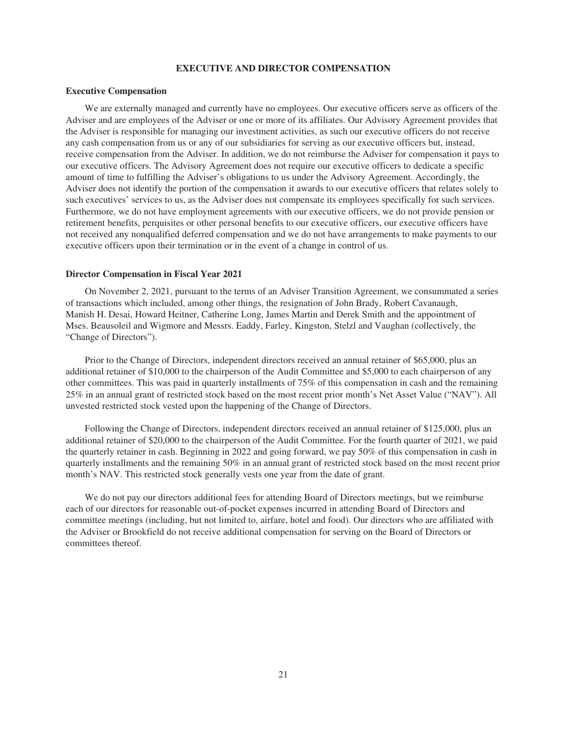## EXECUTIVE AND DIRECTOR COMPENSATION

### Executive Compensation

We are externally managed and currently have no employees. Our executive officers serve as officers of the Adviser and are employees of the Adviser or one or more of its affiliates. Our Advisory Agreement provides that the Adviser is responsible for managing our investment activities, as such our executive officers do not receive any cash compensation from us or any of our subsidiaries for serving as our executive officers but, instead, receive compensation from the Adviser. In addition, we do not reimburse the Adviser for compensation it pays to our executive officers. The Advisory Agreement does not require our executive officers to dedicate a specific amount of time to fulfilling the Adviser's obligations to us under the Advisory Agreement. Accordingly, the Adviser does not identify the portion of the compensation it awards to our executive officers that relates solely to such executives' services to us, as the Adviser does not compensate its employees specifically for such services. Furthermore, we do not have employment agreements with our executive officers, we do not provide pension or retirement benefits, perquisites or other personal benefits to our executive officers, our executive officers have not received any nonqualified deferred compensation and we do not have arrangements to make payments to our executive officers upon their termination or in the event of a change in control of us.

### Director Compensation in Fiscal Year 2021

On November 2, 2021, pursuant to the terms of an Adviser Transition Agreement, we consummated a series of transactions which included, among other things, the resignation of John Brady, Robert Cavanaugh, Manish H. Desai, Howard Heitner, Catherine Long, James Martin and Derek Smith and the appointment of Mses. Beausoleil and Wigmore and Messrs. Eaddy, Farley, Kingston, Stelzl and Vaughan (collectively, the "Change of Directors").

Prior to the Change of Directors, independent directors received an annual retainer of $65,000, plus an additional retainer of $10,000 to the chairperson of the Audit Committee and $5,000 to each chairperson of any other committees. This was paid in quarterly installments of 75% of this compensation in cash and the remaining 25% in an annual grant of restricted stock based on the most recent prior month's Net Asset Value ("NAV"). All unvested restricted stock vested upon the happening of the Change of Directors.

Following the Change of Directors, independent directors received an annual retainer of $125,000, plus an additional retainer of $20,000 to the chairperson of the Audit Committee. For the fourth quarter of 2021, we paid the quarterly retainer in cash. Beginning in 2022 and going forward, we pay 50% of this compensation in cash in quarterly installments and the remaining 50% in an annual grant of restricted stock based on the most recent prior month's NAV. This restricted stock generally vests one year from the date of grant.

We do not pay our directors additional fees for attending Board of Directors meetings, but we reimburse each of our directors for reasonable out-of-pocket expenses incurred in attending Board of Directors and committee meetings (including, but not limited to, airfare, hotel and food). Our directors who are affiliated with the Adviser or Brookfield do not receive additional compensation for serving on the Board of Directors or committees thereof.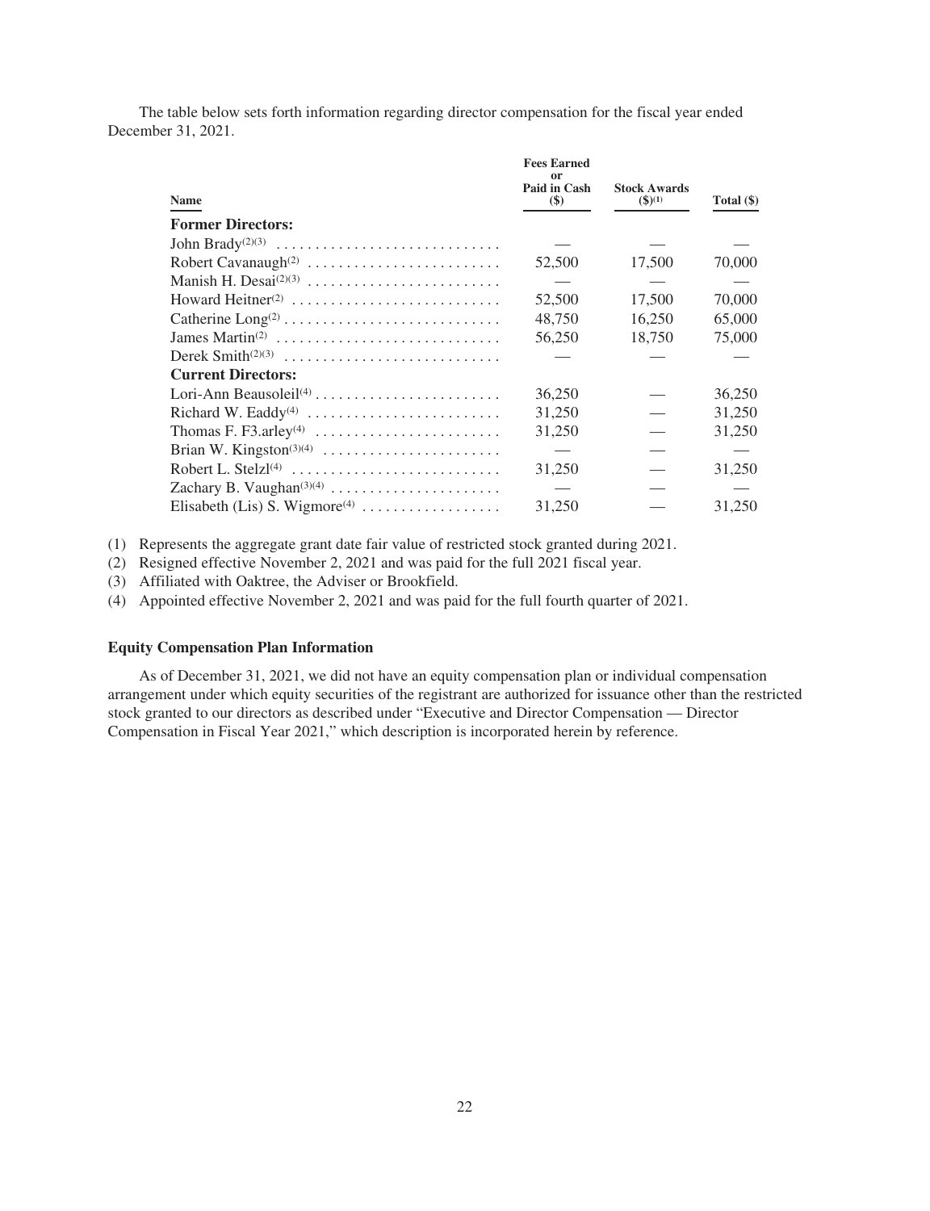The table below sets forth information regarding director compensation for the fiscal year ended December 31, 2021.

| Name | Fees Earned or Paid in Cash ($) | Stock Awards ($)(1) | Total ($) |
|---|---|---|---|
| **Former Directors:** | | | |
| John Brady(2)(3) | — | — | — |
| Robert Cavanaugh(2) | 52,500 | 17,500 | 70,000 |
| Manish H. Desai(2)(3) | — | — | — |
| Howard Heitner(2) | 52,500 | 17,500 | 70,000 |
| Catherine Long(2) | 48,750 | 16,250 | 65,000 |
| James Martin(2) | 56,250 | 18,750 | 75,000 |
| Derek Smith(2)(3) | — | — | — |
| **Current Directors:** | | | |
| Lori-Ann Beausoleil(4) | 36,250 | — | 36,250 |
| Richard W. Eaddy(4) | 31,250 | — | 31,250 |
| Thomas F. F3.arley(4) | 31,250 | — | 31,250 |
| Brian W. Kingston(3)(4) | — | — | — |
| Robert L. Stelzl(4) | 31,250 | — | 31,250 |
| Zachary B. Vaughan(3)(4) | — | — | — |
| Elisabeth (Lis) S. Wigmore(4) | 31,250 | — | 31,250 |

(1) Represents the aggregate grant date fair value of restricted stock granted during 2021.

(2) Resigned effective November 2, 2021 and was paid for the full 2021 fiscal year.

(3) Affiliated with Oaktree, the Adviser or Brookfield.

(4) Appointed effective November 2, 2021 and was paid for the full fourth quarter of 2021.

### Equity Compensation Plan Information

As of December 31, 2021, we did not have an equity compensation plan or individual compensation arrangement under which equity securities of the registrant are authorized for issuance other than the restricted stock granted to our directors as described under "Executive and Director Compensation — Director Compensation in Fiscal Year 2021," which description is incorporated herein by reference.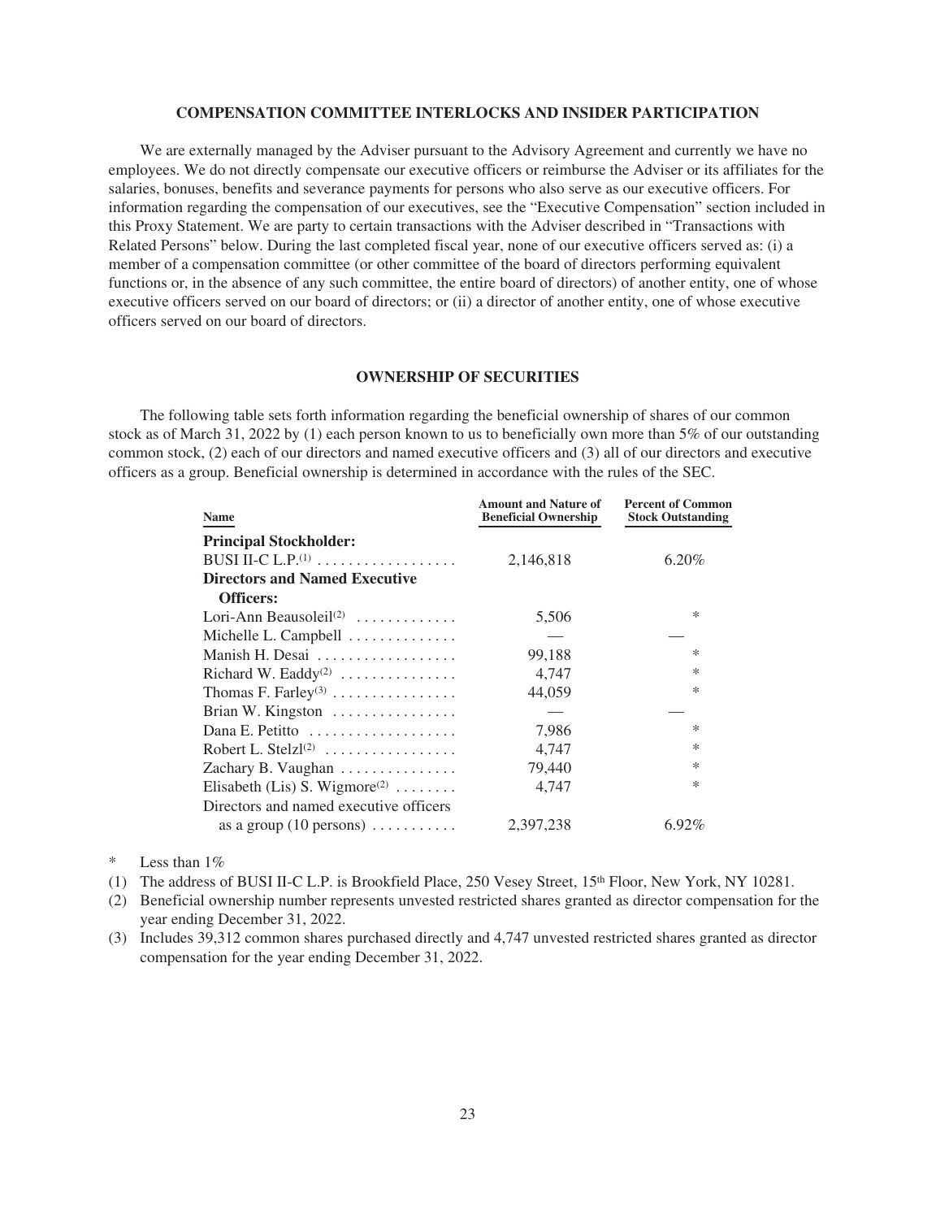## COMPENSATION COMMITTEE INTERLOCKS AND INSIDER PARTICIPATION

We are externally managed by the Adviser pursuant to the Advisory Agreement and currently we have no employees. We do not directly compensate our executive officers or reimburse the Adviser or its affiliates for the salaries, bonuses, benefits and severance payments for persons who also serve as our executive officers. For information regarding the compensation of our executives, see the "Executive Compensation" section included in this Proxy Statement. We are party to certain transactions with the Adviser described in "Transactions with Related Persons" below. During the last completed fiscal year, none of our executive officers served as: (i) a member of a compensation committee (or other committee of the board of directors performing equivalent functions or, in the absence of any such committee, the entire board of directors) of another entity, one of whose executive officers served on our board of directors; or (ii) a director of another entity, one of whose executive officers served on our board of directors.

## OWNERSHIP OF SECURITIES

The following table sets forth information regarding the beneficial ownership of shares of our common stock as of March 31, 2022 by (1) each person known to us to beneficially own more than 5% of our outstanding common stock, (2) each of our directors and named executive officers and (3) all of our directors and executive officers as a group. Beneficial ownership is determined in accordance with the rules of the SEC.

| Name | Amount and Nature of Beneficial Ownership | Percent of Common Stock Outstanding |
|---|---|---|
| **Principal Stockholder:** | | |
| BUSI II-C L.P.[1] | 2,146,818 | 6.20% |
| **Directors and Named Executive Officers:** | | |
| Lori-Ann Beausoleil[2] | 5,506 | * |
| Michelle L. Campbell | — | — |
| Manish H. Desai | 99,188 | * |
| Richard W. Eaddy[2] | 4,747 | * |
| Thomas F. Farley[3] | 44,059 | * |
| Brian W. Kingston | — | — |
| Dana E. Petitto | 7,986 | * |
| Robert L. Stelzl[2] | 4,747 | * |
| Zachary B. Vaughan | 79,440 | * |
| Elisabeth (Lis) S. Wigmore[2] | 4,747 | * |
| Directors and named executive officers as a group (10 persons) | 2,397,238 | 6.92% |

\* Less than 1%

(1) The address of BUSI II-C L.P. is Brookfield Place, 250 Vesey Street, 15th Floor, New York, NY 10281.

(2) Beneficial ownership number represents unvested restricted shares granted as director compensation for the year ending December 31, 2022.

(3) Includes 39,312 common shares purchased directly and 4,747 unvested restricted shares granted as director compensation for the year ending December 31, 2022.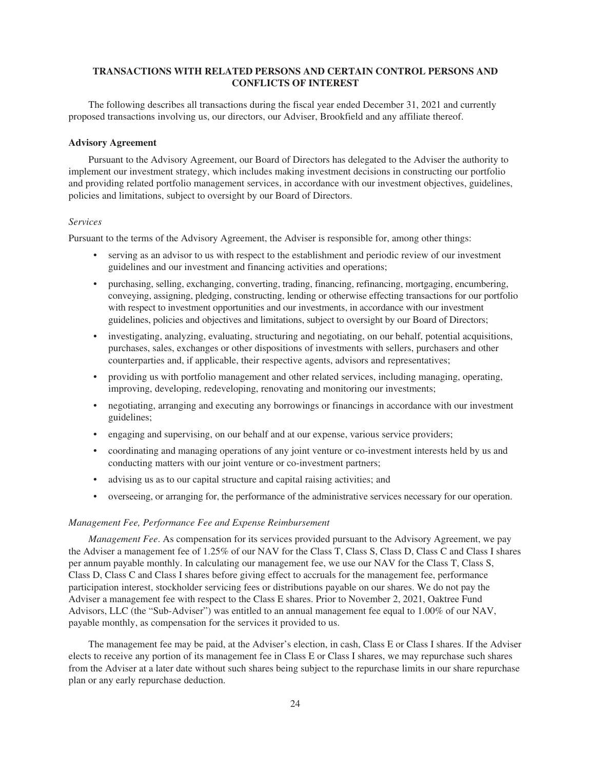## TRANSACTIONS WITH RELATED PERSONS AND CERTAIN CONTROL PERSONS AND CONFLICTS OF INTEREST

The following describes all transactions during the fiscal year ended December 31, 2021 and currently proposed transactions involving us, our directors, our Adviser, Brookfield and any affiliate thereof.

### Advisory Agreement

Pursuant to the Advisory Agreement, our Board of Directors has delegated to the Adviser the authority to implement our investment strategy, which includes making investment decisions in constructing our portfolio and providing related portfolio management services, in accordance with our investment objectives, guidelines, policies and limitations, subject to oversight by our Board of Directors.

*Services*

Pursuant to the terms of the Advisory Agreement, the Adviser is responsible for, among other things:

- serving as an advisor to us with respect to the establishment and periodic review of our investment guidelines and our investment and financing activities and operations;
- purchasing, selling, exchanging, converting, trading, financing, refinancing, mortgaging, encumbering, conveying, assigning, pledging, constructing, lending or otherwise effecting transactions for our portfolio with respect to investment opportunities and our investments, in accordance with our investment guidelines, policies and objectives and limitations, subject to oversight by our Board of Directors;
- investigating, analyzing, evaluating, structuring and negotiating, on our behalf, potential acquisitions, purchases, sales, exchanges or other dispositions of investments with sellers, purchasers and other counterparties and, if applicable, their respective agents, advisors and representatives;
- providing us with portfolio management and other related services, including managing, operating, improving, developing, redeveloping, renovating and monitoring our investments;
- negotiating, arranging and executing any borrowings or financings in accordance with our investment guidelines;
- engaging and supervising, on our behalf and at our expense, various service providers;
- coordinating and managing operations of any joint venture or co-investment interests held by us and conducting matters with our joint venture or co-investment partners;
- advising us as to our capital structure and capital raising activities; and
- overseeing, or arranging for, the performance of the administrative services necessary for our operation.

*Management Fee, Performance Fee and Expense Reimbursement*

*Management Fee*. As compensation for its services provided pursuant to the Advisory Agreement, we pay the Adviser a management fee of 1.25% of our NAV for the Class T, Class S, Class D, Class C and Class I shares per annum payable monthly. In calculating our management fee, we use our NAV for the Class T, Class S, Class D, Class C and Class I shares before giving effect to accruals for the management fee, performance participation interest, stockholder servicing fees or distributions payable on our shares. We do not pay the Adviser a management fee with respect to the Class E shares. Prior to November 2, 2021, Oaktree Fund Advisors, LLC (the "Sub-Adviser") was entitled to an annual management fee equal to 1.00% of our NAV, payable monthly, as compensation for the services it provided to us.

The management fee may be paid, at the Adviser's election, in cash, Class E or Class I shares. If the Adviser elects to receive any portion of its management fee in Class E or Class I shares, we may repurchase such shares from the Adviser at a later date without such shares being subject to the repurchase limits in our share repurchase plan or any early repurchase deduction.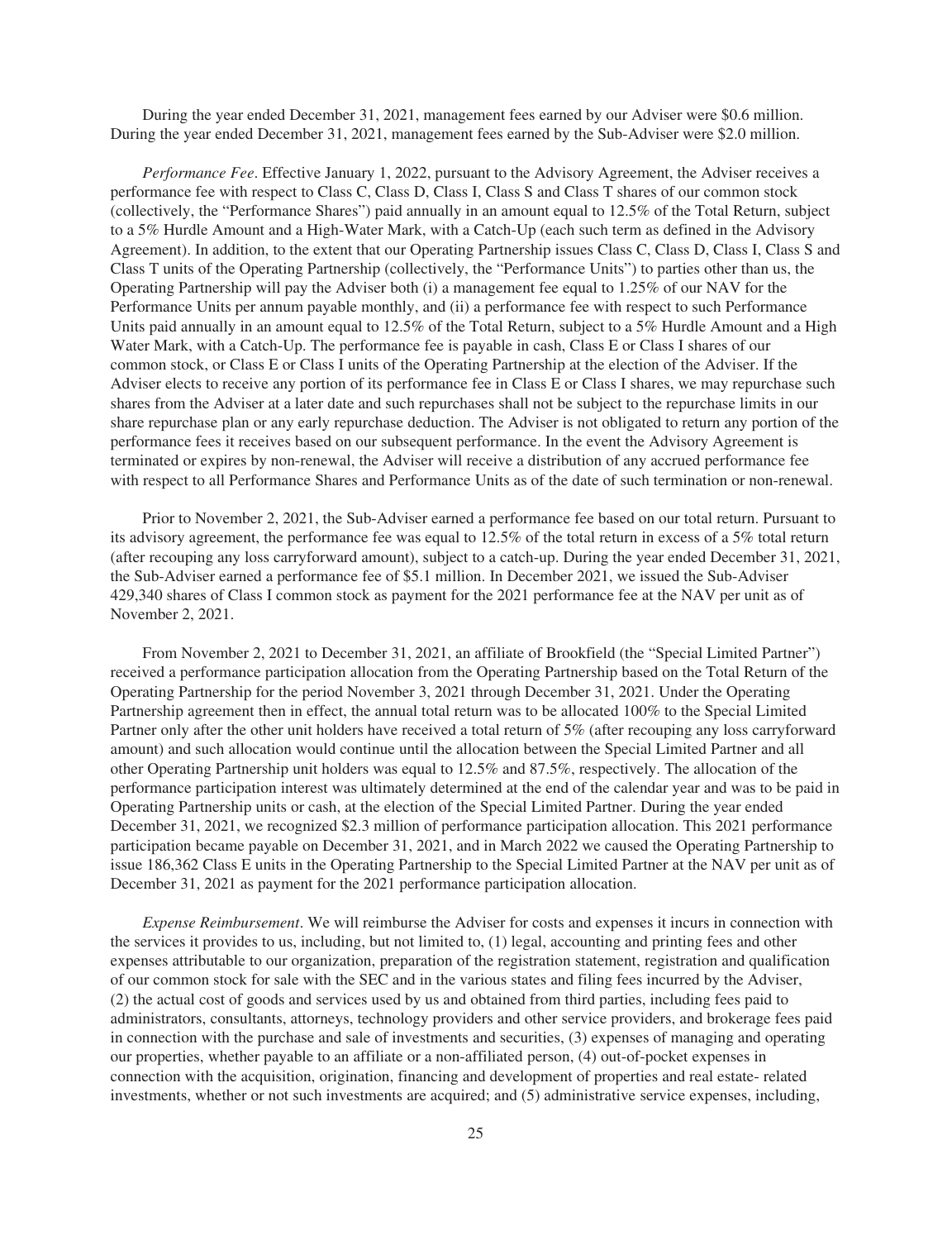During the year ended December 31, 2021, management fees earned by our Adviser were $0.6 million. During the year ended December 31, 2021, management fees earned by the Sub-Adviser were $2.0 million.

*Performance Fee*. Effective January 1, 2022, pursuant to the Advisory Agreement, the Adviser receives a performance fee with respect to Class C, Class D, Class I, Class S and Class T shares of our common stock (collectively, the "Performance Shares") paid annually in an amount equal to 12.5% of the Total Return, subject to a 5% Hurdle Amount and a High-Water Mark, with a Catch-Up (each such term as defined in the Advisory Agreement). In addition, to the extent that our Operating Partnership issues Class C, Class D, Class I, Class S and Class T units of the Operating Partnership (collectively, the "Performance Units") to parties other than us, the Operating Partnership will pay the Adviser both (i) a management fee equal to 1.25% of our NAV for the Performance Units per annum payable monthly, and (ii) a performance fee with respect to such Performance Units paid annually in an amount equal to 12.5% of the Total Return, subject to a 5% Hurdle Amount and a High Water Mark, with a Catch-Up. The performance fee is payable in cash, Class E or Class I shares of our common stock, or Class E or Class I units of the Operating Partnership at the election of the Adviser. If the Adviser elects to receive any portion of its performance fee in Class E or Class I shares, we may repurchase such shares from the Adviser at a later date and such repurchases shall not be subject to the repurchase limits in our share repurchase plan or any early repurchase deduction. The Adviser is not obligated to return any portion of the performance fees it receives based on our subsequent performance. In the event the Advisory Agreement is terminated or expires by non-renewal, the Adviser will receive a distribution of any accrued performance fee with respect to all Performance Shares and Performance Units as of the date of such termination or non-renewal.

Prior to November 2, 2021, the Sub-Adviser earned a performance fee based on our total return. Pursuant to its advisory agreement, the performance fee was equal to 12.5% of the total return in excess of a 5% total return (after recouping any loss carryforward amount), subject to a catch-up. During the year ended December 31, 2021, the Sub-Adviser earned a performance fee of $5.1 million. In December 2021, we issued the Sub-Adviser 429,340 shares of Class I common stock as payment for the 2021 performance fee at the NAV per unit as of November 2, 2021.

From November 2, 2021 to December 31, 2021, an affiliate of Brookfield (the "Special Limited Partner") received a performance participation allocation from the Operating Partnership based on the Total Return of the Operating Partnership for the period November 3, 2021 through December 31, 2021. Under the Operating Partnership agreement then in effect, the annual total return was to be allocated 100% to the Special Limited Partner only after the other unit holders have received a total return of 5% (after recouping any loss carryforward amount) and such allocation would continue until the allocation between the Special Limited Partner and all other Operating Partnership unit holders was equal to 12.5% and 87.5%, respectively. The allocation of the performance participation interest was ultimately determined at the end of the calendar year and was to be paid in Operating Partnership units or cash, at the election of the Special Limited Partner. During the year ended December 31, 2021, we recognized $2.3 million of performance participation allocation. This 2021 performance participation became payable on December 31, 2021, and in March 2022 we caused the Operating Partnership to issue 186,362 Class E units in the Operating Partnership to the Special Limited Partner at the NAV per unit as of December 31, 2021 as payment for the 2021 performance participation allocation.

*Expense Reimbursement*. We will reimburse the Adviser for costs and expenses it incurs in connection with the services it provides to us, including, but not limited to, (1) legal, accounting and printing fees and other expenses attributable to our organization, preparation of the registration statement, registration and qualification of our common stock for sale with the SEC and in the various states and filing fees incurred by the Adviser, (2) the actual cost of goods and services used by us and obtained from third parties, including fees paid to administrators, consultants, attorneys, technology providers and other service providers, and brokerage fees paid in connection with the purchase and sale of investments and securities, (3) expenses of managing and operating our properties, whether payable to an affiliate or a non-affiliated person, (4) out-of-pocket expenses in connection with the acquisition, origination, financing and development of properties and real estate- related investments, whether or not such investments are acquired; and (5) administrative service expenses, including,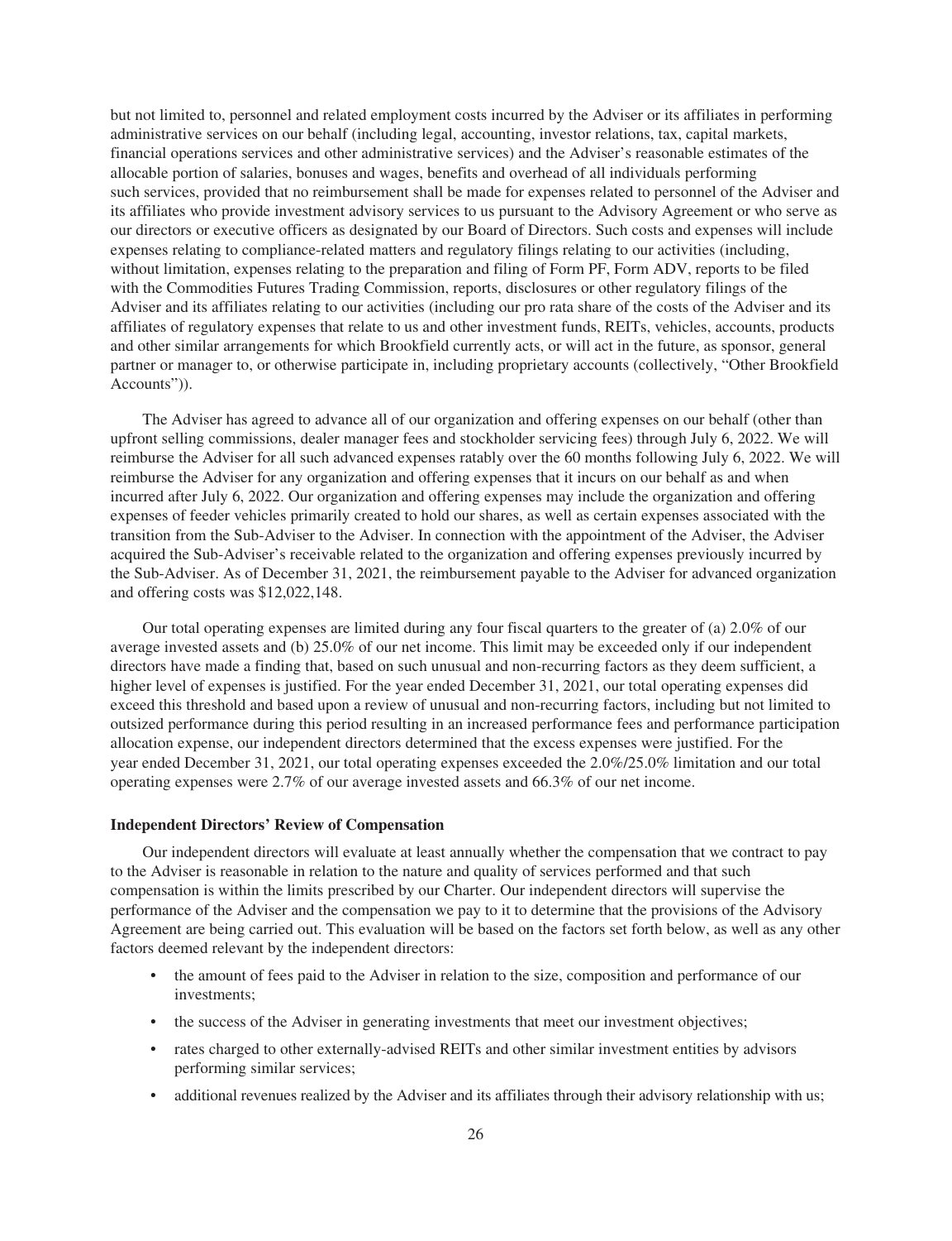but not limited to, personnel and related employment costs incurred by the Adviser or its affiliates in performing administrative services on our behalf (including legal, accounting, investor relations, tax, capital markets, financial operations services and other administrative services) and the Adviser's reasonable estimates of the allocable portion of salaries, bonuses and wages, benefits and overhead of all individuals performing such services, provided that no reimbursement shall be made for expenses related to personnel of the Adviser and its affiliates who provide investment advisory services to us pursuant to the Advisory Agreement or who serve as our directors or executive officers as designated by our Board of Directors. Such costs and expenses will include expenses relating to compliance-related matters and regulatory filings relating to our activities (including, without limitation, expenses relating to the preparation and filing of Form PF, Form ADV, reports to be filed with the Commodities Futures Trading Commission, reports, disclosures or other regulatory filings of the Adviser and its affiliates relating to our activities (including our pro rata share of the costs of the Adviser and its affiliates of regulatory expenses that relate to us and other investment funds, REITs, vehicles, accounts, products and other similar arrangements for which Brookfield currently acts, or will act in the future, as sponsor, general partner or manager to, or otherwise participate in, including proprietary accounts (collectively, "Other Brookfield Accounts")).

The Adviser has agreed to advance all of our organization and offering expenses on our behalf (other than upfront selling commissions, dealer manager fees and stockholder servicing fees) through July 6, 2022. We will reimburse the Adviser for all such advanced expenses ratably over the 60 months following July 6, 2022. We will reimburse the Adviser for any organization and offering expenses that it incurs on our behalf as and when incurred after July 6, 2022. Our organization and offering expenses may include the organization and offering expenses of feeder vehicles primarily created to hold our shares, as well as certain expenses associated with the transition from the Sub-Adviser to the Adviser. In connection with the appointment of the Adviser, the Adviser acquired the Sub-Adviser's receivable related to the organization and offering expenses previously incurred by the Sub-Adviser. As of December 31, 2021, the reimbursement payable to the Adviser for advanced organization and offering costs was $12,022,148.

Our total operating expenses are limited during any four fiscal quarters to the greater of (a) 2.0% of our average invested assets and (b) 25.0% of our net income. This limit may be exceeded only if our independent directors have made a finding that, based on such unusual and non-recurring factors as they deem sufficient, a higher level of expenses is justified. For the year ended December 31, 2021, our total operating expenses did exceed this threshold and based upon a review of unusual and non-recurring factors, including but not limited to outsized performance during this period resulting in an increased performance fees and performance participation allocation expense, our independent directors determined that the excess expenses were justified. For the year ended December 31, 2021, our total operating expenses exceeded the 2.0%/25.0% limitation and our total operating expenses were 2.7% of our average invested assets and 66.3% of our net income.

**Independent Directors' Review of Compensation**

Our independent directors will evaluate at least annually whether the compensation that we contract to pay to the Adviser is reasonable in relation to the nature and quality of services performed and that such compensation is within the limits prescribed by our Charter. Our independent directors will supervise the performance of the Adviser and the compensation we pay to it to determine that the provisions of the Advisory Agreement are being carried out. This evaluation will be based on the factors set forth below, as well as any other factors deemed relevant by the independent directors:

- the amount of fees paid to the Adviser in relation to the size, composition and performance of our investments;
- the success of the Adviser in generating investments that meet our investment objectives;
- rates charged to other externally-advised REITs and other similar investment entities by advisors performing similar services;
- additional revenues realized by the Adviser and its affiliates through their advisory relationship with us;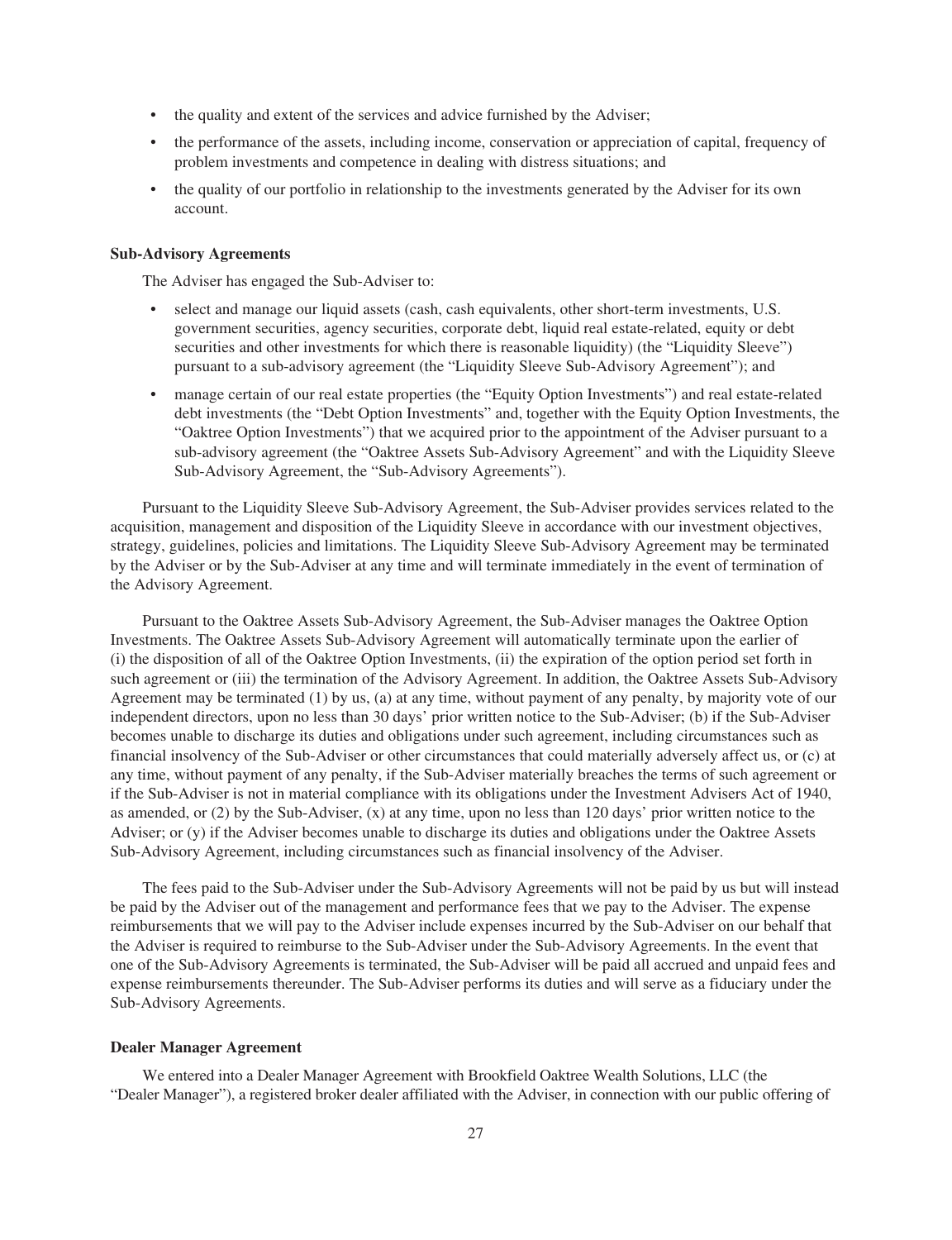- the quality and extent of the services and advice furnished by the Adviser;
- the performance of the assets, including income, conservation or appreciation of capital, frequency of problem investments and competence in dealing with distress situations; and
- the quality of our portfolio in relationship to the investments generated by the Adviser for its own account.

**Sub-Advisory Agreements**

The Adviser has engaged the Sub-Adviser to:

- select and manage our liquid assets (cash, cash equivalents, other short-term investments, U.S. government securities, agency securities, corporate debt, liquid real estate-related, equity or debt securities and other investments for which there is reasonable liquidity) (the "Liquidity Sleeve") pursuant to a sub-advisory agreement (the "Liquidity Sleeve Sub-Advisory Agreement"); and
- manage certain of our real estate properties (the "Equity Option Investments") and real estate-related debt investments (the "Debt Option Investments" and, together with the Equity Option Investments, the "Oaktree Option Investments") that we acquired prior to the appointment of the Adviser pursuant to a sub-advisory agreement (the "Oaktree Assets Sub-Advisory Agreement" and with the Liquidity Sleeve Sub-Advisory Agreement, the "Sub-Advisory Agreements").

Pursuant to the Liquidity Sleeve Sub-Advisory Agreement, the Sub-Adviser provides services related to the acquisition, management and disposition of the Liquidity Sleeve in accordance with our investment objectives, strategy, guidelines, policies and limitations. The Liquidity Sleeve Sub-Advisory Agreement may be terminated by the Adviser or by the Sub-Adviser at any time and will terminate immediately in the event of termination of the Advisory Agreement.

Pursuant to the Oaktree Assets Sub-Advisory Agreement, the Sub-Adviser manages the Oaktree Option Investments. The Oaktree Assets Sub-Advisory Agreement will automatically terminate upon the earlier of (i) the disposition of all of the Oaktree Option Investments, (ii) the expiration of the option period set forth in such agreement or (iii) the termination of the Advisory Agreement. In addition, the Oaktree Assets Sub-Advisory Agreement may be terminated (1) by us, (a) at any time, without payment of any penalty, by majority vote of our independent directors, upon no less than 30 days' prior written notice to the Sub-Adviser; (b) if the Sub-Adviser becomes unable to discharge its duties and obligations under such agreement, including circumstances such as financial insolvency of the Sub-Adviser or other circumstances that could materially adversely affect us, or (c) at any time, without payment of any penalty, if the Sub-Adviser materially breaches the terms of such agreement or if the Sub-Adviser is not in material compliance with its obligations under the Investment Advisers Act of 1940, as amended, or (2) by the Sub-Adviser, (x) at any time, upon no less than 120 days' prior written notice to the Adviser; or (y) if the Adviser becomes unable to discharge its duties and obligations under the Oaktree Assets Sub-Advisory Agreement, including circumstances such as financial insolvency of the Adviser.

The fees paid to the Sub-Adviser under the Sub-Advisory Agreements will not be paid by us but will instead be paid by the Adviser out of the management and performance fees that we pay to the Adviser. The expense reimbursements that we will pay to the Adviser include expenses incurred by the Sub-Adviser on our behalf that the Adviser is required to reimburse to the Sub-Adviser under the Sub-Advisory Agreements. In the event that one of the Sub-Advisory Agreements is terminated, the Sub-Adviser will be paid all accrued and unpaid fees and expense reimbursements thereunder. The Sub-Adviser performs its duties and will serve as a fiduciary under the Sub-Advisory Agreements.

**Dealer Manager Agreement**

We entered into a Dealer Manager Agreement with Brookfield Oaktree Wealth Solutions, LLC (the "Dealer Manager"), a registered broker dealer affiliated with the Adviser, in connection with our public offering of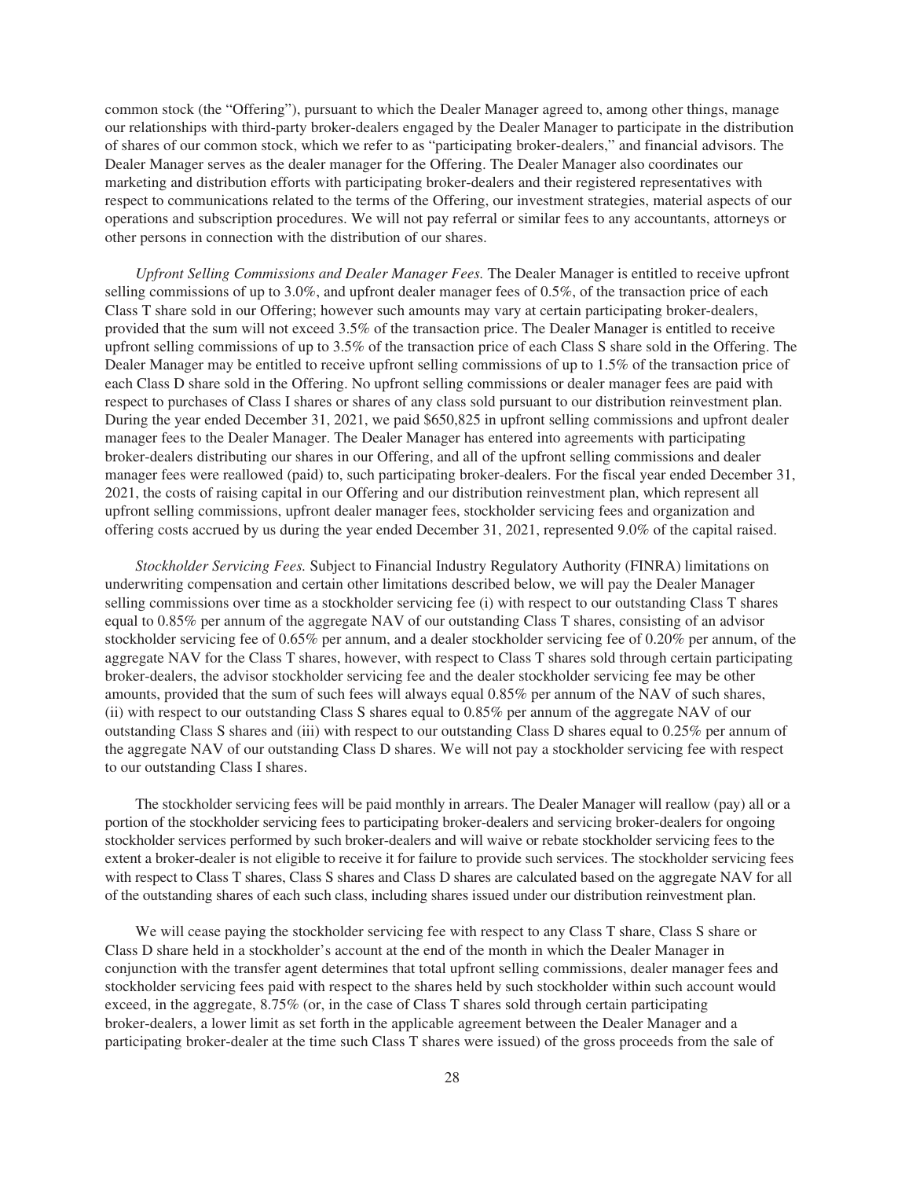common stock (the "Offering"), pursuant to which the Dealer Manager agreed to, among other things, manage our relationships with third-party broker-dealers engaged by the Dealer Manager to participate in the distribution of shares of our common stock, which we refer to as "participating broker-dealers," and financial advisors. The Dealer Manager serves as the dealer manager for the Offering. The Dealer Manager also coordinates our marketing and distribution efforts with participating broker-dealers and their registered representatives with respect to communications related to the terms of the Offering, our investment strategies, material aspects of our operations and subscription procedures. We will not pay referral or similar fees to any accountants, attorneys or other persons in connection with the distribution of our shares.

*Upfront Selling Commissions and Dealer Manager Fees.* The Dealer Manager is entitled to receive upfront selling commissions of up to 3.0%, and upfront dealer manager fees of 0.5%, of the transaction price of each Class T share sold in our Offering; however such amounts may vary at certain participating broker-dealers, provided that the sum will not exceed 3.5% of the transaction price. The Dealer Manager is entitled to receive upfront selling commissions of up to 3.5% of the transaction price of each Class S share sold in the Offering. The Dealer Manager may be entitled to receive upfront selling commissions of up to 1.5% of the transaction price of each Class D share sold in the Offering. No upfront selling commissions or dealer manager fees are paid with respect to purchases of Class I shares or shares of any class sold pursuant to our distribution reinvestment plan. During the year ended December 31, 2021, we paid $650,825 in upfront selling commissions and upfront dealer manager fees to the Dealer Manager. The Dealer Manager has entered into agreements with participating broker-dealers distributing our shares in our Offering, and all of the upfront selling commissions and dealer manager fees were reallowed (paid) to, such participating broker-dealers. For the fiscal year ended December 31, 2021, the costs of raising capital in our Offering and our distribution reinvestment plan, which represent all upfront selling commissions, upfront dealer manager fees, stockholder servicing fees and organization and offering costs accrued by us during the year ended December 31, 2021, represented 9.0% of the capital raised.

*Stockholder Servicing Fees.* Subject to Financial Industry Regulatory Authority (FINRA) limitations on underwriting compensation and certain other limitations described below, we will pay the Dealer Manager selling commissions over time as a stockholder servicing fee (i) with respect to our outstanding Class T shares equal to 0.85% per annum of the aggregate NAV of our outstanding Class T shares, consisting of an advisor stockholder servicing fee of 0.65% per annum, and a dealer stockholder servicing fee of 0.20% per annum, of the aggregate NAV for the Class T shares, however, with respect to Class T shares sold through certain participating broker-dealers, the advisor stockholder servicing fee and the dealer stockholder servicing fee may be other amounts, provided that the sum of such fees will always equal 0.85% per annum of the NAV of such shares, (ii) with respect to our outstanding Class S shares equal to 0.85% per annum of the aggregate NAV of our outstanding Class S shares and (iii) with respect to our outstanding Class D shares equal to 0.25% per annum of the aggregate NAV of our outstanding Class D shares. We will not pay a stockholder servicing fee with respect to our outstanding Class I shares.

The stockholder servicing fees will be paid monthly in arrears. The Dealer Manager will reallow (pay) all or a portion of the stockholder servicing fees to participating broker-dealers and servicing broker-dealers for ongoing stockholder services performed by such broker-dealers and will waive or rebate stockholder servicing fees to the extent a broker-dealer is not eligible to receive it for failure to provide such services. The stockholder servicing fees with respect to Class T shares, Class S shares and Class D shares are calculated based on the aggregate NAV for all of the outstanding shares of each such class, including shares issued under our distribution reinvestment plan.

We will cease paying the stockholder servicing fee with respect to any Class T share, Class S share or Class D share held in a stockholder's account at the end of the month in which the Dealer Manager in conjunction with the transfer agent determines that total upfront selling commissions, dealer manager fees and stockholder servicing fees paid with respect to the shares held by such stockholder within such account would exceed, in the aggregate, 8.75% (or, in the case of Class T shares sold through certain participating broker-dealers, a lower limit as set forth in the applicable agreement between the Dealer Manager and a participating broker-dealer at the time such Class T shares were issued) of the gross proceeds from the sale of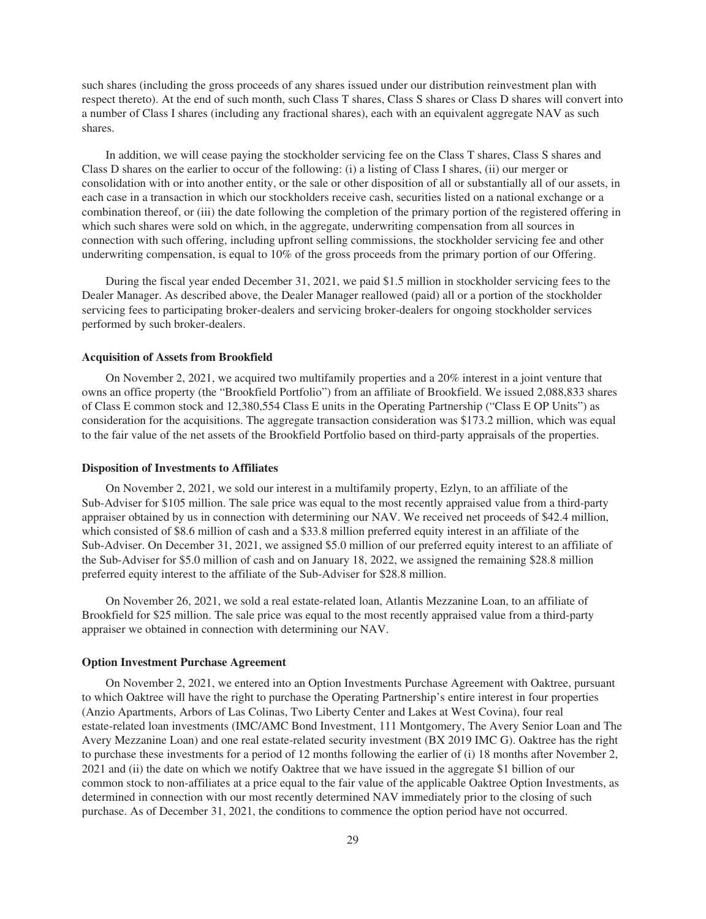such shares (including the gross proceeds of any shares issued under our distribution reinvestment plan with respect thereto). At the end of such month, such Class T shares, Class S shares or Class D shares will convert into a number of Class I shares (including any fractional shares), each with an equivalent aggregate NAV as such shares.

In addition, we will cease paying the stockholder servicing fee on the Class T shares, Class S shares and Class D shares on the earlier to occur of the following: (i) a listing of Class I shares, (ii) our merger or consolidation with or into another entity, or the sale or other disposition of all or substantially all of our assets, in each case in a transaction in which our stockholders receive cash, securities listed on a national exchange or a combination thereof, or (iii) the date following the completion of the primary portion of the registered offering in which such shares were sold on which, in the aggregate, underwriting compensation from all sources in connection with such offering, including upfront selling commissions, the stockholder servicing fee and other underwriting compensation, is equal to 10% of the gross proceeds from the primary portion of our Offering.

During the fiscal year ended December 31, 2021, we paid $1.5 million in stockholder servicing fees to the Dealer Manager. As described above, the Dealer Manager reallowed (paid) all or a portion of the stockholder servicing fees to participating broker-dealers and servicing broker-dealers for ongoing stockholder services performed by such broker-dealers.

**Acquisition of Assets from Brookfield**

On November 2, 2021, we acquired two multifamily properties and a 20% interest in a joint venture that owns an office property (the "Brookfield Portfolio") from an affiliate of Brookfield. We issued 2,088,833 shares of Class E common stock and 12,380,554 Class E units in the Operating Partnership ("Class E OP Units") as consideration for the acquisitions. The aggregate transaction consideration was $173.2 million, which was equal to the fair value of the net assets of the Brookfield Portfolio based on third-party appraisals of the properties.

**Disposition of Investments to Affiliates**

On November 2, 2021, we sold our interest in a multifamily property, Ezlyn, to an affiliate of the Sub-Adviser for $105 million. The sale price was equal to the most recently appraised value from a third-party appraiser obtained by us in connection with determining our NAV. We received net proceeds of $42.4 million, which consisted of $8.6 million of cash and a $33.8 million preferred equity interest in an affiliate of the Sub-Adviser. On December 31, 2021, we assigned $5.0 million of our preferred equity interest to an affiliate of the Sub-Adviser for $5.0 million of cash and on January 18, 2022, we assigned the remaining $28.8 million preferred equity interest to the affiliate of the Sub-Adviser for $28.8 million.

On November 26, 2021, we sold a real estate-related loan, Atlantis Mezzanine Loan, to an affiliate of Brookfield for $25 million. The sale price was equal to the most recently appraised value from a third-party appraiser we obtained in connection with determining our NAV.

**Option Investment Purchase Agreement**

On November 2, 2021, we entered into an Option Investments Purchase Agreement with Oaktree, pursuant to which Oaktree will have the right to purchase the Operating Partnership's entire interest in four properties (Anzio Apartments, Arbors of Las Colinas, Two Liberty Center and Lakes at West Covina), four real estate-related loan investments (IMC/AMC Bond Investment, 111 Montgomery, The Avery Senior Loan and The Avery Mezzanine Loan) and one real estate-related security investment (BX 2019 IMC G). Oaktree has the right to purchase these investments for a period of 12 months following the earlier of (i) 18 months after November 2, 2021 and (ii) the date on which we notify Oaktree that we have issued in the aggregate $1 billion of our common stock to non-affiliates at a price equal to the fair value of the applicable Oaktree Option Investments, as determined in connection with our most recently determined NAV immediately prior to the closing of such purchase. As of December 31, 2021, the conditions to commence the option period have not occurred.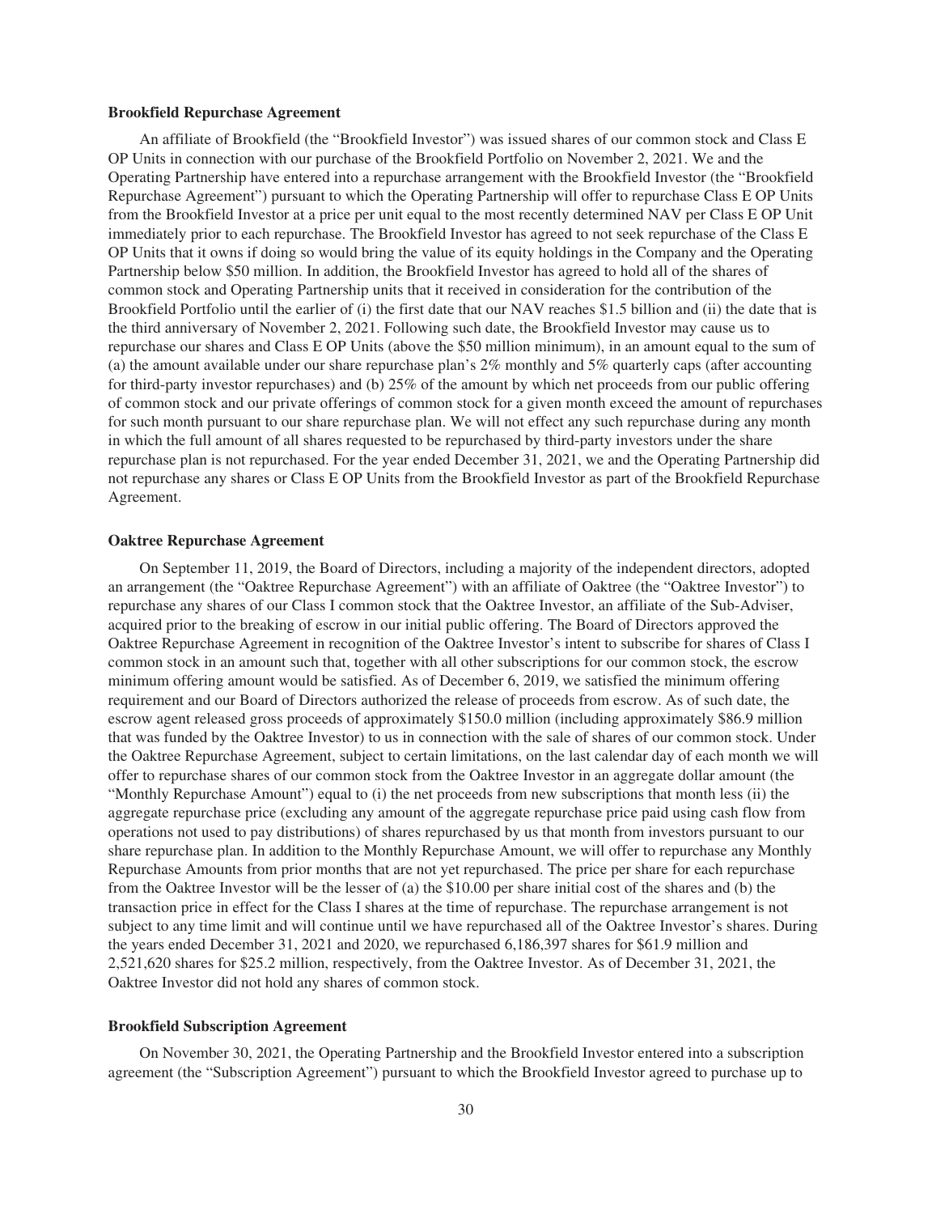**Brookfield Repurchase Agreement**

An affiliate of Brookfield (the "Brookfield Investor") was issued shares of our common stock and Class E OP Units in connection with our purchase of the Brookfield Portfolio on November 2, 2021. We and the Operating Partnership have entered into a repurchase arrangement with the Brookfield Investor (the "Brookfield Repurchase Agreement") pursuant to which the Operating Partnership will offer to repurchase Class E OP Units from the Brookfield Investor at a price per unit equal to the most recently determined NAV per Class E OP Unit immediately prior to each repurchase. The Brookfield Investor has agreed to not seek repurchase of the Class E OP Units that it owns if doing so would bring the value of its equity holdings in the Company and the Operating Partnership below $50 million. In addition, the Brookfield Investor has agreed to hold all of the shares of common stock and Operating Partnership units that it received in consideration for the contribution of the Brookfield Portfolio until the earlier of (i) the first date that our NAV reaches $1.5 billion and (ii) the date that is the third anniversary of November 2, 2021. Following such date, the Brookfield Investor may cause us to repurchase our shares and Class E OP Units (above the $50 million minimum), in an amount equal to the sum of (a) the amount available under our share repurchase plan's 2% monthly and 5% quarterly caps (after accounting for third-party investor repurchases) and (b) 25% of the amount by which net proceeds from our public offering of common stock and our private offerings of common stock for a given month exceed the amount of repurchases for such month pursuant to our share repurchase plan. We will not effect any such repurchase during any month in which the full amount of all shares requested to be repurchased by third-party investors under the share repurchase plan is not repurchased. For the year ended December 31, 2021, we and the Operating Partnership did not repurchase any shares or Class E OP Units from the Brookfield Investor as part of the Brookfield Repurchase Agreement.

**Oaktree Repurchase Agreement**

On September 11, 2019, the Board of Directors, including a majority of the independent directors, adopted an arrangement (the "Oaktree Repurchase Agreement") with an affiliate of Oaktree (the "Oaktree Investor") to repurchase any shares of our Class I common stock that the Oaktree Investor, an affiliate of the Sub-Adviser, acquired prior to the breaking of escrow in our initial public offering. The Board of Directors approved the Oaktree Repurchase Agreement in recognition of the Oaktree Investor's intent to subscribe for shares of Class I common stock in an amount such that, together with all other subscriptions for our common stock, the escrow minimum offering amount would be satisfied. As of December 6, 2019, we satisfied the minimum offering requirement and our Board of Directors authorized the release of proceeds from escrow. As of such date, the escrow agent released gross proceeds of approximately $150.0 million (including approximately $86.9 million that was funded by the Oaktree Investor) to us in connection with the sale of shares of our common stock. Under the Oaktree Repurchase Agreement, subject to certain limitations, on the last calendar day of each month we will offer to repurchase shares of our common stock from the Oaktree Investor in an aggregate dollar amount (the "Monthly Repurchase Amount") equal to (i) the net proceeds from new subscriptions that month less (ii) the aggregate repurchase price (excluding any amount of the aggregate repurchase price paid using cash flow from operations not used to pay distributions) of shares repurchased by us that month from investors pursuant to our share repurchase plan. In addition to the Monthly Repurchase Amount, we will offer to repurchase any Monthly Repurchase Amounts from prior months that are not yet repurchased. The price per share for each repurchase from the Oaktree Investor will be the lesser of (a) the $10.00 per share initial cost of the shares and (b) the transaction price in effect for the Class I shares at the time of repurchase. The repurchase arrangement is not subject to any time limit and will continue until we have repurchased all of the Oaktree Investor's shares. During the years ended December 31, 2021 and 2020, we repurchased 6,186,397 shares for $61.9 million and 2,521,620 shares for $25.2 million, respectively, from the Oaktree Investor. As of December 31, 2021, the Oaktree Investor did not hold any shares of common stock.

**Brookfield Subscription Agreement**

On November 30, 2021, the Operating Partnership and the Brookfield Investor entered into a subscription agreement (the "Subscription Agreement") pursuant to which the Brookfield Investor agreed to purchase up to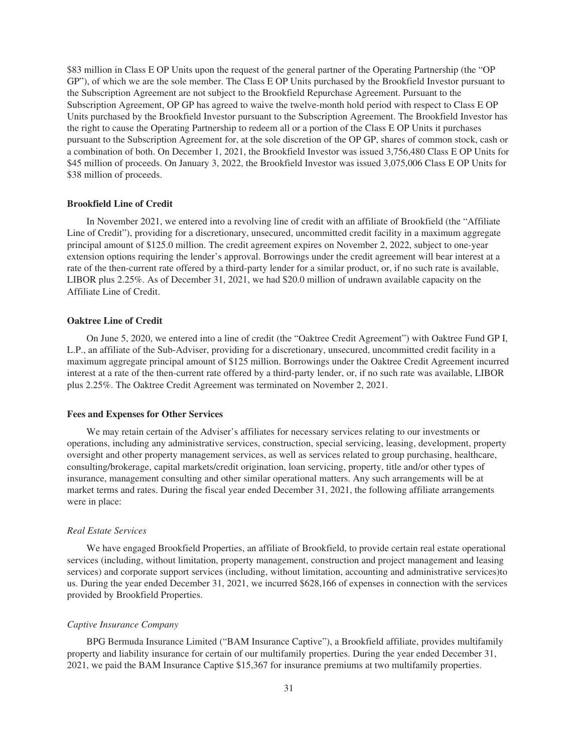$83 million in Class E OP Units upon the request of the general partner of the Operating Partnership (the "OP GP"), of which we are the sole member. The Class E OP Units purchased by the Brookfield Investor pursuant to the Subscription Agreement are not subject to the Brookfield Repurchase Agreement. Pursuant to the Subscription Agreement, OP GP has agreed to waive the twelve-month hold period with respect to Class E OP Units purchased by the Brookfield Investor pursuant to the Subscription Agreement. The Brookfield Investor has the right to cause the Operating Partnership to redeem all or a portion of the Class E OP Units it purchases pursuant to the Subscription Agreement for, at the sole discretion of the OP GP, shares of common stock, cash or a combination of both. On December 1, 2021, the Brookfield Investor was issued 3,756,480 Class E OP Units for $45 million of proceeds. On January 3, 2022, the Brookfield Investor was issued 3,075,006 Class E OP Units for $38 million of proceeds.

**Brookfield Line of Credit**

In November 2021, we entered into a revolving line of credit with an affiliate of Brookfield (the "Affiliate Line of Credit"), providing for a discretionary, unsecured, uncommitted credit facility in a maximum aggregate principal amount of $125.0 million. The credit agreement expires on November 2, 2022, subject to one-year extension options requiring the lender's approval. Borrowings under the credit agreement will bear interest at a rate of the then-current rate offered by a third-party lender for a similar product, or, if no such rate is available, LIBOR plus 2.25%. As of December 31, 2021, we had $20.0 million of undrawn available capacity on the Affiliate Line of Credit.

**Oaktree Line of Credit**

On June 5, 2020, we entered into a line of credit (the "Oaktree Credit Agreement") with Oaktree Fund GP I, L.P., an affiliate of the Sub-Adviser, providing for a discretionary, unsecured, uncommitted credit facility in a maximum aggregate principal amount of $125 million. Borrowings under the Oaktree Credit Agreement incurred interest at a rate of the then-current rate offered by a third-party lender, or, if no such rate was available, LIBOR plus 2.25%. The Oaktree Credit Agreement was terminated on November 2, 2021.

**Fees and Expenses for Other Services**

We may retain certain of the Adviser's affiliates for necessary services relating to our investments or operations, including any administrative services, construction, special servicing, leasing, development, property oversight and other property management services, as well as services related to group purchasing, healthcare, consulting/brokerage, capital markets/credit origination, loan servicing, property, title and/or other types of insurance, management consulting and other similar operational matters. Any such arrangements will be at market terms and rates. During the fiscal year ended December 31, 2021, the following affiliate arrangements were in place:

*Real Estate Services*

We have engaged Brookfield Properties, an affiliate of Brookfield, to provide certain real estate operational services (including, without limitation, property management, construction and project management and leasing services) and corporate support services (including, without limitation, accounting and administrative services)to us. During the year ended December 31, 2021, we incurred $628,166 of expenses in connection with the services provided by Brookfield Properties.

*Captive Insurance Company*

BPG Bermuda Insurance Limited ("BAM Insurance Captive"), a Brookfield affiliate, provides multifamily property and liability insurance for certain of our multifamily properties. During the year ended December 31, 2021, we paid the BAM Insurance Captive $15,367 for insurance premiums at two multifamily properties.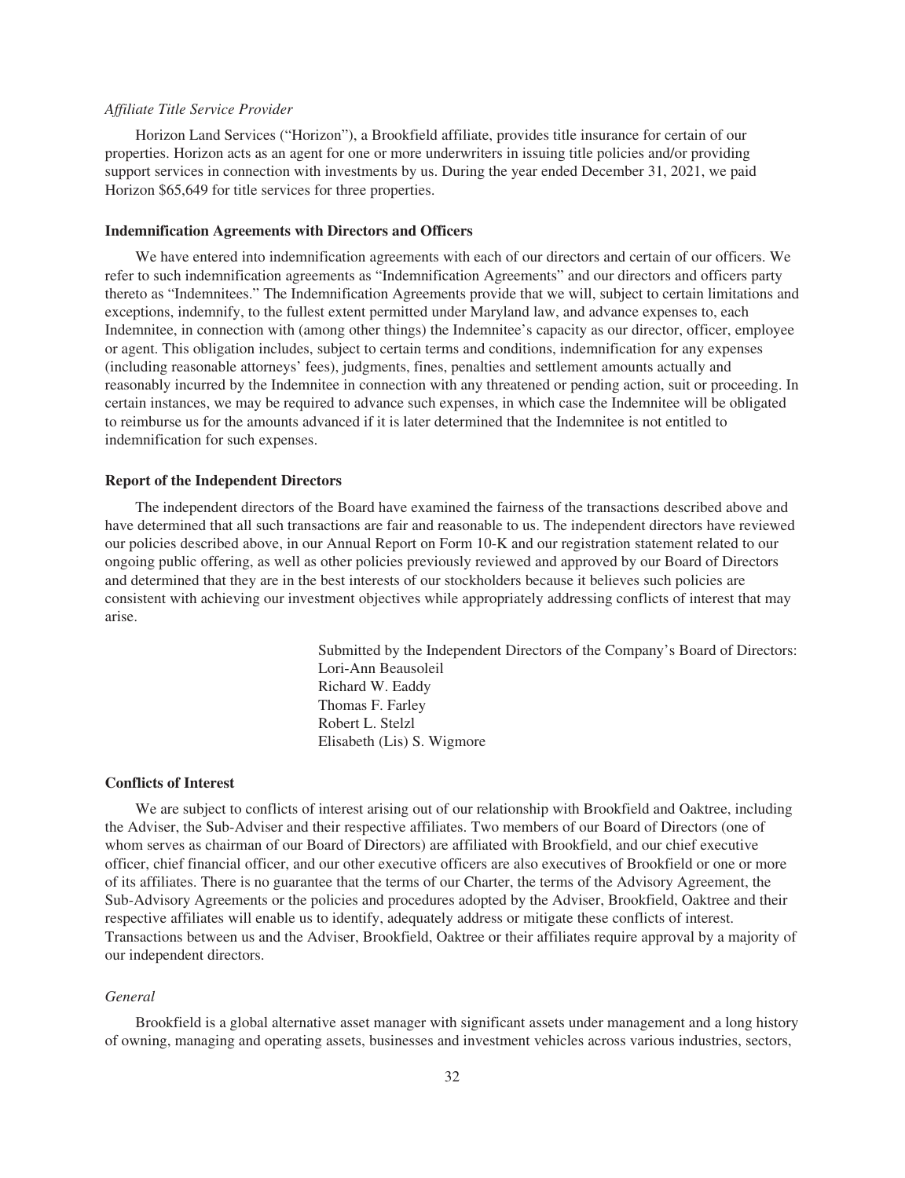*Affiliate Title Service Provider*

Horizon Land Services ("Horizon"), a Brookfield affiliate, provides title insurance for certain of our properties. Horizon acts as an agent for one or more underwriters in issuing title policies and/or providing support services in connection with investments by us. During the year ended December 31, 2021, we paid Horizon $65,649 for title services for three properties.

**Indemnification Agreements with Directors and Officers**

We have entered into indemnification agreements with each of our directors and certain of our officers. We refer to such indemnification agreements as "Indemnification Agreements" and our directors and officers party thereto as "Indemnitees." The Indemnification Agreements provide that we will, subject to certain limitations and exceptions, indemnify, to the fullest extent permitted under Maryland law, and advance expenses to, each Indemnitee, in connection with (among other things) the Indemnitee's capacity as our director, officer, employee or agent. This obligation includes, subject to certain terms and conditions, indemnification for any expenses (including reasonable attorneys' fees), judgments, fines, penalties and settlement amounts actually and reasonably incurred by the Indemnitee in connection with any threatened or pending action, suit or proceeding. In certain instances, we may be required to advance such expenses, in which case the Indemnitee will be obligated to reimburse us for the amounts advanced if it is later determined that the Indemnitee is not entitled to indemnification for such expenses.

**Report of the Independent Directors**

The independent directors of the Board have examined the fairness of the transactions described above and have determined that all such transactions are fair and reasonable to us. The independent directors have reviewed our policies described above, in our Annual Report on Form 10-K and our registration statement related to our ongoing public offering, as well as other policies previously reviewed and approved by our Board of Directors and determined that they are in the best interests of our stockholders because it believes such policies are consistent with achieving our investment objectives while appropriately addressing conflicts of interest that may arise.

Submitted by the Independent Directors of the Company's Board of Directors:
Lori-Ann Beausoleil
Richard W. Eaddy
Thomas F. Farley
Robert L. Stelzl
Elisabeth (Lis) S. Wigmore

**Conflicts of Interest**

We are subject to conflicts of interest arising out of our relationship with Brookfield and Oaktree, including the Adviser, the Sub-Adviser and their respective affiliates. Two members of our Board of Directors (one of whom serves as chairman of our Board of Directors) are affiliated with Brookfield, and our chief executive officer, chief financial officer, and our other executive officers are also executives of Brookfield or one or more of its affiliates. There is no guarantee that the terms of our Charter, the terms of the Advisory Agreement, the Sub-Advisory Agreements or the policies and procedures adopted by the Adviser, Brookfield, Oaktree and their respective affiliates will enable us to identify, adequately address or mitigate these conflicts of interest. Transactions between us and the Adviser, Brookfield, Oaktree or their affiliates require approval by a majority of our independent directors.

*General*

Brookfield is a global alternative asset manager with significant assets under management and a long history of owning, managing and operating assets, businesses and investment vehicles across various industries, sectors,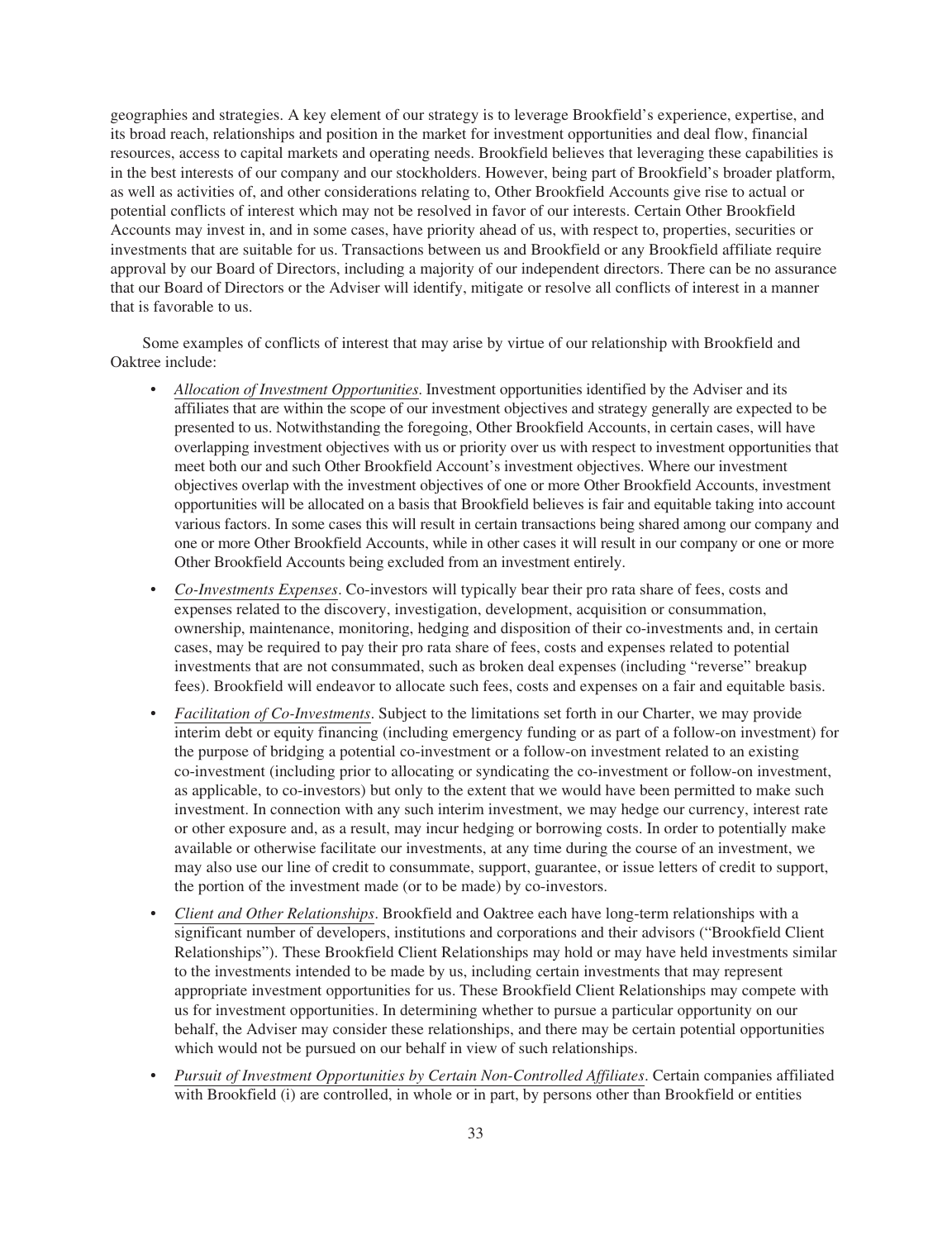geographies and strategies. A key element of our strategy is to leverage Brookfield's experience, expertise, and its broad reach, relationships and position in the market for investment opportunities and deal flow, financial resources, access to capital markets and operating needs. Brookfield believes that leveraging these capabilities is in the best interests of our company and our stockholders. However, being part of Brookfield's broader platform, as well as activities of, and other considerations relating to, Other Brookfield Accounts give rise to actual or potential conflicts of interest which may not be resolved in favor of our interests. Certain Other Brookfield Accounts may invest in, and in some cases, have priority ahead of us, with respect to, properties, securities or investments that are suitable for us. Transactions between us and Brookfield or any Brookfield affiliate require approval by our Board of Directors, including a majority of our independent directors. There can be no assurance that our Board of Directors or the Adviser will identify, mitigate or resolve all conflicts of interest in a manner that is favorable to us.

Some examples of conflicts of interest that may arise by virtue of our relationship with Brookfield and Oaktree include:

- *Allocation of Investment Opportunities*. Investment opportunities identified by the Adviser and its affiliates that are within the scope of our investment objectives and strategy generally are expected to be presented to us. Notwithstanding the foregoing, Other Brookfield Accounts, in certain cases, will have overlapping investment objectives with us or priority over us with respect to investment opportunities that meet both our and such Other Brookfield Account's investment objectives. Where our investment objectives overlap with the investment objectives of one or more Other Brookfield Accounts, investment opportunities will be allocated on a basis that Brookfield believes is fair and equitable taking into account various factors. In some cases this will result in certain transactions being shared among our company and one or more Other Brookfield Accounts, while in other cases it will result in our company or one or more Other Brookfield Accounts being excluded from an investment entirely.
- *Co-Investments Expenses*. Co-investors will typically bear their pro rata share of fees, costs and expenses related to the discovery, investigation, development, acquisition or consummation, ownership, maintenance, monitoring, hedging and disposition of their co-investments and, in certain cases, may be required to pay their pro rata share of fees, costs and expenses related to potential investments that are not consummated, such as broken deal expenses (including "reverse" breakup fees). Brookfield will endeavor to allocate such fees, costs and expenses on a fair and equitable basis.
- *Facilitation of Co-Investments*. Subject to the limitations set forth in our Charter, we may provide interim debt or equity financing (including emergency funding or as part of a follow-on investment) for the purpose of bridging a potential co-investment or a follow-on investment related to an existing co-investment (including prior to allocating or syndicating the co-investment or follow-on investment, as applicable, to co-investors) but only to the extent that we would have been permitted to make such investment. In connection with any such interim investment, we may hedge our currency, interest rate or other exposure and, as a result, may incur hedging or borrowing costs. In order to potentially make available or otherwise facilitate our investments, at any time during the course of an investment, we may also use our line of credit to consummate, support, guarantee, or issue letters of credit to support, the portion of the investment made (or to be made) by co-investors.
- *Client and Other Relationships*. Brookfield and Oaktree each have long-term relationships with a significant number of developers, institutions and corporations and their advisors ("Brookfield Client Relationships"). These Brookfield Client Relationships may hold or may have held investments similar to the investments intended to be made by us, including certain investments that may represent appropriate investment opportunities for us. These Brookfield Client Relationships may compete with us for investment opportunities. In determining whether to pursue a particular opportunity on our behalf, the Adviser may consider these relationships, and there may be certain potential opportunities which would not be pursued on our behalf in view of such relationships.
- *Pursuit of Investment Opportunities by Certain Non-Controlled Affiliates*. Certain companies affiliated with Brookfield (i) are controlled, in whole or in part, by persons other than Brookfield or entities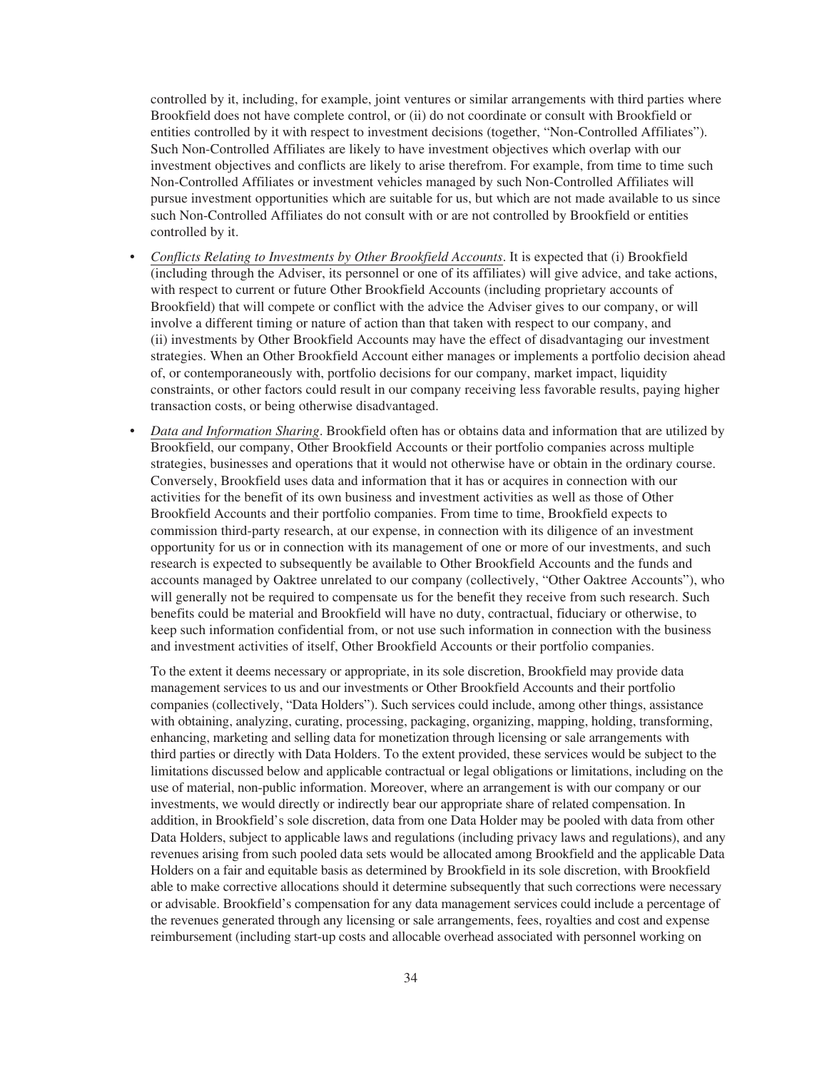controlled by it, including, for example, joint ventures or similar arrangements with third parties where Brookfield does not have complete control, or (ii) do not coordinate or consult with Brookfield or entities controlled by it with respect to investment decisions (together, "Non-Controlled Affiliates"). Such Non-Controlled Affiliates are likely to have investment objectives which overlap with our investment objectives and conflicts are likely to arise therefrom. For example, from time to time such Non-Controlled Affiliates or investment vehicles managed by such Non-Controlled Affiliates will pursue investment opportunities which are suitable for us, but which are not made available to us since such Non-Controlled Affiliates do not consult with or are not controlled by Brookfield or entities controlled by it.

- *Conflicts Relating to Investments by Other Brookfield Accounts*. It is expected that (i) Brookfield (including through the Adviser, its personnel or one of its affiliates) will give advice, and take actions, with respect to current or future Other Brookfield Accounts (including proprietary accounts of Brookfield) that will compete or conflict with the advice the Adviser gives to our company, or will involve a different timing or nature of action than that taken with respect to our company, and (ii) investments by Other Brookfield Accounts may have the effect of disadvantaging our investment strategies. When an Other Brookfield Account either manages or implements a portfolio decision ahead of, or contemporaneously with, portfolio decisions for our company, market impact, liquidity constraints, or other factors could result in our company receiving less favorable results, paying higher transaction costs, or being otherwise disadvantaged.

- *Data and Information Sharing*. Brookfield often has or obtains data and information that are utilized by Brookfield, our company, Other Brookfield Accounts or their portfolio companies across multiple strategies, businesses and operations that it would not otherwise have or obtain in the ordinary course. Conversely, Brookfield uses data and information that it has or acquires in connection with our activities for the benefit of its own business and investment activities as well as those of Other Brookfield Accounts and their portfolio companies. From time to time, Brookfield expects to commission third-party research, at our expense, in connection with its diligence of an investment opportunity for us or in connection with its management of one or more of our investments, and such research is expected to subsequently be available to Other Brookfield Accounts and the funds and accounts managed by Oaktree unrelated to our company (collectively, "Other Oaktree Accounts"), who will generally not be required to compensate us for the benefit they receive from such research. Such benefits could be material and Brookfield will have no duty, contractual, fiduciary or otherwise, to keep such information confidential from, or not use such information in connection with the business and investment activities of itself, Other Brookfield Accounts or their portfolio companies.

  To the extent it deems necessary or appropriate, in its sole discretion, Brookfield may provide data management services to us and our investments or Other Brookfield Accounts and their portfolio companies (collectively, "Data Holders"). Such services could include, among other things, assistance with obtaining, analyzing, curating, processing, packaging, organizing, mapping, holding, transforming, enhancing, marketing and selling data for monetization through licensing or sale arrangements with third parties or directly with Data Holders. To the extent provided, these services would be subject to the limitations discussed below and applicable contractual or legal obligations or limitations, including on the use of material, non-public information. Moreover, where an arrangement is with our company or our investments, we would directly or indirectly bear our appropriate share of related compensation. In addition, in Brookfield's sole discretion, data from one Data Holder may be pooled with data from other Data Holders, subject to applicable laws and regulations (including privacy laws and regulations), and any revenues arising from such pooled data sets would be allocated among Brookfield and the applicable Data Holders on a fair and equitable basis as determined by Brookfield in its sole discretion, with Brookfield able to make corrective allocations should it determine subsequently that such corrections were necessary or advisable. Brookfield's compensation for any data management services could include a percentage of the revenues generated through any licensing or sale arrangements, fees, royalties and cost and expense reimbursement (including start-up costs and allocable overhead associated with personnel working on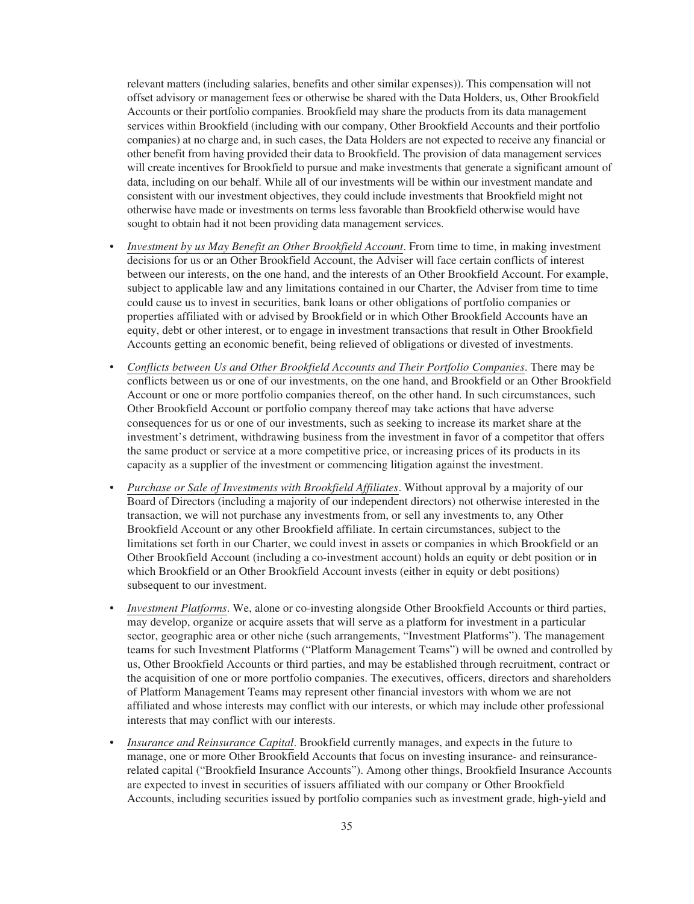relevant matters (including salaries, benefits and other similar expenses)). This compensation will not offset advisory or management fees or otherwise be shared with the Data Holders, us, Other Brookfield Accounts or their portfolio companies. Brookfield may share the products from its data management services within Brookfield (including with our company, Other Brookfield Accounts and their portfolio companies) at no charge and, in such cases, the Data Holders are not expected to receive any financial or other benefit from having provided their data to Brookfield. The provision of data management services will create incentives for Brookfield to pursue and make investments that generate a significant amount of data, including on our behalf. While all of our investments will be within our investment mandate and consistent with our investment objectives, they could include investments that Brookfield might not otherwise have made or investments on terms less favorable than Brookfield otherwise would have sought to obtain had it not been providing data management services.

- *Investment by us May Benefit an Other Brookfield Account*. From time to time, in making investment decisions for us or an Other Brookfield Account, the Adviser will face certain conflicts of interest between our interests, on the one hand, and the interests of an Other Brookfield Account. For example, subject to applicable law and any limitations contained in our Charter, the Adviser from time to time could cause us to invest in securities, bank loans or other obligations of portfolio companies or properties affiliated with or advised by Brookfield or in which Other Brookfield Accounts have an equity, debt or other interest, or to engage in investment transactions that result in Other Brookfield Accounts getting an economic benefit, being relieved of obligations or divested of investments.

- *Conflicts between Us and Other Brookfield Accounts and Their Portfolio Companies*. There may be conflicts between us or one of our investments, on the one hand, and Brookfield or an Other Brookfield Account or one or more portfolio companies thereof, on the other hand. In such circumstances, such Other Brookfield Account or portfolio company thereof may take actions that have adverse consequences for us or one of our investments, such as seeking to increase its market share at the investment's detriment, withdrawing business from the investment in favor of a competitor that offers the same product or service at a more competitive price, or increasing prices of its products in its capacity as a supplier of the investment or commencing litigation against the investment.

- *Purchase or Sale of Investments with Brookfield Affiliates*. Without approval by a majority of our Board of Directors (including a majority of our independent directors) not otherwise interested in the transaction, we will not purchase any investments from, or sell any investments to, any Other Brookfield Account or any other Brookfield affiliate. In certain circumstances, subject to the limitations set forth in our Charter, we could invest in assets or companies in which Brookfield or an Other Brookfield Account (including a co-investment account) holds an equity or debt position or in which Brookfield or an Other Brookfield Account invests (either in equity or debt positions) subsequent to our investment.

- *Investment Platforms*. We, alone or co-investing alongside Other Brookfield Accounts or third parties, may develop, organize or acquire assets that will serve as a platform for investment in a particular sector, geographic area or other niche (such arrangements, "Investment Platforms"). The management teams for such Investment Platforms ("Platform Management Teams") will be owned and controlled by us, Other Brookfield Accounts or third parties, and may be established through recruitment, contract or the acquisition of one or more portfolio companies. The executives, officers, directors and shareholders of Platform Management Teams may represent other financial investors with whom we are not affiliated and whose interests may conflict with our interests, or which may include other professional interests that may conflict with our interests.

- *Insurance and Reinsurance Capital*. Brookfield currently manages, and expects in the future to manage, one or more Other Brookfield Accounts that focus on investing insurance- and reinsurance-related capital ("Brookfield Insurance Accounts"). Among other things, Brookfield Insurance Accounts are expected to invest in securities of issuers affiliated with our company or Other Brookfield Accounts, including securities issued by portfolio companies such as investment grade, high-yield and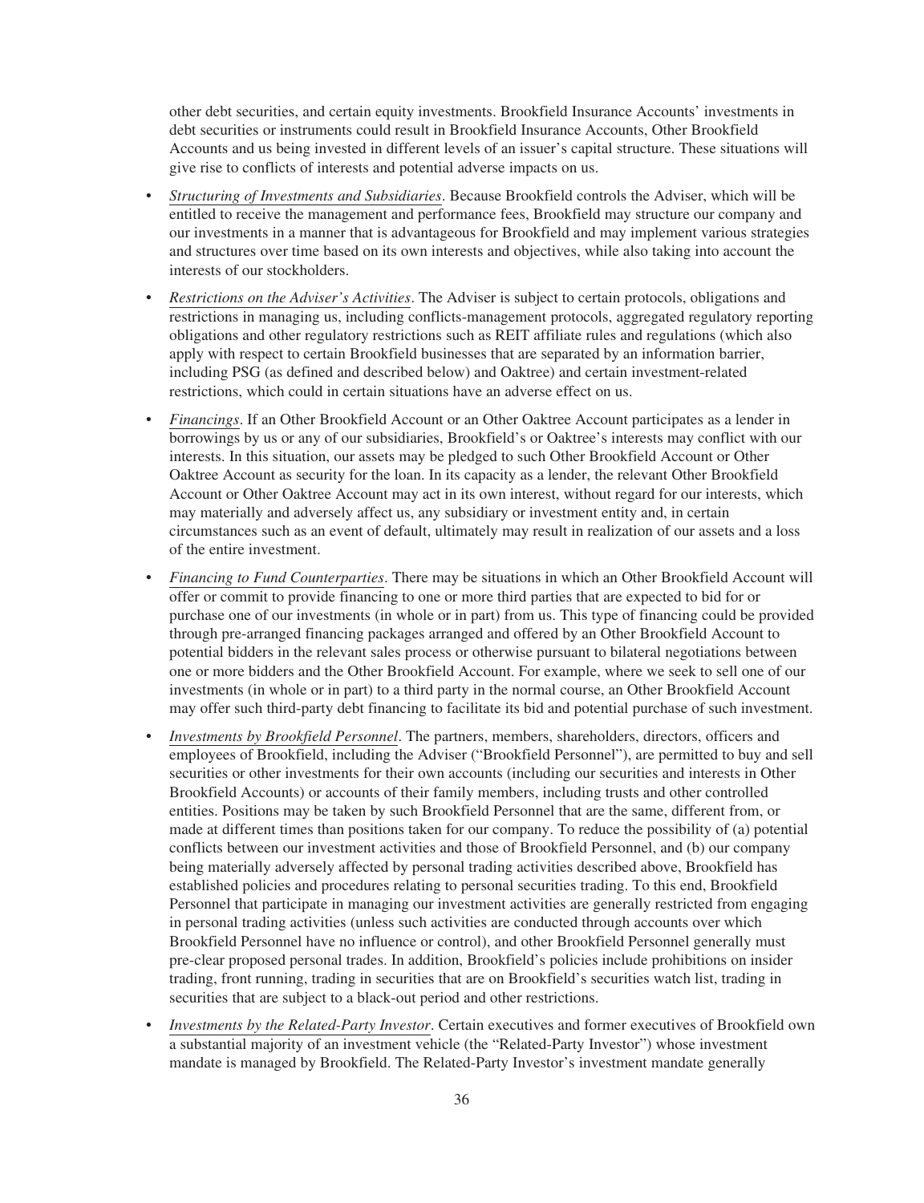other debt securities, and certain equity investments. Brookfield Insurance Accounts' investments in debt securities or instruments could result in Brookfield Insurance Accounts, Other Brookfield Accounts and us being invested in different levels of an issuer's capital structure. These situations will give rise to conflicts of interests and potential adverse impacts on us.

- *Structuring of Investments and Subsidiaries*. Because Brookfield controls the Adviser, which will be entitled to receive the management and performance fees, Brookfield may structure our company and our investments in a manner that is advantageous for Brookfield and may implement various strategies and structures over time based on its own interests and objectives, while also taking into account the interests of our stockholders.
- *Restrictions on the Adviser's Activities*. The Adviser is subject to certain protocols, obligations and restrictions in managing us, including conflicts-management protocols, aggregated regulatory reporting obligations and other regulatory restrictions such as REIT affiliate rules and regulations (which also apply with respect to certain Brookfield businesses that are separated by an information barrier, including PSG (as defined and described below) and Oaktree) and certain investment-related restrictions, which could in certain situations have an adverse effect on us.
- *Financings*. If an Other Brookfield Account or an Other Oaktree Account participates as a lender in borrowings by us or any of our subsidiaries, Brookfield's or Oaktree's interests may conflict with our interests. In this situation, our assets may be pledged to such Other Brookfield Account or Other Oaktree Account as security for the loan. In its capacity as a lender, the relevant Other Brookfield Account or Other Oaktree Account may act in its own interest, without regard for our interests, which may materially and adversely affect us, any subsidiary or investment entity and, in certain circumstances such as an event of default, ultimately may result in realization of our assets and a loss of the entire investment.
- *Financing to Fund Counterparties*. There may be situations in which an Other Brookfield Account will offer or commit to provide financing to one or more third parties that are expected to bid for or purchase one of our investments (in whole or in part) from us. This type of financing could be provided through pre-arranged financing packages arranged and offered by an Other Brookfield Account to potential bidders in the relevant sales process or otherwise pursuant to bilateral negotiations between one or more bidders and the Other Brookfield Account. For example, where we seek to sell one of our investments (in whole or in part) to a third party in the normal course, an Other Brookfield Account may offer such third-party debt financing to facilitate its bid and potential purchase of such investment.
- *Investments by Brookfield Personnel*. The partners, members, shareholders, directors, officers and employees of Brookfield, including the Adviser ("Brookfield Personnel"), are permitted to buy and sell securities or other investments for their own accounts (including our securities and interests in Other Brookfield Accounts) or accounts of their family members, including trusts and other controlled entities. Positions may be taken by such Brookfield Personnel that are the same, different from, or made at different times than positions taken for our company. To reduce the possibility of (a) potential conflicts between our investment activities and those of Brookfield Personnel, and (b) our company being materially adversely affected by personal trading activities described above, Brookfield has established policies and procedures relating to personal securities trading. To this end, Brookfield Personnel that participate in managing our investment activities are generally restricted from engaging in personal trading activities (unless such activities are conducted through accounts over which Brookfield Personnel have no influence or control), and other Brookfield Personnel generally must pre-clear proposed personal trades. In addition, Brookfield's policies include prohibitions on insider trading, front running, trading in securities that are on Brookfield's securities watch list, trading in securities that are subject to a black-out period and other restrictions.
- *Investments by the Related-Party Investor*. Certain executives and former executives of Brookfield own a substantial majority of an investment vehicle (the "Related-Party Investor") whose investment mandate is managed by Brookfield. The Related-Party Investor's investment mandate generally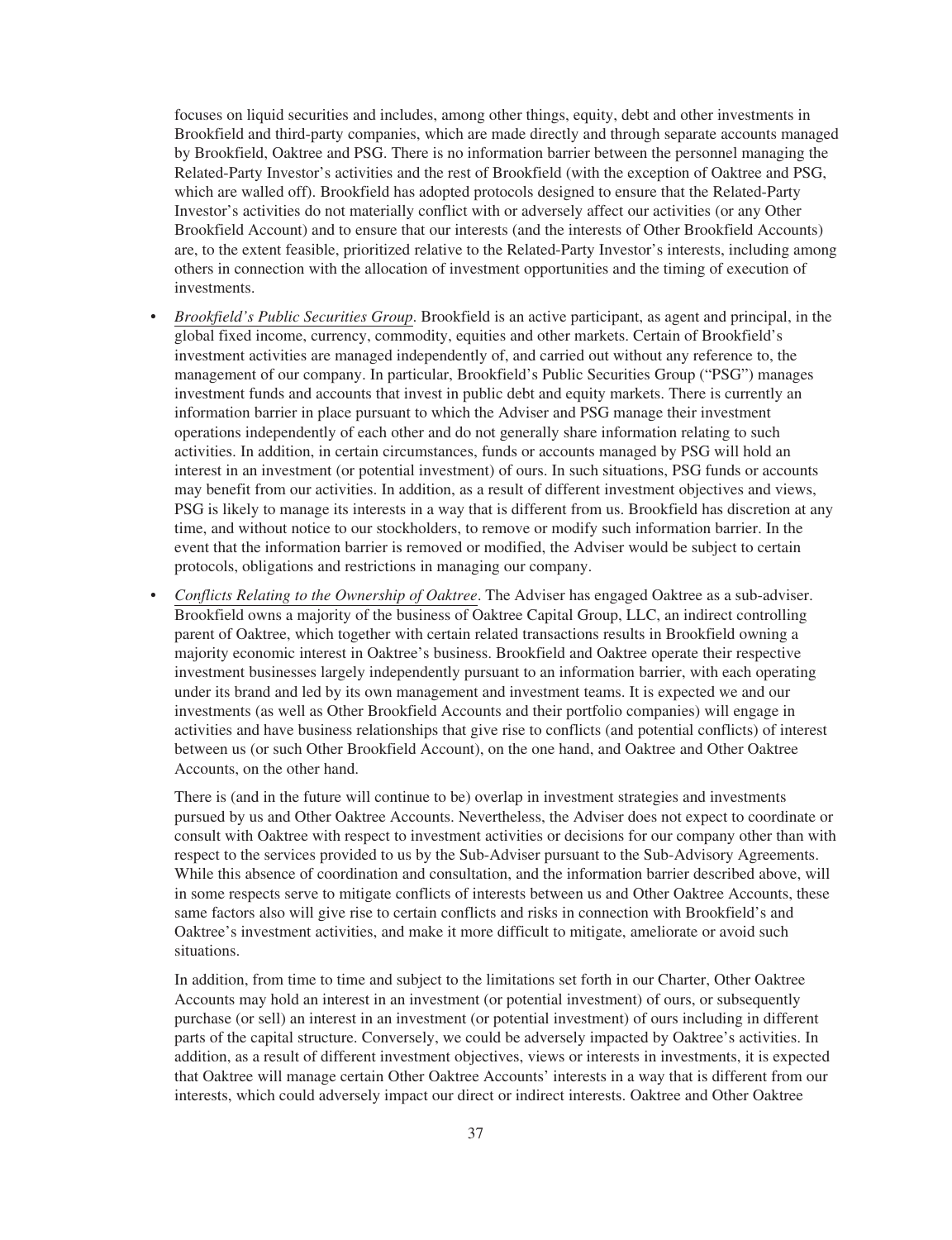focuses on liquid securities and includes, among other things, equity, debt and other investments in Brookfield and third-party companies, which are made directly and through separate accounts managed by Brookfield, Oaktree and PSG. There is no information barrier between the personnel managing the Related-Party Investor's activities and the rest of Brookfield (with the exception of Oaktree and PSG, which are walled off). Brookfield has adopted protocols designed to ensure that the Related-Party Investor's activities do not materially conflict with or adversely affect our activities (or any Other Brookfield Account) and to ensure that our interests (and the interests of Other Brookfield Accounts) are, to the extent feasible, prioritized relative to the Related-Party Investor's interests, including among others in connection with the allocation of investment opportunities and the timing of execution of investments.

- *Brookfield's Public Securities Group*. Brookfield is an active participant, as agent and principal, in the global fixed income, currency, commodity, equities and other markets. Certain of Brookfield's investment activities are managed independently of, and carried out without any reference to, the management of our company. In particular, Brookfield's Public Securities Group ("PSG") manages investment funds and accounts that invest in public debt and equity markets. There is currently an information barrier in place pursuant to which the Adviser and PSG manage their investment operations independently of each other and do not generally share information relating to such activities. In addition, in certain circumstances, funds or accounts managed by PSG will hold an interest in an investment (or potential investment) of ours. In such situations, PSG funds or accounts may benefit from our activities. In addition, as a result of different investment objectives and views, PSG is likely to manage its interests in a way that is different from us. Brookfield has discretion at any time, and without notice to our stockholders, to remove or modify such information barrier. In the event that the information barrier is removed or modified, the Adviser would be subject to certain protocols, obligations and restrictions in managing our company.

- *Conflicts Relating to the Ownership of Oaktree*. The Adviser has engaged Oaktree as a sub-adviser. Brookfield owns a majority of the business of Oaktree Capital Group, LLC, an indirect controlling parent of Oaktree, which together with certain related transactions results in Brookfield owning a majority economic interest in Oaktree's business. Brookfield and Oaktree operate their respective investment businesses largely independently pursuant to an information barrier, with each operating under its brand and led by its own management and investment teams. It is expected we and our investments (as well as Other Brookfield Accounts and their portfolio companies) will engage in activities and have business relationships that give rise to conflicts (and potential conflicts) of interest between us (or such Other Brookfield Account), on the one hand, and Oaktree and Other Oaktree Accounts, on the other hand.

  There is (and in the future will continue to be) overlap in investment strategies and investments pursued by us and Other Oaktree Accounts. Nevertheless, the Adviser does not expect to coordinate or consult with Oaktree with respect to investment activities or decisions for our company other than with respect to the services provided to us by the Sub-Adviser pursuant to the Sub-Advisory Agreements. While this absence of coordination and consultation, and the information barrier described above, will in some respects serve to mitigate conflicts of interests between us and Other Oaktree Accounts, these same factors also will give rise to certain conflicts and risks in connection with Brookfield's and Oaktree's investment activities, and make it more difficult to mitigate, ameliorate or avoid such situations.

  In addition, from time to time and subject to the limitations set forth in our Charter, Other Oaktree Accounts may hold an interest in an investment (or potential investment) of ours, or subsequently purchase (or sell) an interest in an investment (or potential investment) of ours including in different parts of the capital structure. Conversely, we could be adversely impacted by Oaktree's activities. In addition, as a result of different investment objectives, views or interests in investments, it is expected that Oaktree will manage certain Other Oaktree Accounts' interests in a way that is different from our interests, which could adversely impact our direct or indirect interests. Oaktree and Other Oaktree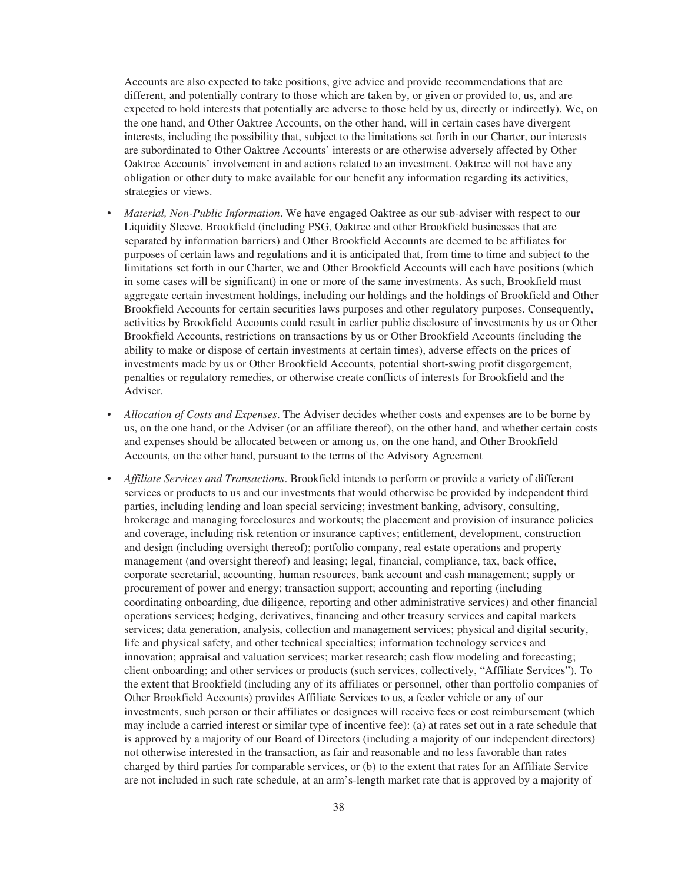Accounts are also expected to take positions, give advice and provide recommendations that are different, and potentially contrary to those which are taken by, or given or provided to, us, and are expected to hold interests that potentially are adverse to those held by us, directly or indirectly). We, on the one hand, and Other Oaktree Accounts, on the other hand, will in certain cases have divergent interests, including the possibility that, subject to the limitations set forth in our Charter, our interests are subordinated to Other Oaktree Accounts' interests or are otherwise adversely affected by Other Oaktree Accounts' involvement in and actions related to an investment. Oaktree will not have any obligation or other duty to make available for our benefit any information regarding its activities, strategies or views.

- *Material, Non-Public Information*. We have engaged Oaktree as our sub-adviser with respect to our Liquidity Sleeve. Brookfield (including PSG, Oaktree and other Brookfield businesses that are separated by information barriers) and Other Brookfield Accounts are deemed to be affiliates for purposes of certain laws and regulations and it is anticipated that, from time to time and subject to the limitations set forth in our Charter, we and Other Brookfield Accounts will each have positions (which in some cases will be significant) in one or more of the same investments. As such, Brookfield must aggregate certain investment holdings, including our holdings and the holdings of Brookfield and Other Brookfield Accounts for certain securities laws purposes and other regulatory purposes. Consequently, activities by Brookfield Accounts could result in earlier public disclosure of investments by us or Other Brookfield Accounts, restrictions on transactions by us or Other Brookfield Accounts (including the ability to make or dispose of certain investments at certain times), adverse effects on the prices of investments made by us or Other Brookfield Accounts, potential short-swing profit disgorgement, penalties or regulatory remedies, or otherwise create conflicts of interests for Brookfield and the Adviser.
- *Allocation of Costs and Expenses*. The Adviser decides whether costs and expenses are to be borne by us, on the one hand, or the Adviser (or an affiliate thereof), on the other hand, and whether certain costs and expenses should be allocated between or among us, on the one hand, and Other Brookfield Accounts, on the other hand, pursuant to the terms of the Advisory Agreement
- *Affiliate Services and Transactions*. Brookfield intends to perform or provide a variety of different services or products to us and our investments that would otherwise be provided by independent third parties, including lending and loan special servicing; investment banking, advisory, consulting, brokerage and managing foreclosures and workouts; the placement and provision of insurance policies and coverage, including risk retention or insurance captives; entitlement, development, construction and design (including oversight thereof); portfolio company, real estate operations and property management (and oversight thereof) and leasing; legal, financial, compliance, tax, back office, corporate secretarial, accounting, human resources, bank account and cash management; supply or procurement of power and energy; transaction support; accounting and reporting (including coordinating onboarding, due diligence, reporting and other administrative services) and other financial operations services; hedging, derivatives, financing and other treasury services and capital markets services; data generation, analysis, collection and management services; physical and digital security, life and physical safety, and other technical specialties; information technology services and innovation; appraisal and valuation services; market research; cash flow modeling and forecasting; client onboarding; and other services or products (such services, collectively, "Affiliate Services"). To the extent that Brookfield (including any of its affiliates or personnel, other than portfolio companies of Other Brookfield Accounts) provides Affiliate Services to us, a feeder vehicle or any of our investments, such person or their affiliates or designees will receive fees or cost reimbursement (which may include a carried interest or similar type of incentive fee): (a) at rates set out in a rate schedule that is approved by a majority of our Board of Directors (including a majority of our independent directors) not otherwise interested in the transaction, as fair and reasonable and no less favorable than rates charged by third parties for comparable services, or (b) to the extent that rates for an Affiliate Service are not included in such rate schedule, at an arm's-length market rate that is approved by a majority of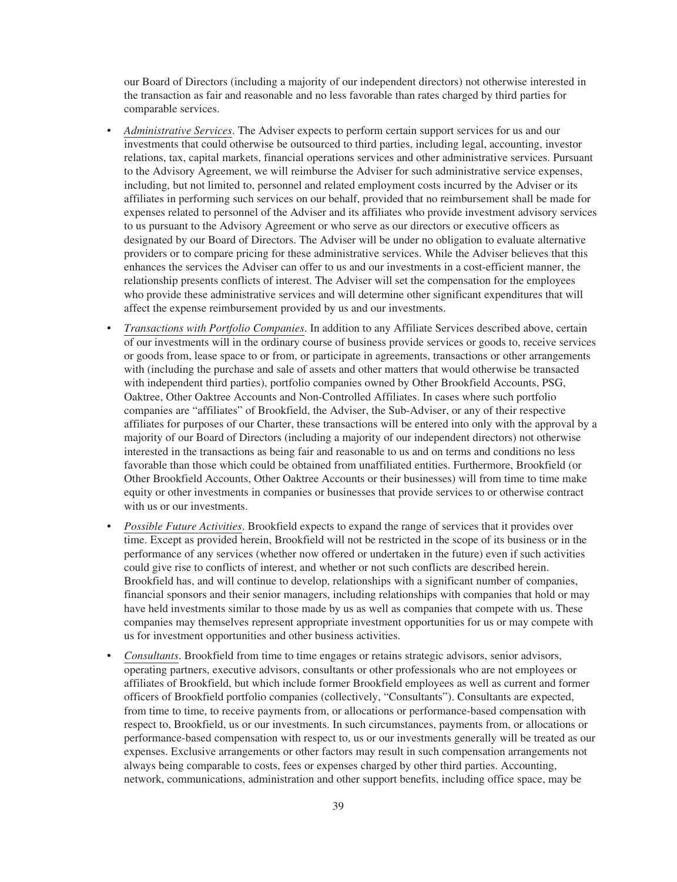our Board of Directors (including a majority of our independent directors) not otherwise interested in the transaction as fair and reasonable and no less favorable than rates charged by third parties for comparable services.

- *Administrative Services*. The Adviser expects to perform certain support services for us and our investments that could otherwise be outsourced to third parties, including legal, accounting, investor relations, tax, capital markets, financial operations services and other administrative services. Pursuant to the Advisory Agreement, we will reimburse the Adviser for such administrative service expenses, including, but not limited to, personnel and related employment costs incurred by the Adviser or its affiliates in performing such services on our behalf, provided that no reimbursement shall be made for expenses related to personnel of the Adviser and its affiliates who provide investment advisory services to us pursuant to the Advisory Agreement or who serve as our directors or executive officers as designated by our Board of Directors. The Adviser will be under no obligation to evaluate alternative providers or to compare pricing for these administrative services. While the Adviser believes that this enhances the services the Adviser can offer to us and our investments in a cost-efficient manner, the relationship presents conflicts of interest. The Adviser will set the compensation for the employees who provide these administrative services and will determine other significant expenditures that will affect the expense reimbursement provided by us and our investments.
- *Transactions with Portfolio Companies*. In addition to any Affiliate Services described above, certain of our investments will in the ordinary course of business provide services or goods to, receive services or goods from, lease space to or from, or participate in agreements, transactions or other arrangements with (including the purchase and sale of assets and other matters that would otherwise be transacted with independent third parties), portfolio companies owned by Other Brookfield Accounts, PSG, Oaktree, Other Oaktree Accounts and Non-Controlled Affiliates. In cases where such portfolio companies are "affiliates" of Brookfield, the Adviser, the Sub-Adviser, or any of their respective affiliates for purposes of our Charter, these transactions will be entered into only with the approval by a majority of our Board of Directors (including a majority of our independent directors) not otherwise interested in the transactions as being fair and reasonable to us and on terms and conditions no less favorable than those which could be obtained from unaffiliated entities. Furthermore, Brookfield (or Other Brookfield Accounts, Other Oaktree Accounts or their businesses) will from time to time make equity or other investments in companies or businesses that provide services to or otherwise contract with us or our investments.
- *Possible Future Activities*. Brookfield expects to expand the range of services that it provides over time. Except as provided herein, Brookfield will not be restricted in the scope of its business or in the performance of any services (whether now offered or undertaken in the future) even if such activities could give rise to conflicts of interest, and whether or not such conflicts are described herein. Brookfield has, and will continue to develop, relationships with a significant number of companies, financial sponsors and their senior managers, including relationships with companies that hold or may have held investments similar to those made by us as well as companies that compete with us. These companies may themselves represent appropriate investment opportunities for us or may compete with us for investment opportunities and other business activities.
- *Consultants*. Brookfield from time to time engages or retains strategic advisors, senior advisors, operating partners, executive advisors, consultants or other professionals who are not employees or affiliates of Brookfield, but which include former Brookfield employees as well as current and former officers of Brookfield portfolio companies (collectively, "Consultants"). Consultants are expected, from time to time, to receive payments from, or allocations or performance-based compensation with respect to, Brookfield, us or our investments. In such circumstances, payments from, or allocations or performance-based compensation with respect to, us or our investments generally will be treated as our expenses. Exclusive arrangements or other factors may result in such compensation arrangements not always being comparable to costs, fees or expenses charged by other third parties. Accounting, network, communications, administration and other support benefits, including office space, may be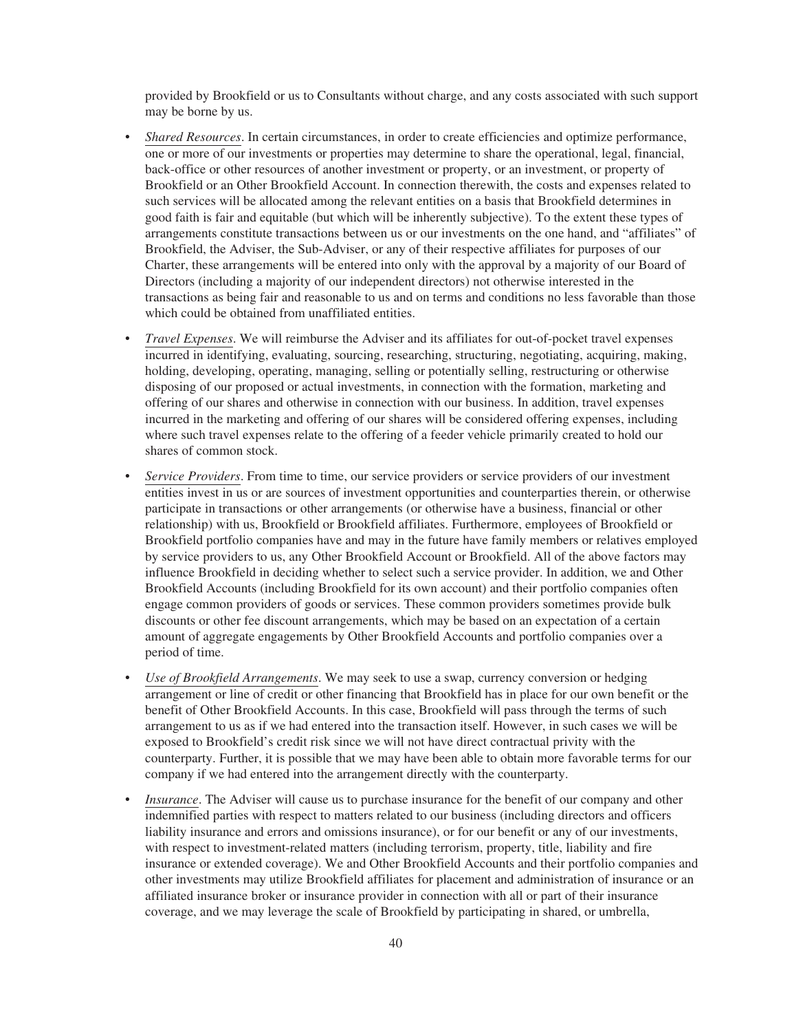provided by Brookfield or us to Consultants without charge, and any costs associated with such support may be borne by us.

- *Shared Resources*. In certain circumstances, in order to create efficiencies and optimize performance, one or more of our investments or properties may determine to share the operational, legal, financial, back-office or other resources of another investment or property, or an investment, or property of Brookfield or an Other Brookfield Account. In connection therewith, the costs and expenses related to such services will be allocated among the relevant entities on a basis that Brookfield determines in good faith is fair and equitable (but which will be inherently subjective). To the extent these types of arrangements constitute transactions between us or our investments on the one hand, and "affiliates" of Brookfield, the Adviser, the Sub-Adviser, or any of their respective affiliates for purposes of our Charter, these arrangements will be entered into only with the approval by a majority of our Board of Directors (including a majority of our independent directors) not otherwise interested in the transactions as being fair and reasonable to us and on terms and conditions no less favorable than those which could be obtained from unaffiliated entities.

- *Travel Expenses*. We will reimburse the Adviser and its affiliates for out-of-pocket travel expenses incurred in identifying, evaluating, sourcing, researching, structuring, negotiating, acquiring, making, holding, developing, operating, managing, selling or potentially selling, restructuring or otherwise disposing of our proposed or actual investments, in connection with the formation, marketing and offering of our shares and otherwise in connection with our business. In addition, travel expenses incurred in the marketing and offering of our shares will be considered offering expenses, including where such travel expenses relate to the offering of a feeder vehicle primarily created to hold our shares of common stock.

- *Service Providers*. From time to time, our service providers or service providers of our investment entities invest in us or are sources of investment opportunities and counterparties therein, or otherwise participate in transactions or other arrangements (or otherwise have a business, financial or other relationship) with us, Brookfield or Brookfield affiliates. Furthermore, employees of Brookfield or Brookfield portfolio companies have and may in the future have family members or relatives employed by service providers to us, any Other Brookfield Account or Brookfield. All of the above factors may influence Brookfield in deciding whether to select such a service provider. In addition, we and Other Brookfield Accounts (including Brookfield for its own account) and their portfolio companies often engage common providers of goods or services. These common providers sometimes provide bulk discounts or other fee discount arrangements, which may be based on an expectation of a certain amount of aggregate engagements by Other Brookfield Accounts and portfolio companies over a period of time.

- *Use of Brookfield Arrangements*. We may seek to use a swap, currency conversion or hedging arrangement or line of credit or other financing that Brookfield has in place for our own benefit or the benefit of Other Brookfield Accounts. In this case, Brookfield will pass through the terms of such arrangement to us as if we had entered into the transaction itself. However, in such cases we will be exposed to Brookfield's credit risk since we will not have direct contractual privity with the counterparty. Further, it is possible that we may have been able to obtain more favorable terms for our company if we had entered into the arrangement directly with the counterparty.

- *Insurance*. The Adviser will cause us to purchase insurance for the benefit of our company and other indemnified parties with respect to matters related to our business (including directors and officers liability insurance and errors and omissions insurance), or for our benefit or any of our investments, with respect to investment-related matters (including terrorism, property, title, liability and fire insurance or extended coverage). We and Other Brookfield Accounts and their portfolio companies and other investments may utilize Brookfield affiliates for placement and administration of insurance or an affiliated insurance broker or insurance provider in connection with all or part of their insurance coverage, and we may leverage the scale of Brookfield by participating in shared, or umbrella,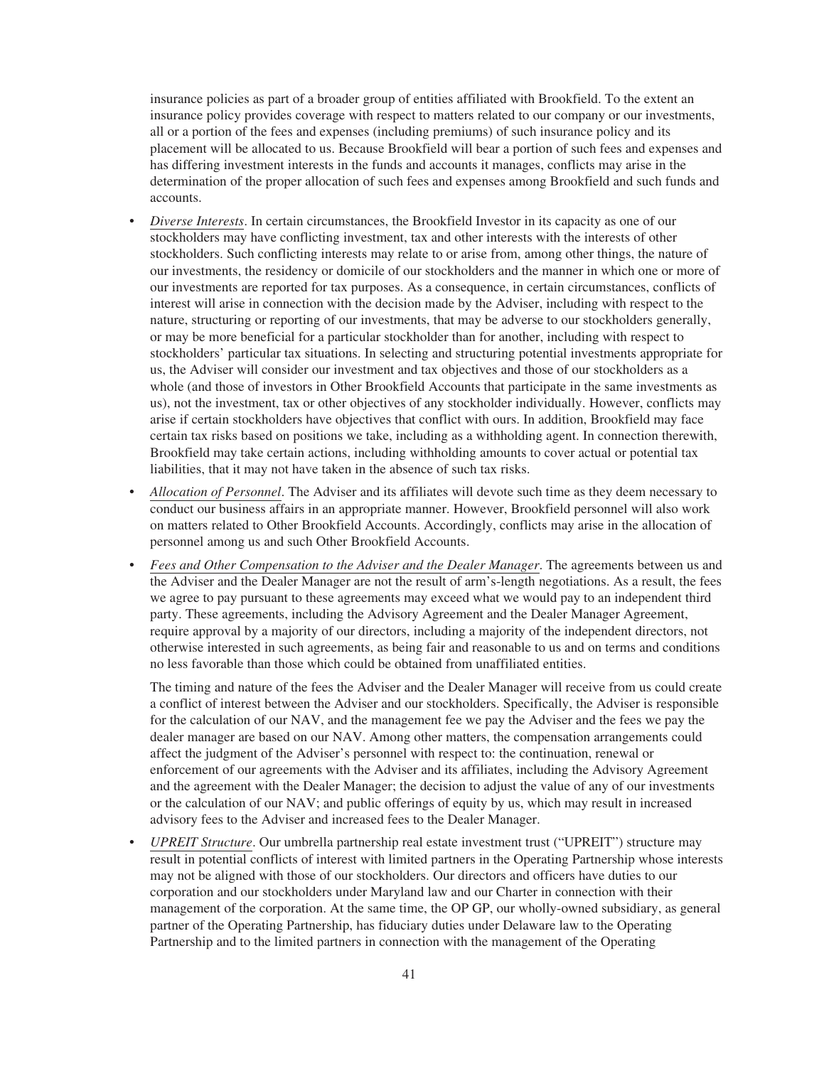insurance policies as part of a broader group of entities affiliated with Brookfield. To the extent an insurance policy provides coverage with respect to matters related to our company or our investments, all or a portion of the fees and expenses (including premiums) of such insurance policy and its placement will be allocated to us. Because Brookfield will bear a portion of such fees and expenses and has differing investment interests in the funds and accounts it manages, conflicts may arise in the determination of the proper allocation of such fees and expenses among Brookfield and such funds and accounts.

- *Diverse Interests*. In certain circumstances, the Brookfield Investor in its capacity as one of our stockholders may have conflicting investment, tax and other interests with the interests of other stockholders. Such conflicting interests may relate to or arise from, among other things, the nature of our investments, the residency or domicile of our stockholders and the manner in which one or more of our investments are reported for tax purposes. As a consequence, in certain circumstances, conflicts of interest will arise in connection with the decision made by the Adviser, including with respect to the nature, structuring or reporting of our investments, that may be adverse to our stockholders generally, or may be more beneficial for a particular stockholder than for another, including with respect to stockholders' particular tax situations. In selecting and structuring potential investments appropriate for us, the Adviser will consider our investment and tax objectives and those of our stockholders as a whole (and those of investors in Other Brookfield Accounts that participate in the same investments as us), not the investment, tax or other objectives of any stockholder individually. However, conflicts may arise if certain stockholders have objectives that conflict with ours. In addition, Brookfield may face certain tax risks based on positions we take, including as a withholding agent. In connection therewith, Brookfield may take certain actions, including withholding amounts to cover actual or potential tax liabilities, that it may not have taken in the absence of such tax risks.

- *Allocation of Personnel*. The Adviser and its affiliates will devote such time as they deem necessary to conduct our business affairs in an appropriate manner. However, Brookfield personnel will also work on matters related to Other Brookfield Accounts. Accordingly, conflicts may arise in the allocation of personnel among us and such Other Brookfield Accounts.

- *Fees and Other Compensation to the Adviser and the Dealer Manager*. The agreements between us and the Adviser and the Dealer Manager are not the result of arm's-length negotiations. As a result, the fees we agree to pay pursuant to these agreements may exceed what we would pay to an independent third party. These agreements, including the Advisory Agreement and the Dealer Manager Agreement, require approval by a majority of our directors, including a majority of the independent directors, not otherwise interested in such agreements, as being fair and reasonable to us and on terms and conditions no less favorable than those which could be obtained from unaffiliated entities.

  The timing and nature of the fees the Adviser and the Dealer Manager will receive from us could create a conflict of interest between the Adviser and our stockholders. Specifically, the Adviser is responsible for the calculation of our NAV, and the management fee we pay the Adviser and the fees we pay the dealer manager are based on our NAV. Among other matters, the compensation arrangements could affect the judgment of the Adviser's personnel with respect to: the continuation, renewal or enforcement of our agreements with the Adviser and its affiliates, including the Advisory Agreement and the agreement with the Dealer Manager; the decision to adjust the value of any of our investments or the calculation of our NAV; and public offerings of equity by us, which may result in increased advisory fees to the Adviser and increased fees to the Dealer Manager.

- *UPREIT Structure*. Our umbrella partnership real estate investment trust ("UPREIT") structure may result in potential conflicts of interest with limited partners in the Operating Partnership whose interests may not be aligned with those of our stockholders. Our directors and officers have duties to our corporation and our stockholders under Maryland law and our Charter in connection with their management of the corporation. At the same time, the OP GP, our wholly-owned subsidiary, as general partner of the Operating Partnership, has fiduciary duties under Delaware law to the Operating Partnership and to the limited partners in connection with the management of the Operating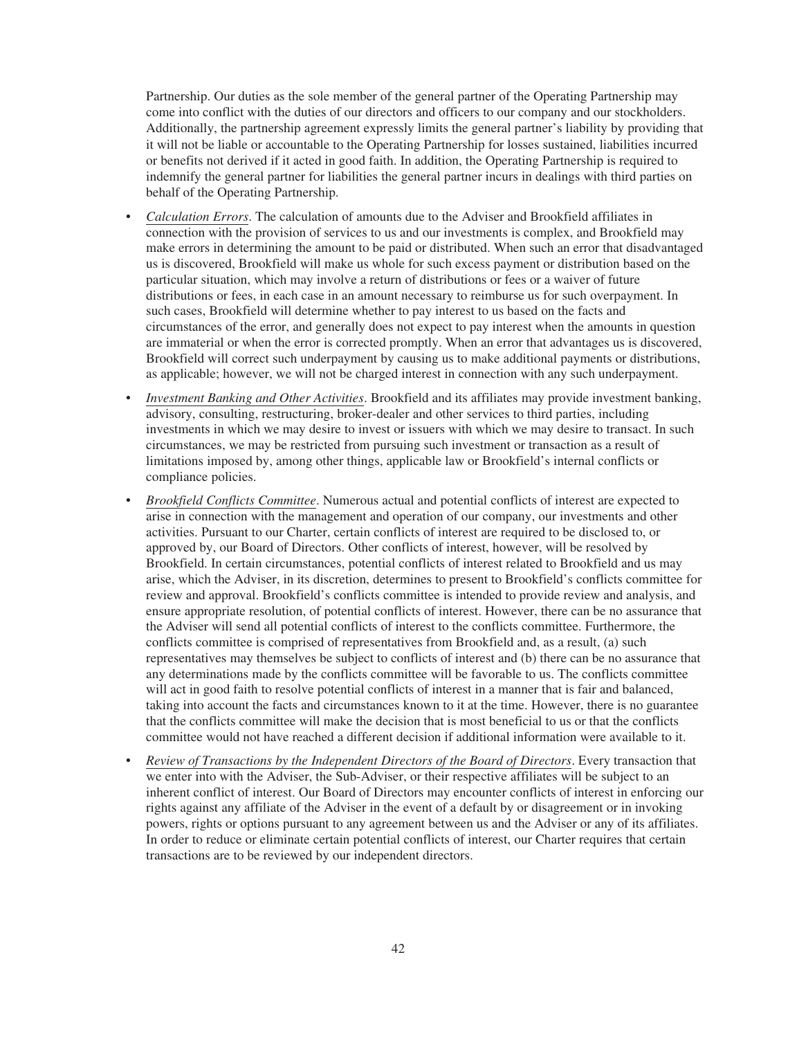Partnership. Our duties as the sole member of the general partner of the Operating Partnership may come into conflict with the duties of our directors and officers to our company and our stockholders. Additionally, the partnership agreement expressly limits the general partner's liability by providing that it will not be liable or accountable to the Operating Partnership for losses sustained, liabilities incurred or benefits not derived if it acted in good faith. In addition, the Operating Partnership is required to indemnify the general partner for liabilities the general partner incurs in dealings with third parties on behalf of the Operating Partnership.

- *Calculation Errors*. The calculation of amounts due to the Adviser and Brookfield affiliates in connection with the provision of services to us and our investments is complex, and Brookfield may make errors in determining the amount to be paid or distributed. When such an error that disadvantaged us is discovered, Brookfield will make us whole for such excess payment or distribution based on the particular situation, which may involve a return of distributions or fees or a waiver of future distributions or fees, in each case in an amount necessary to reimburse us for such overpayment. In such cases, Brookfield will determine whether to pay interest to us based on the facts and circumstances of the error, and generally does not expect to pay interest when the amounts in question are immaterial or when the error is corrected promptly. When an error that advantages us is discovered, Brookfield will correct such underpayment by causing us to make additional payments or distributions, as applicable; however, we will not be charged interest in connection with any such underpayment.
- *Investment Banking and Other Activities*. Brookfield and its affiliates may provide investment banking, advisory, consulting, restructuring, broker-dealer and other services to third parties, including investments in which we may desire to invest or issuers with which we may desire to transact. In such circumstances, we may be restricted from pursuing such investment or transaction as a result of limitations imposed by, among other things, applicable law or Brookfield's internal conflicts or compliance policies.
- *Brookfield Conflicts Committee*. Numerous actual and potential conflicts of interest are expected to arise in connection with the management and operation of our company, our investments and other activities. Pursuant to our Charter, certain conflicts of interest are required to be disclosed to, or approved by, our Board of Directors. Other conflicts of interest, however, will be resolved by Brookfield. In certain circumstances, potential conflicts of interest related to Brookfield and us may arise, which the Adviser, in its discretion, determines to present to Brookfield's conflicts committee for review and approval. Brookfield's conflicts committee is intended to provide review and analysis, and ensure appropriate resolution, of potential conflicts of interest. However, there can be no assurance that the Adviser will send all potential conflicts of interest to the conflicts committee. Furthermore, the conflicts committee is comprised of representatives from Brookfield and, as a result, (a) such representatives may themselves be subject to conflicts of interest and (b) there can be no assurance that any determinations made by the conflicts committee will be favorable to us. The conflicts committee will act in good faith to resolve potential conflicts of interest in a manner that is fair and balanced, taking into account the facts and circumstances known to it at the time. However, there is no guarantee that the conflicts committee will make the decision that is most beneficial to us or that the conflicts committee would not have reached a different decision if additional information were available to it.
- *Review of Transactions by the Independent Directors of the Board of Directors*. Every transaction that we enter into with the Adviser, the Sub-Adviser, or their respective affiliates will be subject to an inherent conflict of interest. Our Board of Directors may encounter conflicts of interest in enforcing our rights against any affiliate of the Adviser in the event of a default by or disagreement or in invoking powers, rights or options pursuant to any agreement between us and the Adviser or any of its affiliates. In order to reduce or eliminate certain potential conflicts of interest, our Charter requires that certain transactions are to be reviewed by our independent directors.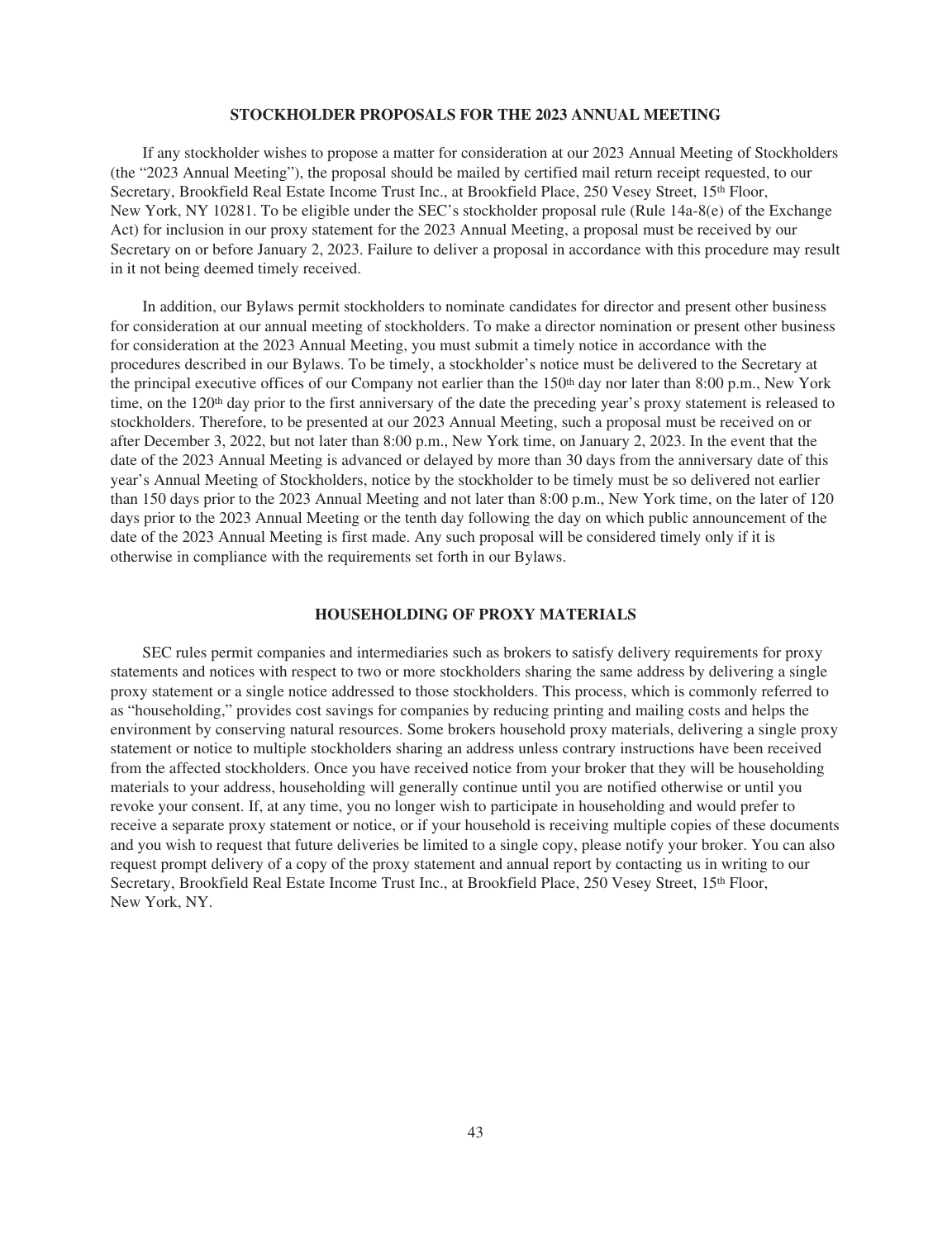## STOCKHOLDER PROPOSALS FOR THE 2023 ANNUAL MEETING

If any stockholder wishes to propose a matter for consideration at our 2023 Annual Meeting of Stockholders (the "2023 Annual Meeting"), the proposal should be mailed by certified mail return receipt requested, to our Secretary, Brookfield Real Estate Income Trust Inc., at Brookfield Place, 250 Vesey Street, 15th Floor, New York, NY 10281. To be eligible under the SEC's stockholder proposal rule (Rule 14a-8(e) of the Exchange Act) for inclusion in our proxy statement for the 2023 Annual Meeting, a proposal must be received by our Secretary on or before January 2, 2023. Failure to deliver a proposal in accordance with this procedure may result in it not being deemed timely received.

In addition, our Bylaws permit stockholders to nominate candidates for director and present other business for consideration at our annual meeting of stockholders. To make a director nomination or present other business for consideration at the 2023 Annual Meeting, you must submit a timely notice in accordance with the procedures described in our Bylaws. To be timely, a stockholder's notice must be delivered to the Secretary at the principal executive offices of our Company not earlier than the 150th day nor later than 8:00 p.m., New York time, on the 120th day prior to the first anniversary of the date the preceding year's proxy statement is released to stockholders. Therefore, to be presented at our 2023 Annual Meeting, such a proposal must be received on or after December 3, 2022, but not later than 8:00 p.m., New York time, on January 2, 2023. In the event that the date of the 2023 Annual Meeting is advanced or delayed by more than 30 days from the anniversary date of this year's Annual Meeting of Stockholders, notice by the stockholder to be timely must be so delivered not earlier than 150 days prior to the 2023 Annual Meeting and not later than 8:00 p.m., New York time, on the later of 120 days prior to the 2023 Annual Meeting or the tenth day following the day on which public announcement of the date of the 2023 Annual Meeting is first made. Any such proposal will be considered timely only if it is otherwise in compliance with the requirements set forth in our Bylaws.

## HOUSEHOLDING OF PROXY MATERIALS

SEC rules permit companies and intermediaries such as brokers to satisfy delivery requirements for proxy statements and notices with respect to two or more stockholders sharing the same address by delivering a single proxy statement or a single notice addressed to those stockholders. This process, which is commonly referred to as "householding," provides cost savings for companies by reducing printing and mailing costs and helps the environment by conserving natural resources. Some brokers household proxy materials, delivering a single proxy statement or notice to multiple stockholders sharing an address unless contrary instructions have been received from the affected stockholders. Once you have received notice from your broker that they will be householding materials to your address, householding will generally continue until you are notified otherwise or until you revoke your consent. If, at any time, you no longer wish to participate in householding and would prefer to receive a separate proxy statement or notice, or if your household is receiving multiple copies of these documents and you wish to request that future deliveries be limited to a single copy, please notify your broker. You can also request prompt delivery of a copy of the proxy statement and annual report by contacting us in writing to our Secretary, Brookfield Real Estate Income Trust Inc., at Brookfield Place, 250 Vesey Street, 15th Floor, New York, NY.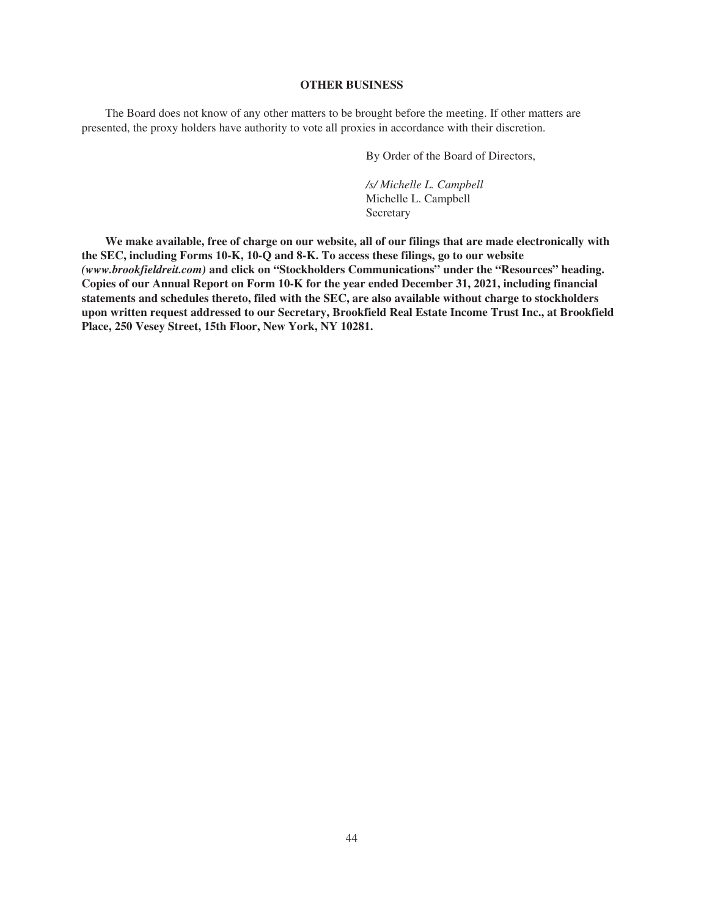## OTHER BUSINESS

The Board does not know of any other matters to be brought before the meeting. If other matters are presented, the proxy holders have authority to vote all proxies in accordance with their discretion.

By Order of the Board of Directors,

*/s/ Michelle L. Campbell*
Michelle L. Campbell
Secretary

**We make available, free of charge on our website, all of our filings that are made electronically with the SEC, including Forms 10-K, 10-Q and 8-K. To access these filings, go to our website *(www.brookfieldreit.com)* and click on "Stockholders Communications" under the "Resources" heading. Copies of our Annual Report on Form 10-K for the year ended December 31, 2021, including financial statements and schedules thereto, filed with the SEC, are also available without charge to stockholders upon written request addressed to our Secretary, Brookfield Real Estate Income Trust Inc., at Brookfield Place, 250 Vesey Street, 15th Floor, New York, NY 10281.**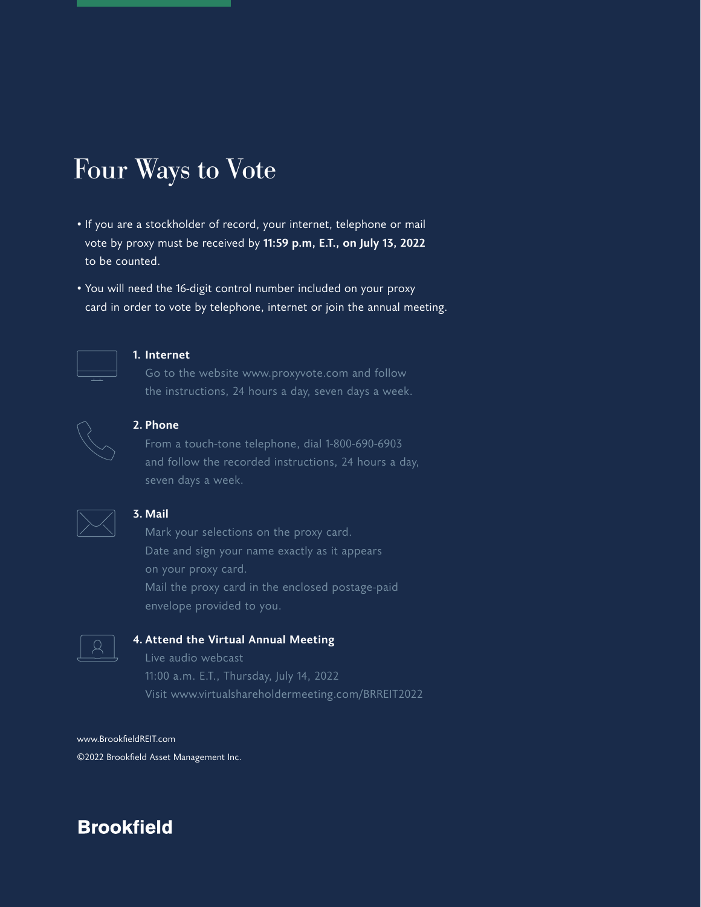# Four Ways to Vote

- If you are a stockholder of record, your internet, telephone or mail vote by proxy must be received by **11:59 p.m, E.T., on July 13, 2022** to be counted.
- You will need the 16-digit control number included on your proxy card in order to vote by telephone, internet or join the annual meeting.

**1. Internet**

Go to the website www.proxyvote.com and follow the instructions, 24 hours a day, seven days a week.

**2. Phone**

From a touch-tone telephone, dial 1-800-690-6903 and follow the recorded instructions, 24 hours a day, seven days a week.

**3. Mail**

Mark your selections on the proxy card.
Date and sign your name exactly as it appears on your proxy card.
Mail the proxy card in the enclosed postage-paid envelope provided to you.

**4. Attend the Virtual Annual Meeting**

Live audio webcast
11:00 a.m. E.T., Thursday, July 14, 2022
Visit www.virtualshareholdermeeting.com/BRREIT2022

www.BrookfieldREIT.com
©2022 Brookfield Asset Management Inc.

**Brookfield**